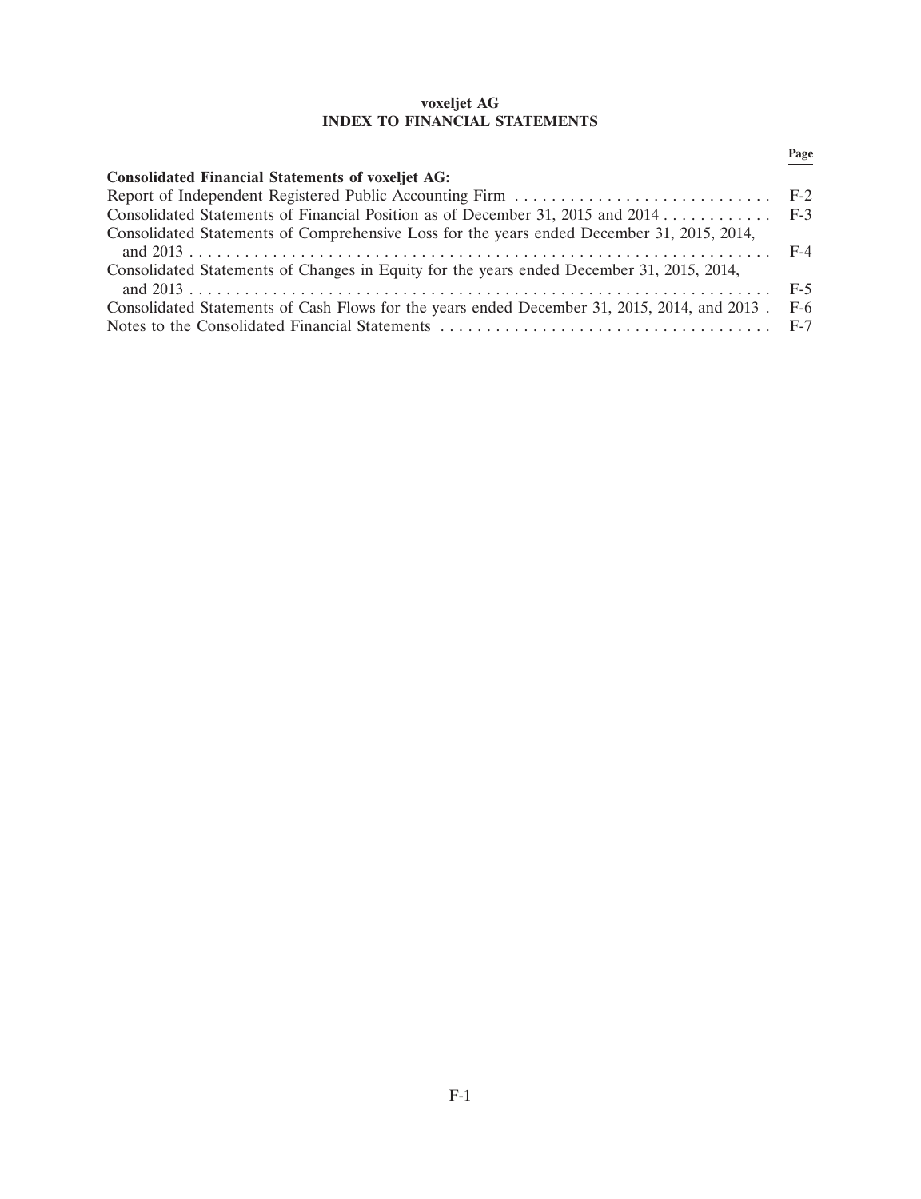# voxeljet AG
## INDEX TO FINANCIAL STATEMENTS

| | Page |
|---|---|
| **Consolidated Financial Statements of voxeljet AG:** | |
| Report of Independent Registered Public Accounting Firm | F-2 |
| Consolidated Statements of Financial Position as of December 31, 2015 and 2014 | F-3 |
| Consolidated Statements of Comprehensive Loss for the years ended December 31, 2015, 2014, and 2013 | F-4 |
| Consolidated Statements of Changes in Equity for the years ended December 31, 2015, 2014, and 2013 | F-5 |
| Consolidated Statements of Cash Flows for the years ended December 31, 2015, 2014, and 2013 | F-6 |
| Notes to the Consolidated Financial Statements | F-7 |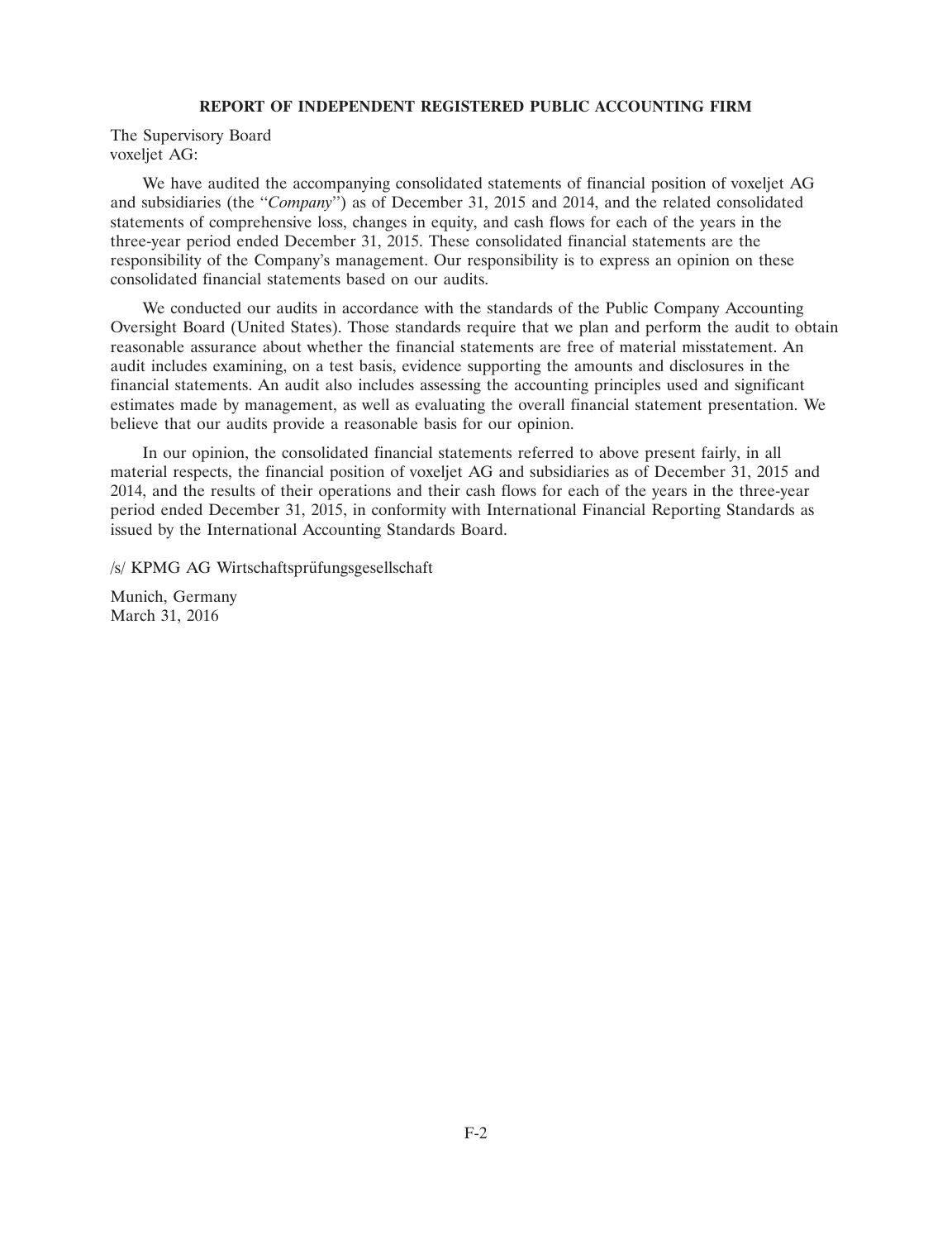**REPORT OF INDEPENDENT REGISTERED PUBLIC ACCOUNTING FIRM**

The Supervisory Board
voxeljet AG:

We have audited the accompanying consolidated statements of financial position of voxeljet AG and subsidiaries (the ''*Company*'') as of December 31, 2015 and 2014, and the related consolidated statements of comprehensive loss, changes in equity, and cash flows for each of the years in the three-year period ended December 31, 2015. These consolidated financial statements are the responsibility of the Company's management. Our responsibility is to express an opinion on these consolidated financial statements based on our audits.

We conducted our audits in accordance with the standards of the Public Company Accounting Oversight Board (United States). Those standards require that we plan and perform the audit to obtain reasonable assurance about whether the financial statements are free of material misstatement. An audit includes examining, on a test basis, evidence supporting the amounts and disclosures in the financial statements. An audit also includes assessing the accounting principles used and significant estimates made by management, as well as evaluating the overall financial statement presentation. We believe that our audits provide a reasonable basis for our opinion.

In our opinion, the consolidated financial statements referred to above present fairly, in all material respects, the financial position of voxeljet AG and subsidiaries as of December 31, 2015 and 2014, and the results of their operations and their cash flows for each of the years in the three-year period ended December 31, 2015, in conformity with International Financial Reporting Standards as issued by the International Accounting Standards Board.

/s/ KPMG AG Wirtschaftsprüfungsgesellschaft

Munich, Germany
March 31, 2016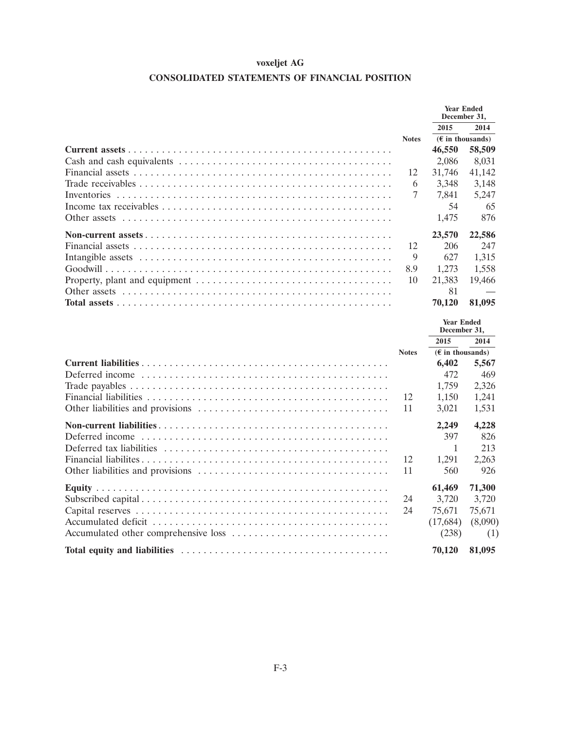# voxeljet AG

## CONSOLIDATED STATEMENTS OF FINANCIAL POSITION

| | Notes | Year Ended December 31, 2015 | Year Ended December 31, 2014 |
|---|---|---|---|
| | | (€ in thousands) | |
| **Current assets** | | **46,550** | **58,509** |
| Cash and cash equivalents | | 2,086 | 8,031 |
| Financial assets | 12 | 31,746 | 41,142 |
| Trade receivables | 6 | 3,348 | 3,148 |
| Inventories | 7 | 7,841 | 5,247 |
| Income tax receivables | | 54 | 65 |
| Other assets | | 1,475 | 876 |
| **Non-current assets** | | **23,570** | **22,586** |
| Financial assets | 12 | 206 | 247 |
| Intangible assets | 9 | 627 | 1,315 |
| Goodwill | 8.9 | 1,273 | 1,558 |
| Property, plant and equipment | 10 | 21,383 | 19,466 |
| Other assets | | 81 | — |
| **Total assets** | | **70,120** | **81,095** |

| | Notes | Year Ended December 31, 2015 | Year Ended December 31, 2014 |
|---|---|---|---|
| | | (€ in thousands) | |
| **Current liabilities** | | **6,402** | **5,567** |
| Deferred income | | 472 | 469 |
| Trade payables | | 1,759 | 2,326 |
| Financial liabilities | 12 | 1,150 | 1,241 |
| Other liabilities and provisions | 11 | 3,021 | 1,531 |
| **Non-current liabilities** | | **2,249** | **4,228** |
| Deferred income | | 397 | 826 |
| Deferred tax liabilities | | 1 | 213 |
| Financial liabilites | 12 | 1,291 | 2,263 |
| Other liabilities and provisions | 11 | 560 | 926 |
| **Equity** | | **61,469** | **71,300** |
| Subscribed capital | 24 | 3,720 | 3,720 |
| Capital reserves | 24 | 75,671 | 75,671 |
| Accumulated deficit | | (17,684) | (8,090) |
| Accumulated other comprehensive loss | | (238) | (1) |
| **Total equity and liabilities** | | **70,120** | **81,095** |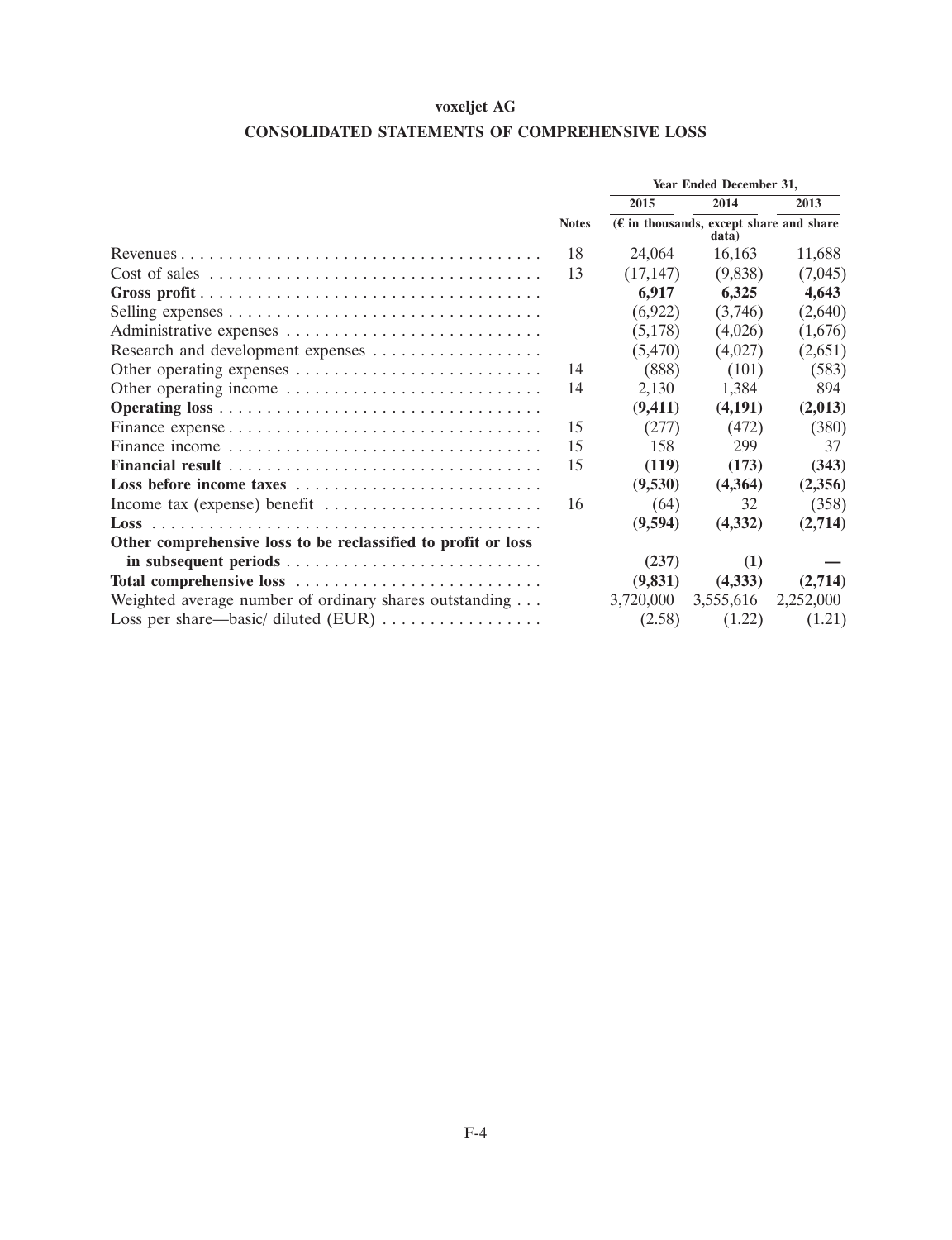# voxeljet AG

## CONSOLIDATED STATEMENTS OF COMPREHENSIVE LOSS

| | Notes | Year Ended December 31, 2015 | 2014 | 2013 |
|---|---|---|---|---|
| | | (€ in thousands, except share and share data) | | |
| Revenues | 18 | 24,064 | 16,163 | 11,688 |
| Cost of sales | 13 | (17,147) | (9,838) | (7,045) |
| **Gross profit** | | **6,917** | **6,325** | **4,643** |
| Selling expenses | | (6,922) | (3,746) | (2,640) |
| Administrative expenses | | (5,178) | (4,026) | (1,676) |
| Research and development expenses | | (5,470) | (4,027) | (2,651) |
| Other operating expenses | 14 | (888) | (101) | (583) |
| Other operating income | 14 | 2,130 | 1,384 | 894 |
| **Operating loss** | | **(9,411)** | **(4,191)** | **(2,013)** |
| Finance expense | 15 | (277) | (472) | (380) |
| Finance income | 15 | 158 | 299 | 37 |
| **Financial result** | 15 | **(119)** | **(173)** | **(343)** |
| **Loss before income taxes** | | **(9,530)** | **(4,364)** | **(2,356)** |
| Income tax (expense) benefit | 16 | (64) | 32 | (358) |
| **Loss** | | **(9,594)** | **(4,332)** | **(2,714)** |
| **Other comprehensive loss to be reclassified to profit or loss in subsequent periods** | | **(237)** | **(1)** | **—** |
| **Total comprehensive loss** | | **(9,831)** | **(4,333)** | **(2,714)** |
| Weighted average number of ordinary shares outstanding | | 3,720,000 | 3,555,616 | 2,252,000 |
| Loss per share—basic/ diluted (EUR) | | (2.58) | (1.22) | (1.21) |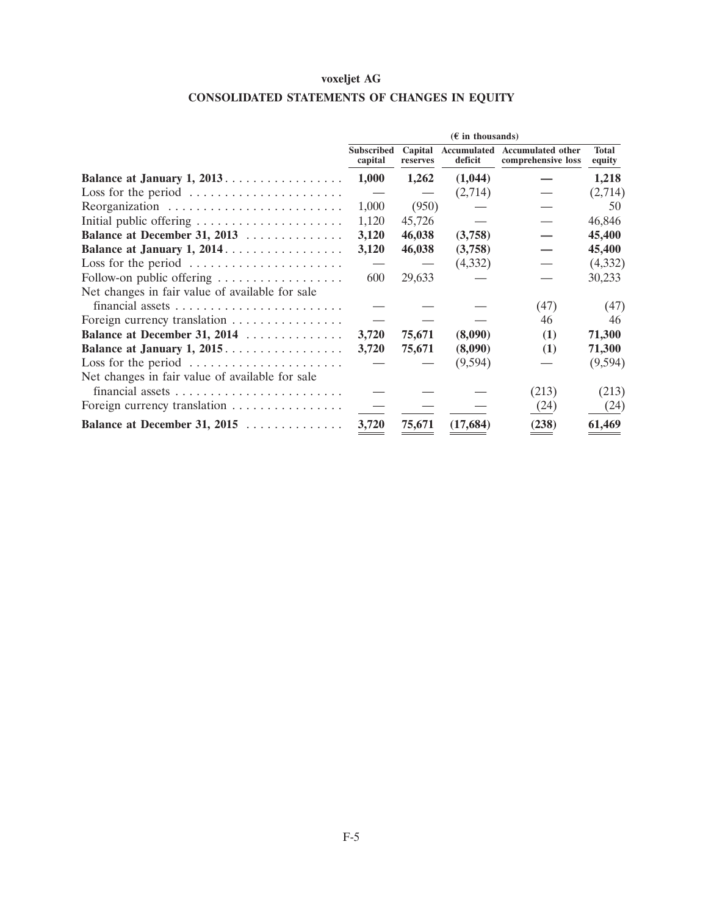**voxeljet AG**

**CONSOLIDATED STATEMENTS OF CHANGES IN EQUITY**

| | (€ in thousands) | | | | |
|---|---|---|---|---|---|
| | **Subscribed capital** | **Capital reserves** | **Accumulated deficit** | **Accumulated other comprehensive loss** | **Total equity** |
| **Balance at January 1, 2013** | **1,000** | **1,262** | **(1,044)** | **—** | **1,218** |
| Loss for the period | — | — | (2,714) | — | (2,714) |
| Reorganization | 1,000 | (950) | — | — | 50 |
| Initial public offering | 1,120 | 45,726 | — | — | 46,846 |
| **Balance at December 31, 2013** | **3,120** | **46,038** | **(3,758)** | **—** | **45,400** |
| **Balance at January 1, 2014** | **3,120** | **46,038** | **(3,758)** | **—** | **45,400** |
| Loss for the period | — | — | (4,332) | — | (4,332) |
| Follow-on public offering | 600 | 29,633 | — | — | 30,233 |
| Net changes in fair value of available for sale financial assets | — | — | — | (47) | (47) |
| Foreign currency translation | — | — | — | 46 | 46 |
| **Balance at December 31, 2014** | **3,720** | **75,671** | **(8,090)** | **(1)** | **71,300** |
| **Balance at January 1, 2015** | **3,720** | **75,671** | **(8,090)** | **(1)** | **71,300** |
| Loss for the period | — | — | (9,594) | — | (9,594) |
| Net changes in fair value of available for sale financial assets | — | — | — | (213) | (213) |
| Foreign currency translation | — | — | — | (24) | (24) |
| **Balance at December 31, 2015** | **3,720** | **75,671** | **(17,684)** | **(238)** | **61,469** |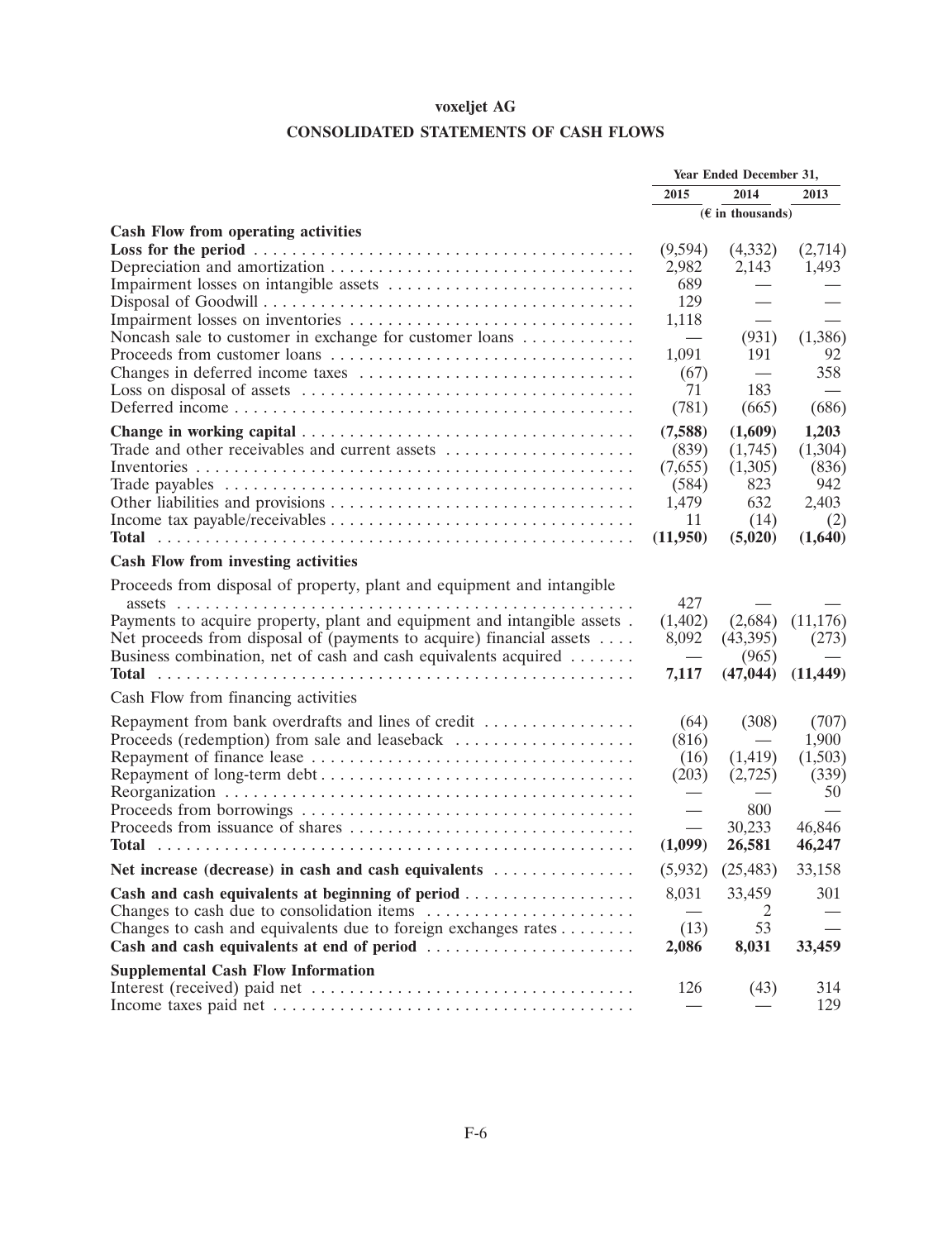# voxeljet AG

## CONSOLIDATED STATEMENTS OF CASH FLOWS

| | Year Ended December 31, | | |
|---|---|---|---|
| | 2015 | 2014 | 2013 |
| | (€ in thousands) | | |
| **Cash Flow from operating activities** | | | |
| **Loss for the period** | (9,594) | (4,332) | (2,714) |
| Depreciation and amortization | 2,982 | 2,143 | 1,493 |
| Impairment losses on intangible assets | 689 | — | — |
| Disposal of Goodwill | 129 | — | — |
| Impairment losses on inventories | 1,118 | — | — |
| Noncash sale to customer in exchange for customer loans | — | (931) | (1,386) |
| Proceeds from customer loans | 1,091 | 191 | 92 |
| Changes in deferred income taxes | (67) | — | 358 |
| Loss on disposal of assets | 71 | 183 | — |
| Deferred income | (781) | (665) | (686) |
| **Change in working capital** | **(7,588)** | **(1,609)** | **1,203** |
| Trade and other receivables and current assets | (839) | (1,745) | (1,304) |
| Inventories | (7,655) | (1,305) | (836) |
| Trade payables | (584) | 823 | 942 |
| Other liabilities and provisions | 1,479 | 632 | 2,403 |
| Income tax payable/receivables | 11 | (14) | (2) |
| **Total** | **(11,950)** | **(5,020)** | **(1,640)** |
| **Cash Flow from investing activities** | | | |
| Proceeds from disposal of property, plant and equipment and intangible assets | 427 | — | — |
| Payments to acquire property, plant and equipment and intangible assets | (1,402) | (2,684) | (11,176) |
| Net proceeds from disposal of (payments to acquire) financial assets | 8,092 | (43,395) | (273) |
| Business combination, net of cash and cash equivalents acquired | — | (965) | — |
| **Total** | **7,117** | **(47,044)** | **(11,449)** |
| Cash Flow from financing activities | | | |
| Repayment from bank overdrafts and lines of credit | (64) | (308) | (707) |
| Proceeds (redemption) from sale and leaseback | (816) | — | 1,900 |
| Repayment of finance lease | (16) | (1,419) | (1,503) |
| Repayment of long-term debt | (203) | (2,725) | (339) |
| Reorganization | — | — | 50 |
| Proceeds from borrowings | — | 800 | — |
| Proceeds from issuance of shares | — | 30,233 | 46,846 |
| **Total** | **(1,099)** | **26,581** | **46,247** |
| **Net increase (decrease) in cash and cash equivalents** | (5,932) | (25,483) | 33,158 |
| **Cash and cash equivalents at beginning of period** | 8,031 | 33,459 | 301 |
| Changes to cash due to consolidation items | — | 2 | — |
| Changes to cash and equivalents due to foreign exchanges rates | (13) | 53 | — |
| **Cash and cash equivalents at end of period** | **2,086** | **8,031** | **33,459** |
| **Supplemental Cash Flow Information** | | | |
| Interest (received) paid net | 126 | (43) | 314 |
| Income taxes paid net | — | — | 129 |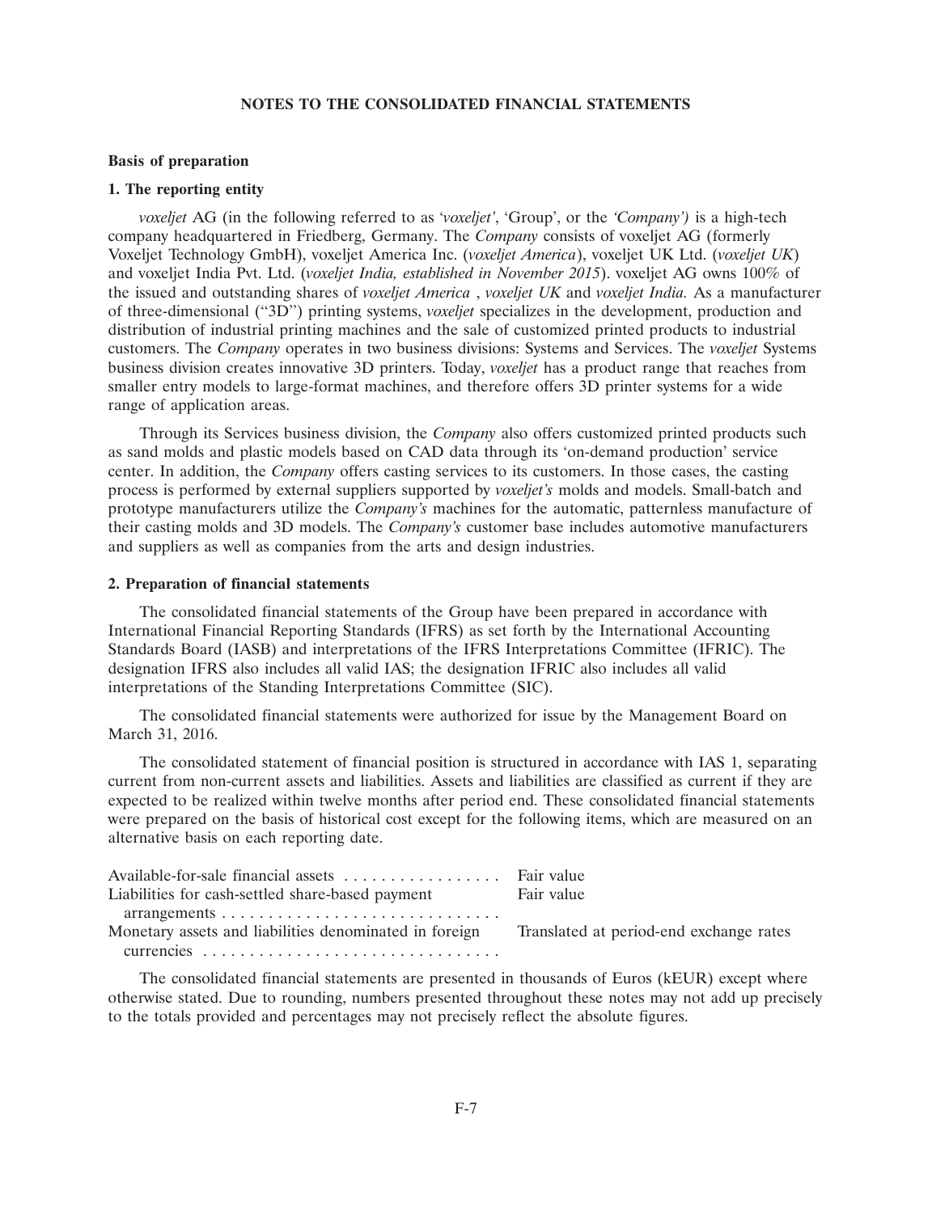# NOTES TO THE CONSOLIDATED FINANCIAL STATEMENTS

## Basis of preparation

### 1. The reporting entity

*voxeljet* AG (in the following referred to as *'voxeljet'*, 'Group', or the *'Company')* is a high-tech company headquartered in Friedberg, Germany. The *Company* consists of voxeljet AG (formerly Voxeljet Technology GmbH), voxeljet America Inc. (*voxeljet America*), voxeljet UK Ltd. (*voxeljet UK*) and voxeljet India Pvt. Ltd. (*voxeljet India, established in November 2015*). voxeljet AG owns 100% of the issued and outstanding shares of *voxeljet America* , *voxeljet UK* and *voxeljet India.* As a manufacturer of three-dimensional (''3D'') printing systems, *voxeljet* specializes in the development, production and distribution of industrial printing machines and the sale of customized printed products to industrial customers. The *Company* operates in two business divisions: Systems and Services. The *voxeljet* Systems business division creates innovative 3D printers. Today, *voxeljet* has a product range that reaches from smaller entry models to large-format machines, and therefore offers 3D printer systems for a wide range of application areas.

Through its Services business division, the *Company* also offers customized printed products such as sand molds and plastic models based on CAD data through its 'on-demand production' service center. In addition, the *Company* offers casting services to its customers. In those cases, the casting process is performed by external suppliers supported by *voxeljet's* molds and models. Small-batch and prototype manufacturers utilize the *Company's* machines for the automatic, patternless manufacture of their casting molds and 3D models. The *Company's* customer base includes automotive manufacturers and suppliers as well as companies from the arts and design industries.

### 2. Preparation of financial statements

The consolidated financial statements of the Group have been prepared in accordance with International Financial Reporting Standards (IFRS) as set forth by the International Accounting Standards Board (IASB) and interpretations of the IFRS Interpretations Committee (IFRIC). The designation IFRS also includes all valid IAS; the designation IFRIC also includes all valid interpretations of the Standing Interpretations Committee (SIC).

The consolidated financial statements were authorized for issue by the Management Board on March 31, 2016.

The consolidated statement of financial position is structured in accordance with IAS 1, separating current from non-current assets and liabilities. Assets and liabilities are classified as current if they are expected to be realized within twelve months after period end. These consolidated financial statements were prepared on the basis of historical cost except for the following items, which are measured on an alternative basis on each reporting date.

| | |
|---|---|
| Available-for-sale financial assets | Fair value |
| Liabilities for cash-settled share-based payment arrangements | Fair value |
| Monetary assets and liabilities denominated in foreign currencies | Translated at period-end exchange rates |

The consolidated financial statements are presented in thousands of Euros (kEUR) except where otherwise stated. Due to rounding, numbers presented throughout these notes may not add up precisely to the totals provided and percentages may not precisely reflect the absolute figures.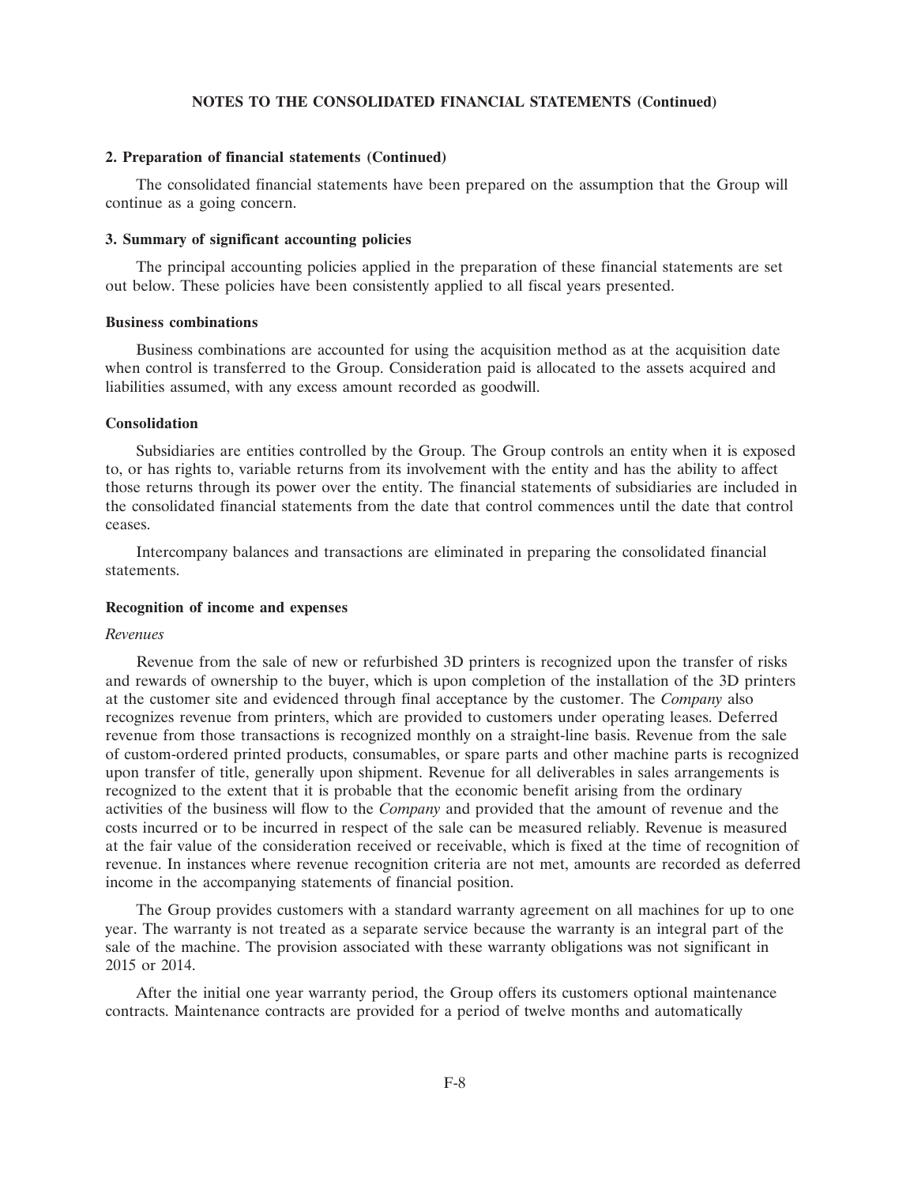**NOTES TO THE CONSOLIDATED FINANCIAL STATEMENTS (Continued)**

**2. Preparation of financial statements (Continued)**

The consolidated financial statements have been prepared on the assumption that the Group will continue as a going concern.

**3. Summary of significant accounting policies**

The principal accounting policies applied in the preparation of these financial statements are set out below. These policies have been consistently applied to all fiscal years presented.

**Business combinations**

Business combinations are accounted for using the acquisition method as at the acquisition date when control is transferred to the Group. Consideration paid is allocated to the assets acquired and liabilities assumed, with any excess amount recorded as goodwill.

**Consolidation**

Subsidiaries are entities controlled by the Group. The Group controls an entity when it is exposed to, or has rights to, variable returns from its involvement with the entity and has the ability to affect those returns through its power over the entity. The financial statements of subsidiaries are included in the consolidated financial statements from the date that control commences until the date that control ceases.

Intercompany balances and transactions are eliminated in preparing the consolidated financial statements.

**Recognition of income and expenses**

*Revenues*

Revenue from the sale of new or refurbished 3D printers is recognized upon the transfer of risks and rewards of ownership to the buyer, which is upon completion of the installation of the 3D printers at the customer site and evidenced through final acceptance by the customer. The *Company* also recognizes revenue from printers, which are provided to customers under operating leases. Deferred revenue from those transactions is recognized monthly on a straight-line basis. Revenue from the sale of custom-ordered printed products, consumables, or spare parts and other machine parts is recognized upon transfer of title, generally upon shipment. Revenue for all deliverables in sales arrangements is recognized to the extent that it is probable that the economic benefit arising from the ordinary activities of the business will flow to the *Company* and provided that the amount of revenue and the costs incurred or to be incurred in respect of the sale can be measured reliably. Revenue is measured at the fair value of the consideration received or receivable, which is fixed at the time of recognition of revenue. In instances where revenue recognition criteria are not met, amounts are recorded as deferred income in the accompanying statements of financial position.

The Group provides customers with a standard warranty agreement on all machines for up to one year. The warranty is not treated as a separate service because the warranty is an integral part of the sale of the machine. The provision associated with these warranty obligations was not significant in 2015 or 2014.

After the initial one year warranty period, the Group offers its customers optional maintenance contracts. Maintenance contracts are provided for a period of twelve months and automatically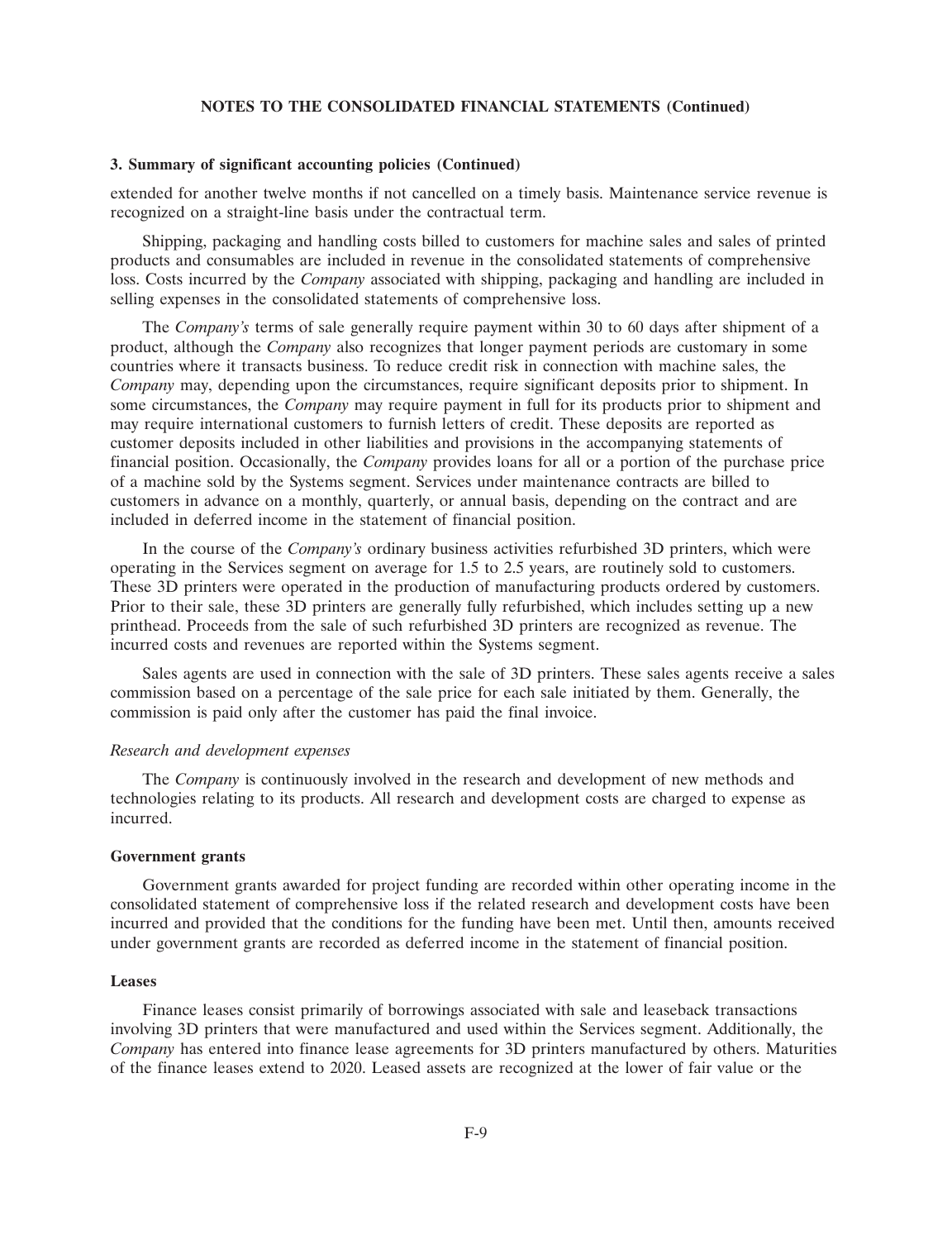## NOTES TO THE CONSOLIDATED FINANCIAL STATEMENTS (Continued)

### 3. Summary of significant accounting policies (Continued)

extended for another twelve months if not cancelled on a timely basis. Maintenance service revenue is recognized on a straight-line basis under the contractual term.

Shipping, packaging and handling costs billed to customers for machine sales and sales of printed products and consumables are included in revenue in the consolidated statements of comprehensive loss. Costs incurred by the *Company* associated with shipping, packaging and handling are included in selling expenses in the consolidated statements of comprehensive loss.

The *Company's* terms of sale generally require payment within 30 to 60 days after shipment of a product, although the *Company* also recognizes that longer payment periods are customary in some countries where it transacts business. To reduce credit risk in connection with machine sales, the *Company* may, depending upon the circumstances, require significant deposits prior to shipment. In some circumstances, the *Company* may require payment in full for its products prior to shipment and may require international customers to furnish letters of credit. These deposits are reported as customer deposits included in other liabilities and provisions in the accompanying statements of financial position. Occasionally, the *Company* provides loans for all or a portion of the purchase price of a machine sold by the Systems segment. Services under maintenance contracts are billed to customers in advance on a monthly, quarterly, or annual basis, depending on the contract and are included in deferred income in the statement of financial position.

In the course of the *Company's* ordinary business activities refurbished 3D printers, which were operating in the Services segment on average for 1.5 to 2.5 years, are routinely sold to customers. These 3D printers were operated in the production of manufacturing products ordered by customers. Prior to their sale, these 3D printers are generally fully refurbished, which includes setting up a new printhead. Proceeds from the sale of such refurbished 3D printers are recognized as revenue. The incurred costs and revenues are reported within the Systems segment.

Sales agents are used in connection with the sale of 3D printers. These sales agents receive a sales commission based on a percentage of the sale price for each sale initiated by them. Generally, the commission is paid only after the customer has paid the final invoice.

*Research and development expenses*

The *Company* is continuously involved in the research and development of new methods and technologies relating to its products. All research and development costs are charged to expense as incurred.

**Government grants**

Government grants awarded for project funding are recorded within other operating income in the consolidated statement of comprehensive loss if the related research and development costs have been incurred and provided that the conditions for the funding have been met. Until then, amounts received under government grants are recorded as deferred income in the statement of financial position.

**Leases**

Finance leases consist primarily of borrowings associated with sale and leaseback transactions involving 3D printers that were manufactured and used within the Services segment. Additionally, the *Company* has entered into finance lease agreements for 3D printers manufactured by others. Maturities of the finance leases extend to 2020. Leased assets are recognized at the lower of fair value or the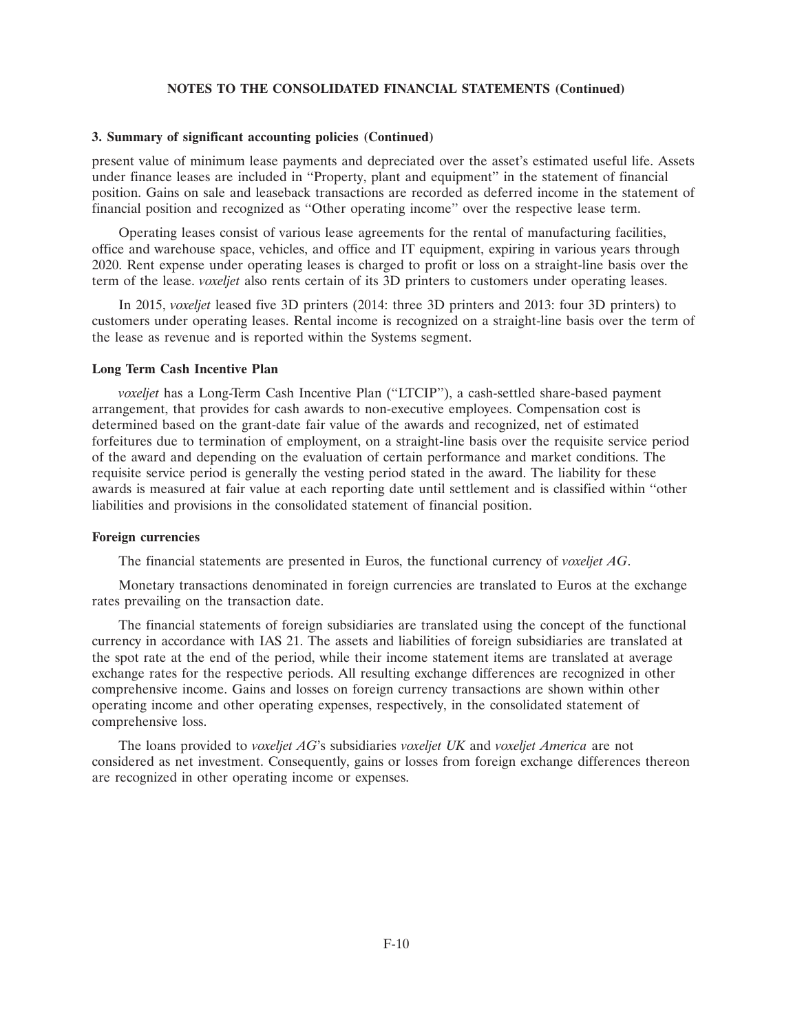**NOTES TO THE CONSOLIDATED FINANCIAL STATEMENTS (Continued)**

**3. Summary of significant accounting policies (Continued)**

present value of minimum lease payments and depreciated over the asset's estimated useful life. Assets under finance leases are included in ''Property, plant and equipment'' in the statement of financial position. Gains on sale and leaseback transactions are recorded as deferred income in the statement of financial position and recognized as ''Other operating income'' over the respective lease term.

Operating leases consist of various lease agreements for the rental of manufacturing facilities, office and warehouse space, vehicles, and office and IT equipment, expiring in various years through 2020. Rent expense under operating leases is charged to profit or loss on a straight-line basis over the term of the lease. *voxeljet* also rents certain of its 3D printers to customers under operating leases.

In 2015, *voxeljet* leased five 3D printers (2014: three 3D printers and 2013: four 3D printers) to customers under operating leases. Rental income is recognized on a straight-line basis over the term of the lease as revenue and is reported within the Systems segment.

**Long Term Cash Incentive Plan**

*voxeljet* has a Long-Term Cash Incentive Plan (''LTCIP''), a cash-settled share-based payment arrangement, that provides for cash awards to non-executive employees. Compensation cost is determined based on the grant-date fair value of the awards and recognized, net of estimated forfeitures due to termination of employment, on a straight-line basis over the requisite service period of the award and depending on the evaluation of certain performance and market conditions. The requisite service period is generally the vesting period stated in the award. The liability for these awards is measured at fair value at each reporting date until settlement and is classified within ''other liabilities and provisions in the consolidated statement of financial position.

**Foreign currencies**

The financial statements are presented in Euros, the functional currency of *voxeljet AG*.

Monetary transactions denominated in foreign currencies are translated to Euros at the exchange rates prevailing on the transaction date.

The financial statements of foreign subsidiaries are translated using the concept of the functional currency in accordance with IAS 21. The assets and liabilities of foreign subsidiaries are translated at the spot rate at the end of the period, while their income statement items are translated at average exchange rates for the respective periods. All resulting exchange differences are recognized in other comprehensive income. Gains and losses on foreign currency transactions are shown within other operating income and other operating expenses, respectively, in the consolidated statement of comprehensive loss.

The loans provided to *voxeljet AG*'s subsidiaries *voxeljet UK* and *voxeljet America* are not considered as net investment. Consequently, gains or losses from foreign exchange differences thereon are recognized in other operating income or expenses.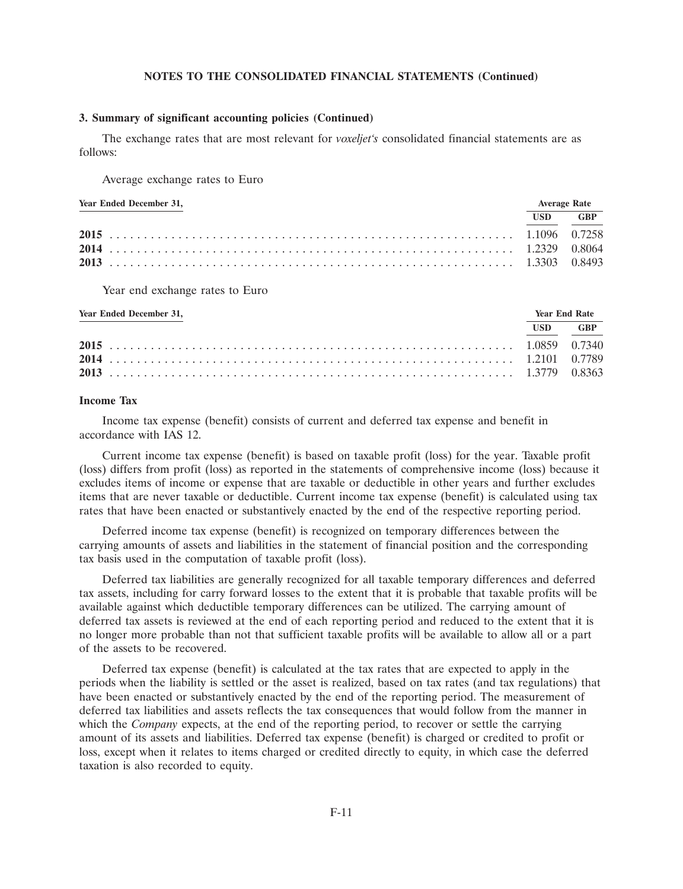### 3. Summary of significant accounting policies (Continued)

The exchange rates that are most relevant for *voxeljet's* consolidated financial statements are as follows:

Average exchange rates to Euro

| Year Ended December 31, | Average Rate | |
|---|---|---|
| | USD | GBP |
| **2015** | 1.1096 | 0.7258 |
| **2014** | 1.2329 | 0.8064 |
| **2013** | 1.3303 | 0.8493 |

Year end exchange rates to Euro

| Year Ended December 31, | Year End Rate | |
|---|---|---|
| | USD | GBP |
| **2015** | 1.0859 | 0.7340 |
| **2014** | 1.2101 | 0.7789 |
| **2013** | 1.3779 | 0.8363 |

**Income Tax**

Income tax expense (benefit) consists of current and deferred tax expense and benefit in accordance with IAS 12.

Current income tax expense (benefit) is based on taxable profit (loss) for the year. Taxable profit (loss) differs from profit (loss) as reported in the statements of comprehensive income (loss) because it excludes items of income or expense that are taxable or deductible in other years and further excludes items that are never taxable or deductible. Current income tax expense (benefit) is calculated using tax rates that have been enacted or substantively enacted by the end of the respective reporting period.

Deferred income tax expense (benefit) is recognized on temporary differences between the carrying amounts of assets and liabilities in the statement of financial position and the corresponding tax basis used in the computation of taxable profit (loss).

Deferred tax liabilities are generally recognized for all taxable temporary differences and deferred tax assets, including for carry forward losses to the extent that it is probable that taxable profits will be available against which deductible temporary differences can be utilized. The carrying amount of deferred tax assets is reviewed at the end of each reporting period and reduced to the extent that it is no longer more probable than not that sufficient taxable profits will be available to allow all or a part of the assets to be recovered.

Deferred tax expense (benefit) is calculated at the tax rates that are expected to apply in the periods when the liability is settled or the asset is realized, based on tax rates (and tax regulations) that have been enacted or substantively enacted by the end of the reporting period. The measurement of deferred tax liabilities and assets reflects the tax consequences that would follow from the manner in which the *Company* expects, at the end of the reporting period, to recover or settle the carrying amount of its assets and liabilities. Deferred tax expense (benefit) is charged or credited to profit or loss, except when it relates to items charged or credited directly to equity, in which case the deferred taxation is also recorded to equity.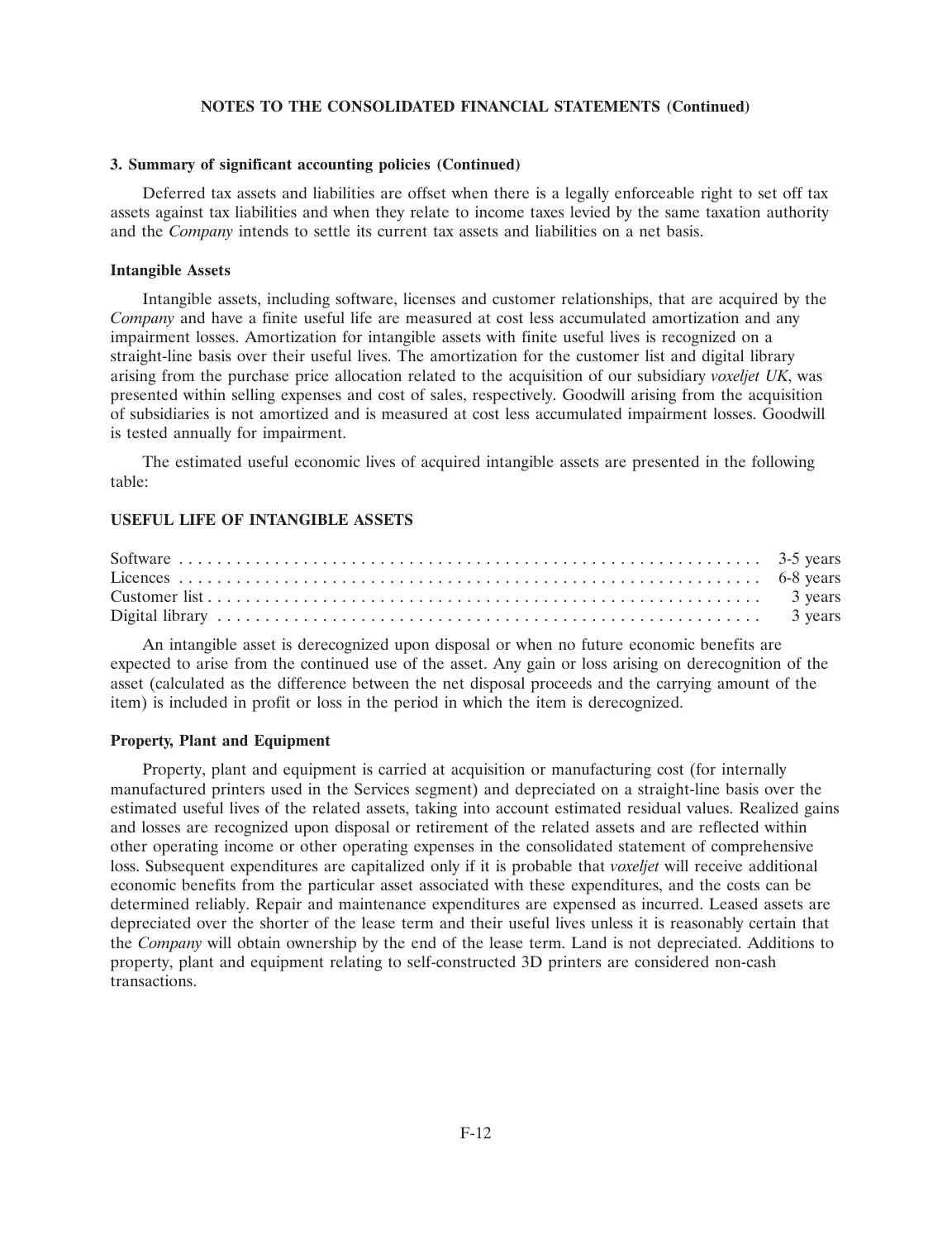**NOTES TO THE CONSOLIDATED FINANCIAL STATEMENTS (Continued)**

**3. Summary of significant accounting policies (Continued)**

Deferred tax assets and liabilities are offset when there is a legally enforceable right to set off tax assets against tax liabilities and when they relate to income taxes levied by the same taxation authority and the *Company* intends to settle its current tax assets and liabilities on a net basis.

**Intangible Assets**

Intangible assets, including software, licenses and customer relationships, that are acquired by the *Company* and have a finite useful life are measured at cost less accumulated amortization and any impairment losses. Amortization for intangible assets with finite useful lives is recognized on a straight-line basis over their useful lives. The amortization for the customer list and digital library arising from the purchase price allocation related to the acquisition of our subsidiary *voxeljet UK*, was presented within selling expenses and cost of sales, respectively. Goodwill arising from the acquisition of subsidiaries is not amortized and is measured at cost less accumulated impairment losses. Goodwill is tested annually for impairment.

The estimated useful economic lives of acquired intangible assets are presented in the following table:

**USEFUL LIFE OF INTANGIBLE ASSETS**

| | |
|---|---|
| Software | 3-5 years |
| Licences | 6-8 years |
| Customer list | 3 years |
| Digital library | 3 years |

An intangible asset is derecognized upon disposal or when no future economic benefits are expected to arise from the continued use of the asset. Any gain or loss arising on derecognition of the asset (calculated as the difference between the net disposal proceeds and the carrying amount of the item) is included in profit or loss in the period in which the item is derecognized.

**Property, Plant and Equipment**

Property, plant and equipment is carried at acquisition or manufacturing cost (for internally manufactured printers used in the Services segment) and depreciated on a straight-line basis over the estimated useful lives of the related assets, taking into account estimated residual values. Realized gains and losses are recognized upon disposal or retirement of the related assets and are reflected within other operating income or other operating expenses in the consolidated statement of comprehensive loss. Subsequent expenditures are capitalized only if it is probable that *voxeljet* will receive additional economic benefits from the particular asset associated with these expenditures, and the costs can be determined reliably. Repair and maintenance expenditures are expensed as incurred. Leased assets are depreciated over the shorter of the lease term and their useful lives unless it is reasonably certain that the *Company* will obtain ownership by the end of the lease term. Land is not depreciated. Additions to property, plant and equipment relating to self-constructed 3D printers are considered non-cash transactions.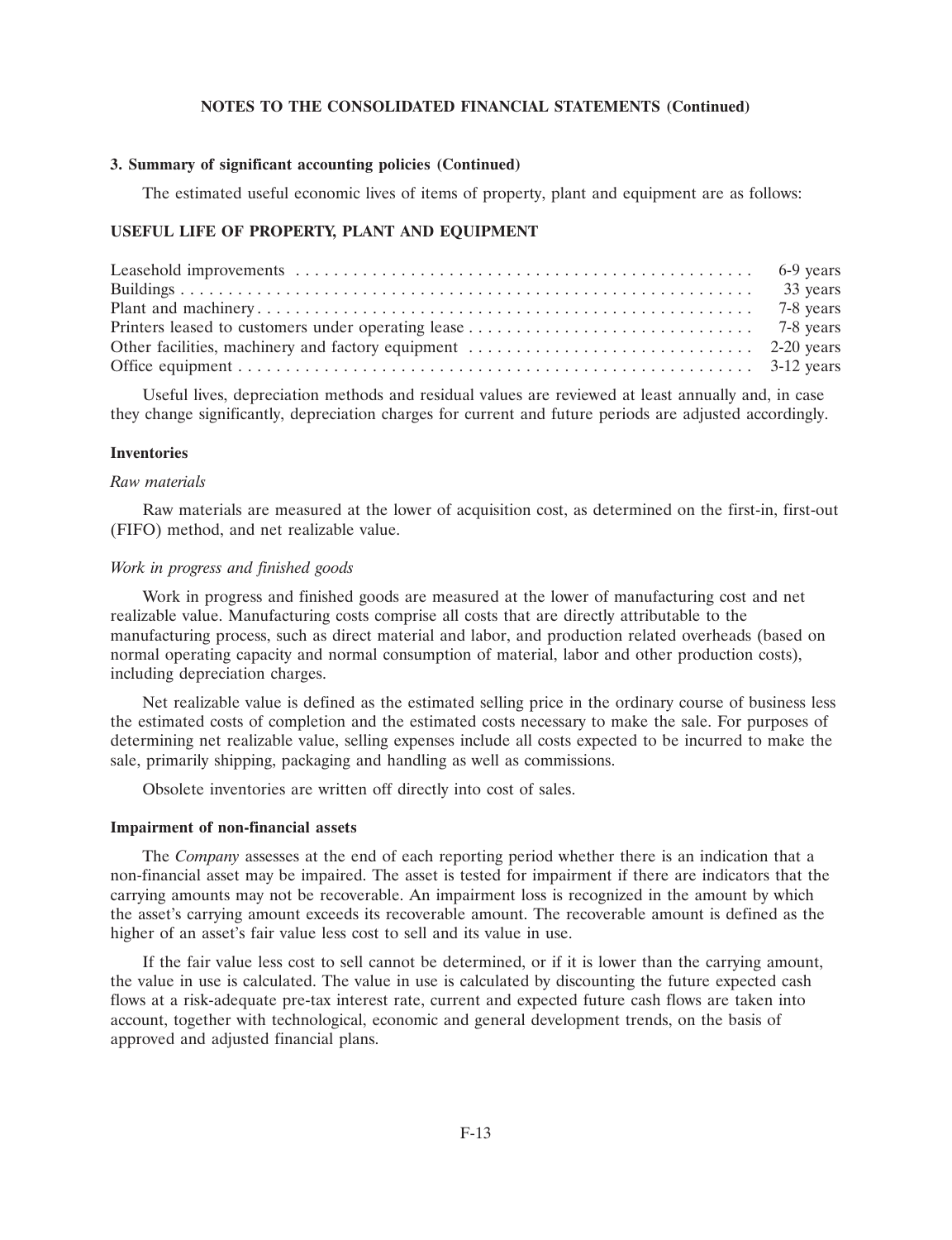# NOTES TO THE CONSOLIDATED FINANCIAL STATEMENTS (Continued)

## 3. Summary of significant accounting policies (Continued)

The estimated useful economic lives of items of property, plant and equipment are as follows:

### USEFUL LIFE OF PROPERTY, PLANT AND EQUIPMENT

| | |
|---|---|
| Leasehold improvements | 6-9 years |
| Buildings | 33 years |
| Plant and machinery | 7-8 years |
| Printers leased to customers under operating lease | 7-8 years |
| Other facilities, machinery and factory equipment | 2-20 years |
| Office equipment | 3-12 years |

Useful lives, depreciation methods and residual values are reviewed at least annually and, in case they change significantly, depreciation charges for current and future periods are adjusted accordingly.

### Inventories

*Raw materials*

Raw materials are measured at the lower of acquisition cost, as determined on the first-in, first-out (FIFO) method, and net realizable value.

*Work in progress and finished goods*

Work in progress and finished goods are measured at the lower of manufacturing cost and net realizable value. Manufacturing costs comprise all costs that are directly attributable to the manufacturing process, such as direct material and labor, and production related overheads (based on normal operating capacity and normal consumption of material, labor and other production costs), including depreciation charges.

Net realizable value is defined as the estimated selling price in the ordinary course of business less the estimated costs of completion and the estimated costs necessary to make the sale. For purposes of determining net realizable value, selling expenses include all costs expected to be incurred to make the sale, primarily shipping, packaging and handling as well as commissions.

Obsolete inventories are written off directly into cost of sales.

### Impairment of non-financial assets

The *Company* assesses at the end of each reporting period whether there is an indication that a non-financial asset may be impaired. The asset is tested for impairment if there are indicators that the carrying amounts may not be recoverable. An impairment loss is recognized in the amount by which the asset's carrying amount exceeds its recoverable amount. The recoverable amount is defined as the higher of an asset's fair value less cost to sell and its value in use.

If the fair value less cost to sell cannot be determined, or if it is lower than the carrying amount, the value in use is calculated. The value in use is calculated by discounting the future expected cash flows at a risk-adequate pre-tax interest rate, current and expected future cash flows are taken into account, together with technological, economic and general development trends, on the basis of approved and adjusted financial plans.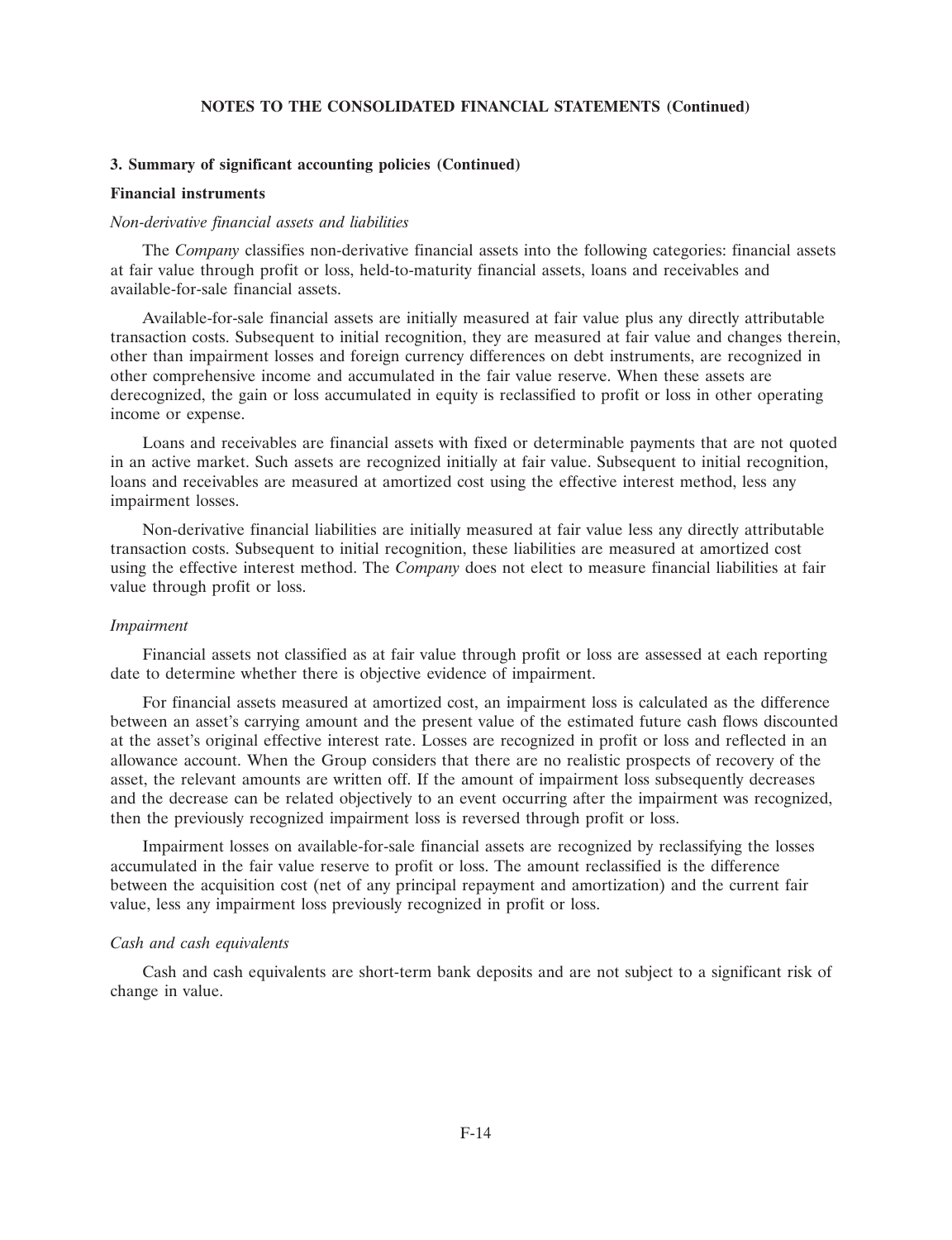# NOTES TO THE CONSOLIDATED FINANCIAL STATEMENTS (Continued)

## 3. Summary of significant accounting policies (Continued)

### Financial instruments

*Non-derivative financial assets and liabilities*

The *Company* classifies non-derivative financial assets into the following categories: financial assets at fair value through profit or loss, held-to-maturity financial assets, loans and receivables and available-for-sale financial assets.

Available-for-sale financial assets are initially measured at fair value plus any directly attributable transaction costs. Subsequent to initial recognition, they are measured at fair value and changes therein, other than impairment losses and foreign currency differences on debt instruments, are recognized in other comprehensive income and accumulated in the fair value reserve. When these assets are derecognized, the gain or loss accumulated in equity is reclassified to profit or loss in other operating income or expense.

Loans and receivables are financial assets with fixed or determinable payments that are not quoted in an active market. Such assets are recognized initially at fair value. Subsequent to initial recognition, loans and receivables are measured at amortized cost using the effective interest method, less any impairment losses.

Non-derivative financial liabilities are initially measured at fair value less any directly attributable transaction costs. Subsequent to initial recognition, these liabilities are measured at amortized cost using the effective interest method. The *Company* does not elect to measure financial liabilities at fair value through profit or loss.

*Impairment*

Financial assets not classified as at fair value through profit or loss are assessed at each reporting date to determine whether there is objective evidence of impairment.

For financial assets measured at amortized cost, an impairment loss is calculated as the difference between an asset's carrying amount and the present value of the estimated future cash flows discounted at the asset's original effective interest rate. Losses are recognized in profit or loss and reflected in an allowance account. When the Group considers that there are no realistic prospects of recovery of the asset, the relevant amounts are written off. If the amount of impairment loss subsequently decreases and the decrease can be related objectively to an event occurring after the impairment was recognized, then the previously recognized impairment loss is reversed through profit or loss.

Impairment losses on available-for-sale financial assets are recognized by reclassifying the losses accumulated in the fair value reserve to profit or loss. The amount reclassified is the difference between the acquisition cost (net of any principal repayment and amortization) and the current fair value, less any impairment loss previously recognized in profit or loss.

*Cash and cash equivalents*

Cash and cash equivalents are short-term bank deposits and are not subject to a significant risk of change in value.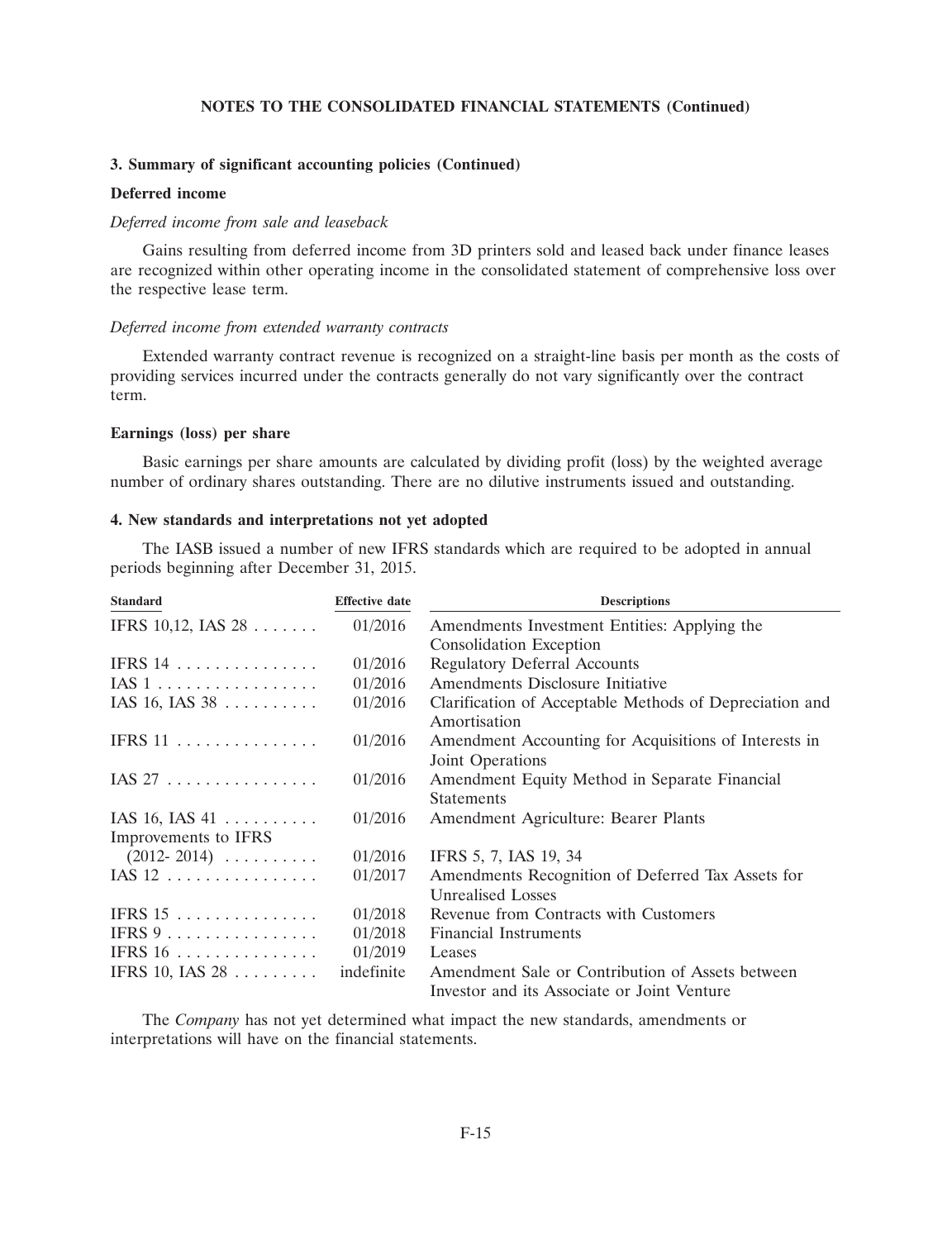**NOTES TO THE CONSOLIDATED FINANCIAL STATEMENTS (Continued)**

### 3. Summary of significant accounting policies (Continued)

#### Deferred income

*Deferred income from sale and leaseback*

Gains resulting from deferred income from 3D printers sold and leased back under finance leases are recognized within other operating income in the consolidated statement of comprehensive loss over the respective lease term.

*Deferred income from extended warranty contracts*

Extended warranty contract revenue is recognized on a straight-line basis per month as the costs of providing services incurred under the contracts generally do not vary significantly over the contract term.

#### Earnings (loss) per share

Basic earnings per share amounts are calculated by dividing profit (loss) by the weighted average number of ordinary shares outstanding. There are no dilutive instruments issued and outstanding.

### 4. New standards and interpretations not yet adopted

The IASB issued a number of new IFRS standards which are required to be adopted in annual periods beginning after December 31, 2015.

| Standard | Effective date | Descriptions |
|---|---|---|
| IFRS 10,12, IAS 28 | 01/2016 | Amendments Investment Entities: Applying the Consolidation Exception |
| IFRS 14 | 01/2016 | Regulatory Deferral Accounts |
| IAS 1 | 01/2016 | Amendments Disclosure Initiative |
| IAS 16, IAS 38 | 01/2016 | Clarification of Acceptable Methods of Depreciation and Amortisation |
| IFRS 11 | 01/2016 | Amendment Accounting for Acquisitions of Interests in Joint Operations |
| IAS 27 | 01/2016 | Amendment Equity Method in Separate Financial Statements |
| IAS 16, IAS 41 | 01/2016 | Amendment Agriculture: Bearer Plants |
| Improvements to IFRS (2012- 2014) | 01/2016 | IFRS 5, 7, IAS 19, 34 |
| IAS 12 | 01/2017 | Amendments Recognition of Deferred Tax Assets for Unrealised Losses |
| IFRS 15 | 01/2018 | Revenue from Contracts with Customers |
| IFRS 9 | 01/2018 | Financial Instruments |
| IFRS 16 | 01/2019 | Leases |
| IFRS 10, IAS 28 | indefinite | Amendment Sale or Contribution of Assets between Investor and its Associate or Joint Venture |

The *Company* has not yet determined what impact the new standards, amendments or interpretations will have on the financial statements.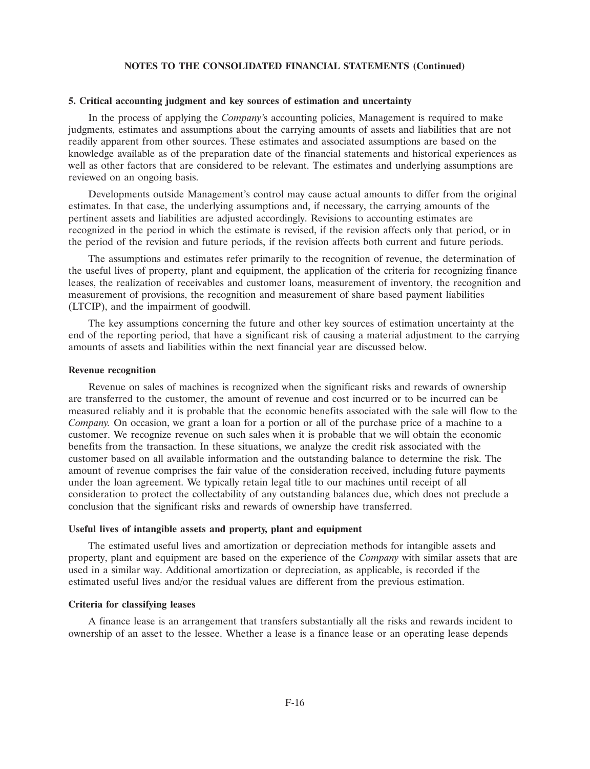## NOTES TO THE CONSOLIDATED FINANCIAL STATEMENTS (Continued)

### 5. Critical accounting judgment and key sources of estimation and uncertainty

In the process of applying the *Company'*s accounting policies, Management is required to make judgments, estimates and assumptions about the carrying amounts of assets and liabilities that are not readily apparent from other sources. These estimates and associated assumptions are based on the knowledge available as of the preparation date of the financial statements and historical experiences as well as other factors that are considered to be relevant. The estimates and underlying assumptions are reviewed on an ongoing basis.

Developments outside Management's control may cause actual amounts to differ from the original estimates. In that case, the underlying assumptions and, if necessary, the carrying amounts of the pertinent assets and liabilities are adjusted accordingly. Revisions to accounting estimates are recognized in the period in which the estimate is revised, if the revision affects only that period, or in the period of the revision and future periods, if the revision affects both current and future periods.

The assumptions and estimates refer primarily to the recognition of revenue, the determination of the useful lives of property, plant and equipment, the application of the criteria for recognizing finance leases, the realization of receivables and customer loans, measurement of inventory, the recognition and measurement of provisions, the recognition and measurement of share based payment liabilities (LTCIP), and the impairment of goodwill.

The key assumptions concerning the future and other key sources of estimation uncertainty at the end of the reporting period, that have a significant risk of causing a material adjustment to the carrying amounts of assets and liabilities within the next financial year are discussed below.

#### Revenue recognition

Revenue on sales of machines is recognized when the significant risks and rewards of ownership are transferred to the customer, the amount of revenue and cost incurred or to be incurred can be measured reliably and it is probable that the economic benefits associated with the sale will flow to the *Company.* On occasion, we grant a loan for a portion or all of the purchase price of a machine to a customer. We recognize revenue on such sales when it is probable that we will obtain the economic benefits from the transaction. In these situations, we analyze the credit risk associated with the customer based on all available information and the outstanding balance to determine the risk. The amount of revenue comprises the fair value of the consideration received, including future payments under the loan agreement. We typically retain legal title to our machines until receipt of all consideration to protect the collectability of any outstanding balances due, which does not preclude a conclusion that the significant risks and rewards of ownership have transferred.

#### Useful lives of intangible assets and property, plant and equipment

The estimated useful lives and amortization or depreciation methods for intangible assets and property, plant and equipment are based on the experience of the *Company* with similar assets that are used in a similar way. Additional amortization or depreciation, as applicable, is recorded if the estimated useful lives and/or the residual values are different from the previous estimation.

#### Criteria for classifying leases

A finance lease is an arrangement that transfers substantially all the risks and rewards incident to ownership of an asset to the lessee. Whether a lease is a finance lease or an operating lease depends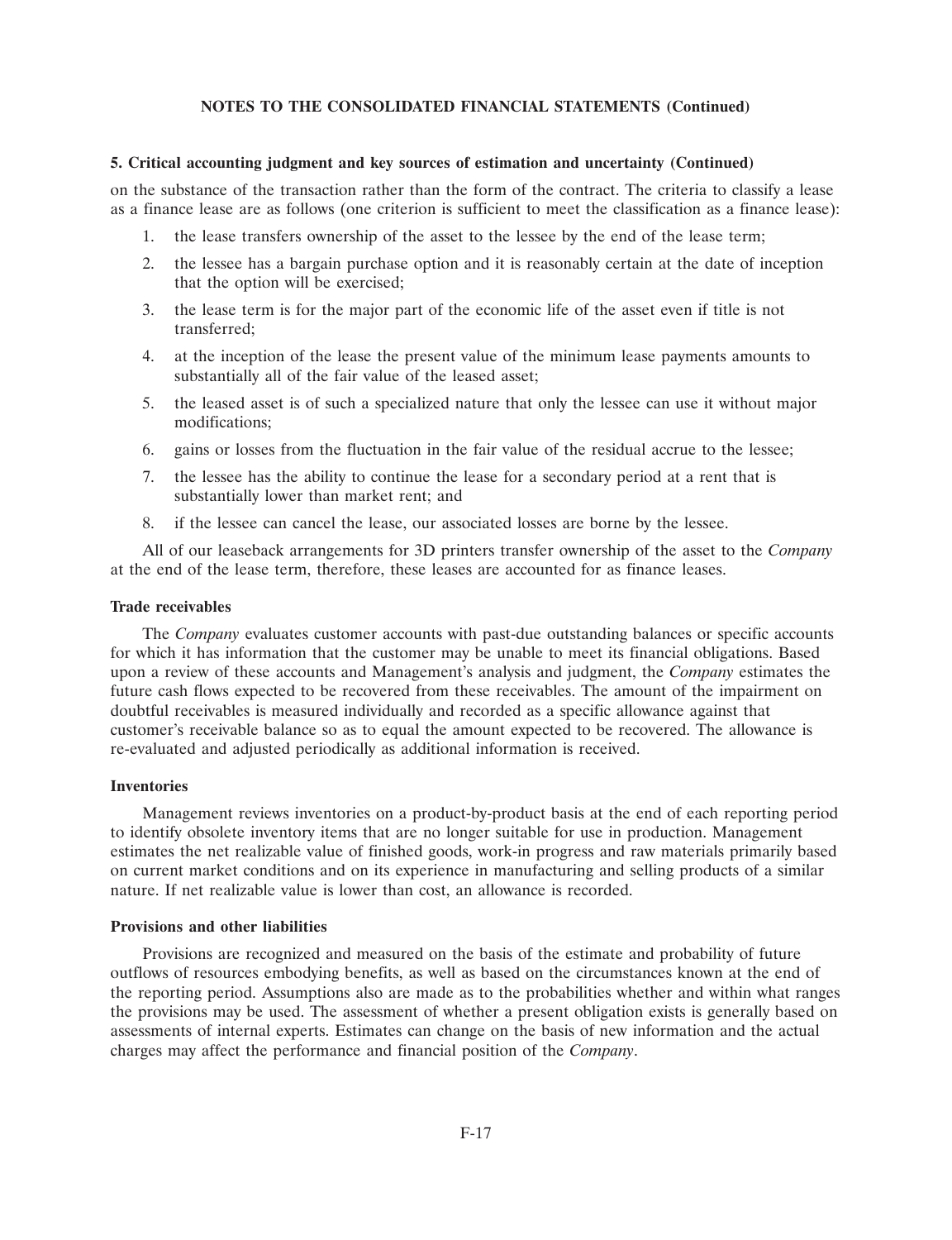**NOTES TO THE CONSOLIDATED FINANCIAL STATEMENTS (Continued)**

**5. Critical accounting judgment and key sources of estimation and uncertainty (Continued)**

on the substance of the transaction rather than the form of the contract. The criteria to classify a lease as a finance lease are as follows (one criterion is sufficient to meet the classification as a finance lease):

1. the lease transfers ownership of the asset to the lessee by the end of the lease term;
2. the lessee has a bargain purchase option and it is reasonably certain at the date of inception that the option will be exercised;
3. the lease term is for the major part of the economic life of the asset even if title is not transferred;
4. at the inception of the lease the present value of the minimum lease payments amounts to substantially all of the fair value of the leased asset;
5. the leased asset is of such a specialized nature that only the lessee can use it without major modifications;
6. gains or losses from the fluctuation in the fair value of the residual accrue to the lessee;
7. the lessee has the ability to continue the lease for a secondary period at a rent that is substantially lower than market rent; and
8. if the lessee can cancel the lease, our associated losses are borne by the lessee.

All of our leaseback arrangements for 3D printers transfer ownership of the asset to the *Company* at the end of the lease term, therefore, these leases are accounted for as finance leases.

**Trade receivables**

The *Company* evaluates customer accounts with past-due outstanding balances or specific accounts for which it has information that the customer may be unable to meet its financial obligations. Based upon a review of these accounts and Management's analysis and judgment, the *Company* estimates the future cash flows expected to be recovered from these receivables. The amount of the impairment on doubtful receivables is measured individually and recorded as a specific allowance against that customer's receivable balance so as to equal the amount expected to be recovered. The allowance is re-evaluated and adjusted periodically as additional information is received.

**Inventories**

Management reviews inventories on a product-by-product basis at the end of each reporting period to identify obsolete inventory items that are no longer suitable for use in production. Management estimates the net realizable value of finished goods, work-in progress and raw materials primarily based on current market conditions and on its experience in manufacturing and selling products of a similar nature. If net realizable value is lower than cost, an allowance is recorded.

**Provisions and other liabilities**

Provisions are recognized and measured on the basis of the estimate and probability of future outflows of resources embodying benefits, as well as based on the circumstances known at the end of the reporting period. Assumptions also are made as to the probabilities whether and within what ranges the provisions may be used. The assessment of whether a present obligation exists is generally based on assessments of internal experts. Estimates can change on the basis of new information and the actual charges may affect the performance and financial position of the *Company*.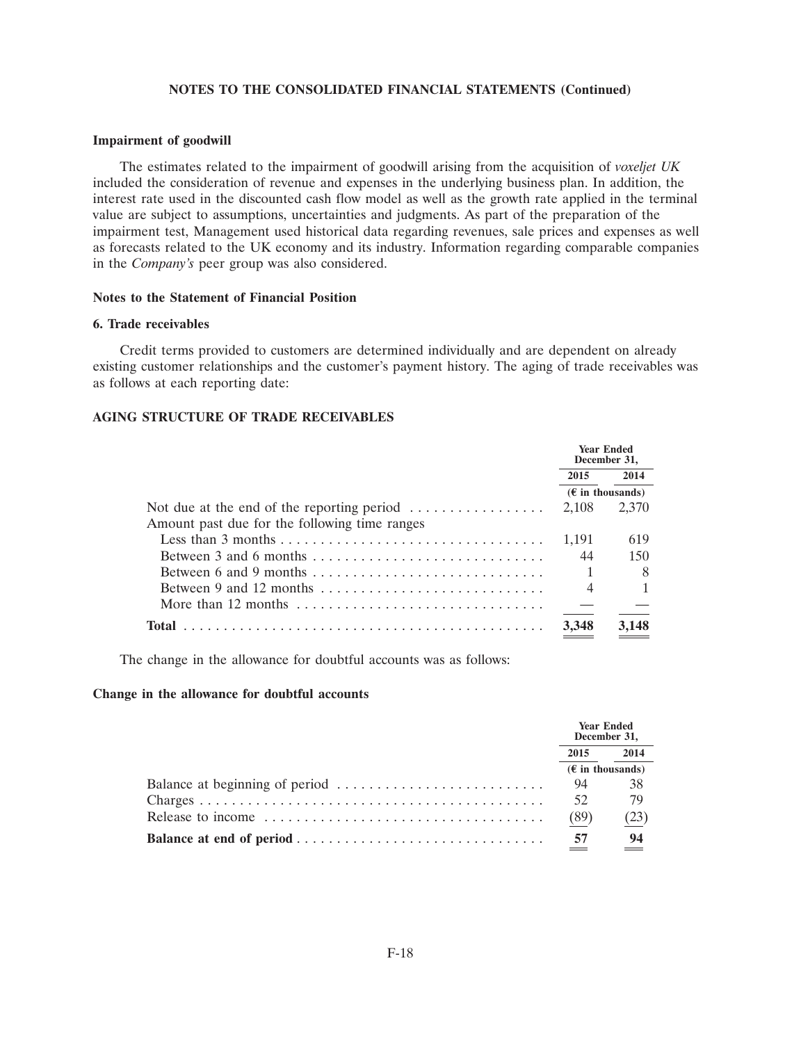## NOTES TO THE CONSOLIDATED FINANCIAL STATEMENTS (Continued)

**Impairment of goodwill**

The estimates related to the impairment of goodwill arising from the acquisition of *voxeljet UK* included the consideration of revenue and expenses in the underlying business plan. In addition, the interest rate used in the discounted cash flow model as well as the growth rate applied in the terminal value are subject to assumptions, uncertainties and judgments. As part of the preparation of the impairment test, Management used historical data regarding revenues, sale prices and expenses as well as forecasts related to the UK economy and its industry. Information regarding comparable companies in the *Company's* peer group was also considered.

### Notes to the Statement of Financial Position

### 6. Trade receivables

Credit terms provided to customers are determined individually and are dependent on already existing customer relationships and the customer's payment history. The aging of trade receivables was as follows at each reporting date:

**AGING STRUCTURE OF TRADE RECEIVABLES**

| | Year Ended December 31, | |
|---|---|---|
| | 2015 | 2014 |
| | (€ in thousands) | |
| Not due at the end of the reporting period | 2,108 | 2,370 |
| Amount past due for the following time ranges | | |
| Less than 3 months | 1,191 | 619 |
| Between 3 and 6 months | 44 | 150 |
| Between 6 and 9 months | 1 | 8 |
| Between 9 and 12 months | 4 | 1 |
| More than 12 months | — | — |
| **Total** | **3,348** | **3,148** |

The change in the allowance for doubtful accounts was as follows:

**Change in the allowance for doubtful accounts**

| | Year Ended December 31, | |
|---|---|---|
| | 2015 | 2014 |
| | (€ in thousands) | |
| Balance at beginning of period | 94 | 38 |
| Charges | 52 | 79 |
| Release to income | (89) | (23) |
| **Balance at end of period** | **57** | **94** |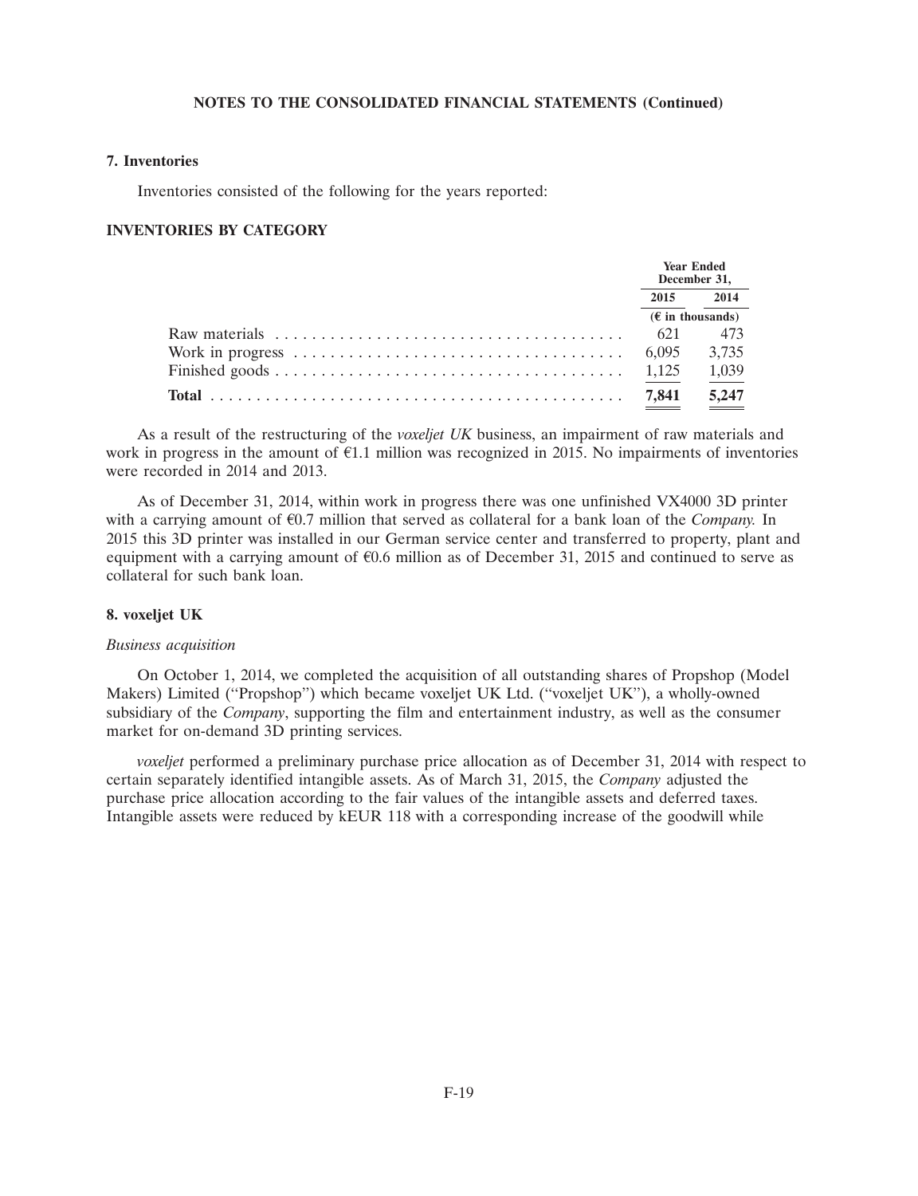**NOTES TO THE CONSOLIDATED FINANCIAL STATEMENTS (Continued)**

### 7. Inventories

Inventories consisted of the following for the years reported:

#### INVENTORIES BY CATEGORY

| | Year Ended December 31, | |
|---|---|---|
| | 2015 | 2014 |
| | (€ in thousands) | |
| Raw materials | 621 | 473 |
| Work in progress | 6,095 | 3,735 |
| Finished goods | 1,125 | 1,039 |
| **Total** | **7,841** | **5,247** |

As a result of the restructuring of the *voxeljet UK* business, an impairment of raw materials and work in progress in the amount of €1.1 million was recognized in 2015. No impairments of inventories were recorded in 2014 and 2013.

As of December 31, 2014, within work in progress there was one unfinished VX4000 3D printer with a carrying amount of €0.7 million that served as collateral for a bank loan of the *Company.* In 2015 this 3D printer was installed in our German service center and transferred to property, plant and equipment with a carrying amount of €0.6 million as of December 31, 2015 and continued to serve as collateral for such bank loan.

### 8. voxeljet UK

*Business acquisition*

On October 1, 2014, we completed the acquisition of all outstanding shares of Propshop (Model Makers) Limited (''Propshop'') which became voxeljet UK Ltd. (''voxeljet UK''), a wholly-owned subsidiary of the *Company*, supporting the film and entertainment industry, as well as the consumer market for on-demand 3D printing services.

*voxeljet* performed a preliminary purchase price allocation as of December 31, 2014 with respect to certain separately identified intangible assets. As of March 31, 2015, the *Company* adjusted the purchase price allocation according to the fair values of the intangible assets and deferred taxes. Intangible assets were reduced by kEUR 118 with a corresponding increase of the goodwill while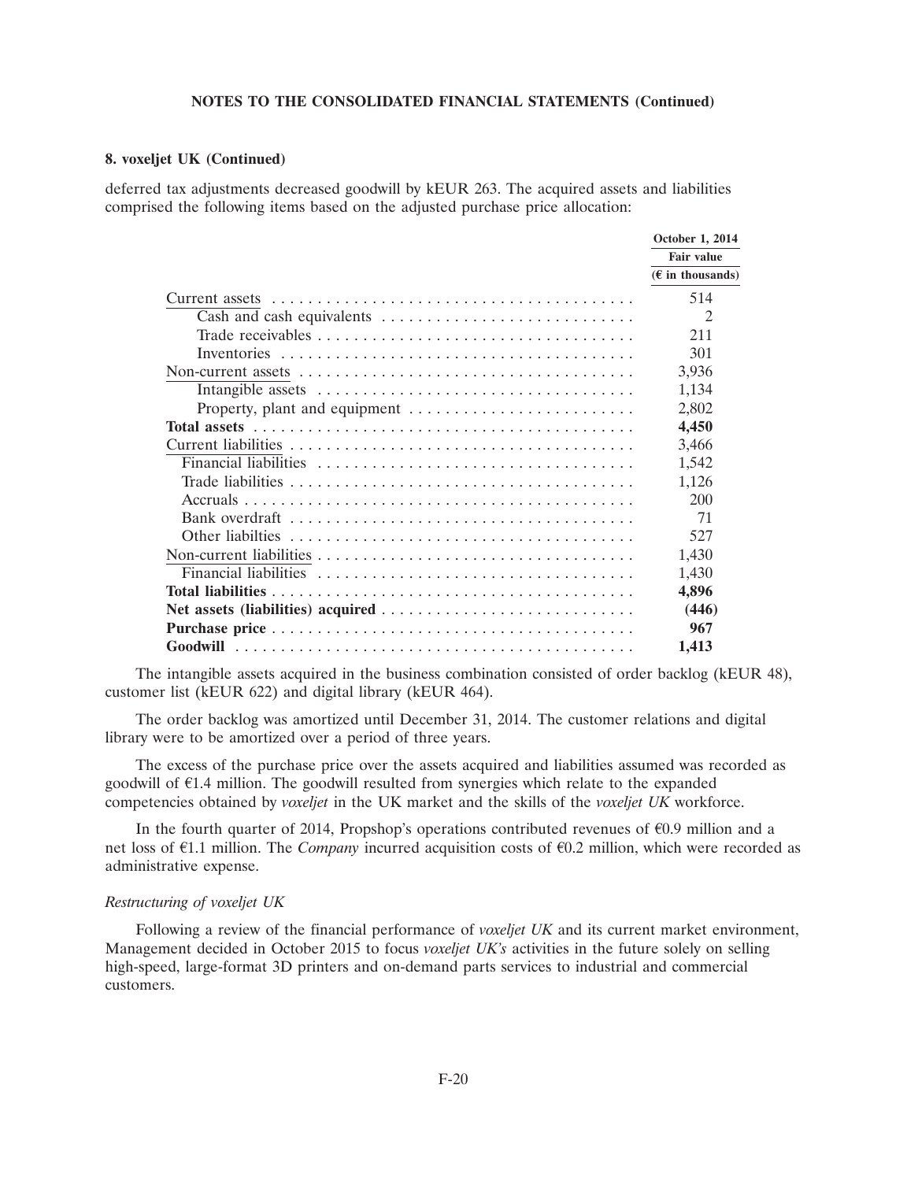**8. voxeljet UK (Continued)**

deferred tax adjustments decreased goodwill by kEUR 263. The acquired assets and liabilities comprised the following items based on the adjusted purchase price allocation:

| | October 1, 2014 |
|---|---|
| | Fair value |
| | (€ in thousands) |
| Current assets | 514 |
| Cash and cash equivalents | 2 |
| Trade receivables | 211 |
| Inventories | 301 |
| Non-current assets | 3,936 |
| Intangible assets | 1,134 |
| Property, plant and equipment | 2,802 |
| **Total assets** | **4,450** |
| Current liabilities | 3,466 |
| Financial liabilities | 1,542 |
| Trade liabilities | 1,126 |
| Accruals | 200 |
| Bank overdraft | 71 |
| Other liabilties | 527 |
| Non-current liabilities | 1,430 |
| Financial liabilities | 1,430 |
| **Total liabilities** | **4,896** |
| **Net assets (liabilities) acquired** | **(446)** |
| **Purchase price** | **967** |
| **Goodwill** | **1,413** |

The intangible assets acquired in the business combination consisted of order backlog (kEUR 48), customer list (kEUR 622) and digital library (kEUR 464).

The order backlog was amortized until December 31, 2014. The customer relations and digital library were to be amortized over a period of three years.

The excess of the purchase price over the assets acquired and liabilities assumed was recorded as goodwill of €1.4 million. The goodwill resulted from synergies which relate to the expanded competencies obtained by *voxeljet* in the UK market and the skills of the *voxeljet UK* workforce.

In the fourth quarter of 2014, Propshop's operations contributed revenues of €0.9 million and a net loss of €1.1 million. The *Company* incurred acquisition costs of €0.2 million, which were recorded as administrative expense.

*Restructuring of voxeljet UK*

Following a review of the financial performance of *voxeljet UK* and its current market environment, Management decided in October 2015 to focus *voxeljet UK's* activities in the future solely on selling high-speed, large-format 3D printers and on-demand parts services to industrial and commercial customers.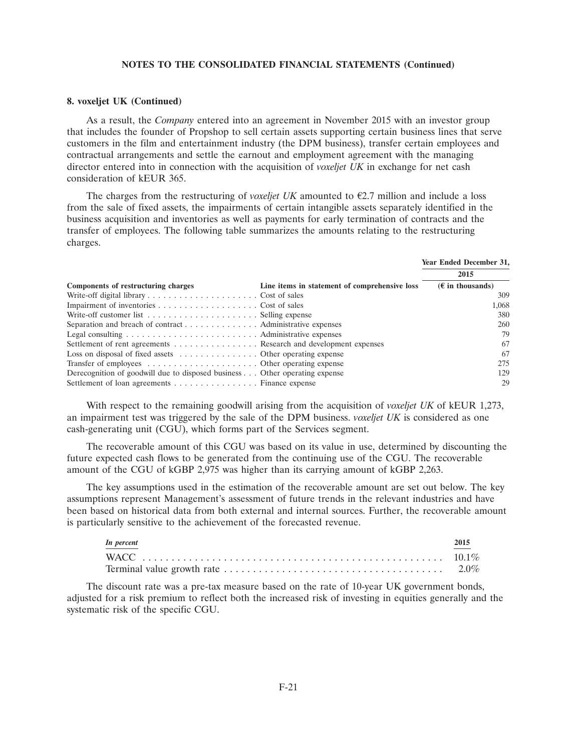**NOTES TO THE CONSOLIDATED FINANCIAL STATEMENTS (Continued)**

**8. voxeljet UK (Continued)**

As a result, the *Company* entered into an agreement in November 2015 with an investor group that includes the founder of Propshop to sell certain assets supporting certain business lines that serve customers in the film and entertainment industry (the DPM business), transfer certain employees and contractual arrangements and settle the earnout and employment agreement with the managing director entered into in connection with the acquisition of *voxeljet UK* in exchange for net cash consideration of kEUR 365.

The charges from the restructuring of *voxeljet UK* amounted to €2.7 million and include a loss from the sale of fixed assets, the impairments of certain intangible assets separately identified in the business acquisition and inventories as well as payments for early termination of contracts and the transfer of employees. The following table summarizes the amounts relating to the restructuring charges.

| | | Year Ended December 31, |
|---|---|---|
| | | 2015 |
| **Components of restructuring charges** | **Line items in statement of comprehensive loss** | **(€ in thousands)** |
| Write-off digital library | Cost of sales | 309 |
| Impairment of inventories | Cost of sales | 1,068 |
| Write-off customer list | Selling expense | 380 |
| Separation and breach of contract | Administrative expenses | 260 |
| Legal consulting | Administrative expenses | 79 |
| Settlement of rent agreements | Research and development expenses | 67 |
| Loss on disposal of fixed assets | Other operating expense | 67 |
| Transfer of employees | Other operating expense | 275 |
| Derecognition of goodwill due to disposed business | Other operating expense | 129 |
| Settlement of loan agreements | Finance expense | 29 |

With respect to the remaining goodwill arising from the acquisition of *voxeljet UK* of kEUR 1,273, an impairment test was triggered by the sale of the DPM business. *voxeljet UK* is considered as one cash-generating unit (CGU), which forms part of the Services segment.

The recoverable amount of this CGU was based on its value in use, determined by discounting the future expected cash flows to be generated from the continuing use of the CGU. The recoverable amount of the CGU of kGBP 2,975 was higher than its carrying amount of kGBP 2,263.

The key assumptions used in the estimation of the recoverable amount are set out below. The key assumptions represent Management's assessment of future trends in the relevant industries and have been based on historical data from both external and internal sources. Further, the recoverable amount is particularly sensitive to the achievement of the forecasted revenue.

| *In percent* | 2015 |
|---|---|
| WACC | 10.1% |
| Terminal value growth rate | 2.0% |

The discount rate was a pre-tax measure based on the rate of 10-year UK government bonds, adjusted for a risk premium to reflect both the increased risk of investing in equities generally and the systematic risk of the specific CGU.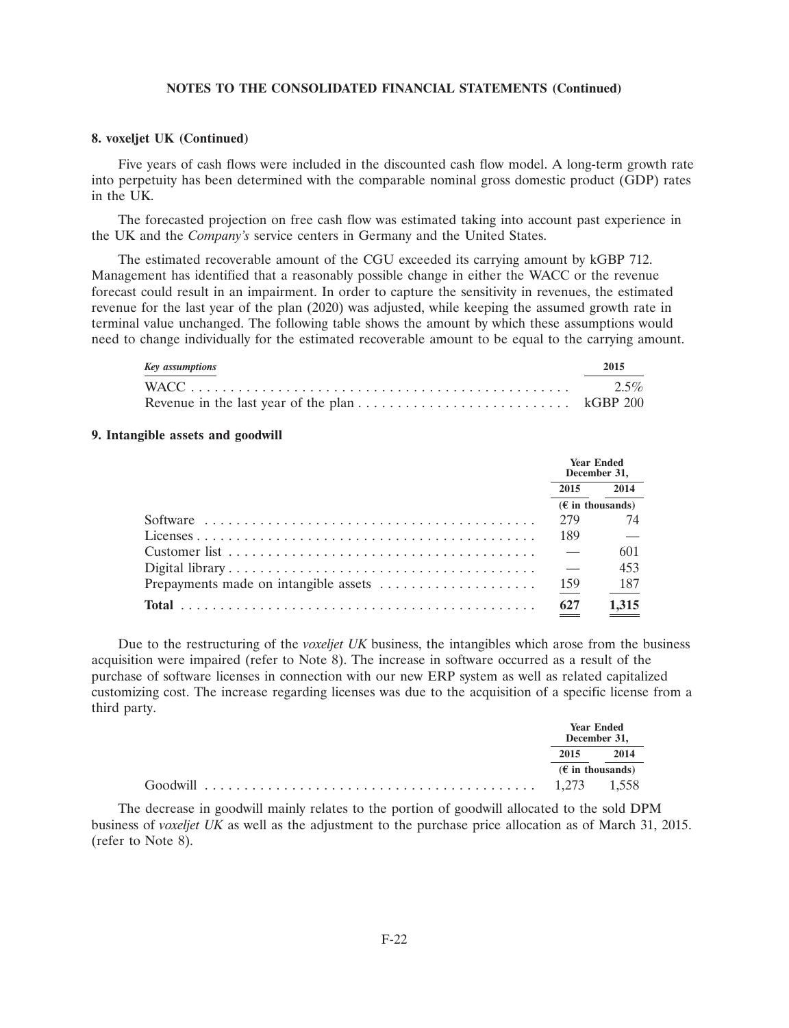NOTES TO THE CONSOLIDATED FINANCIAL STATEMENTS (Continued)

**8. voxeljet UK (Continued)**

Five years of cash flows were included in the discounted cash flow model. A long-term growth rate into perpetuity has been determined with the comparable nominal gross domestic product (GDP) rates in the UK.

The forecasted projection on free cash flow was estimated taking into account past experience in the UK and the *Company's* service centers in Germany and the United States.

The estimated recoverable amount of the CGU exceeded its carrying amount by kGBP 712. Management has identified that a reasonably possible change in either the WACC or the revenue forecast could result in an impairment. In order to capture the sensitivity in revenues, the estimated revenue for the last year of the plan (2020) was adjusted, while keeping the assumed growth rate in terminal value unchanged. The following table shows the amount by which these assumptions would need to change individually for the estimated recoverable amount to be equal to the carrying amount.

| *Key assumptions* | 2015 |
|---|---|
| WACC | 2.5% |
| Revenue in the last year of the plan | kGBP 200 |

## 9. Intangible assets and goodwill

| | Year Ended December 31, | |
|---|---|---|
| | 2015 | 2014 |
| | (€ in thousands) | |
| Software | 279 | 74 |
| Licenses | 189 | — |
| Customer list | — | 601 |
| Digital library | — | 453 |
| Prepayments made on intangible assets | 159 | 187 |
| **Total** | 627 | 1,315 |

Due to the restructuring of the *voxeljet UK* business, the intangibles which arose from the business acquisition were impaired (refer to Note 8). The increase in software occurred as a result of the purchase of software licenses in connection with our new ERP system as well as related capitalized customizing cost. The increase regarding licenses was due to the acquisition of a specific license from a third party.

| | Year Ended December 31, | |
|---|---|---|
| | 2015 | 2014 |
| | (€ in thousands) | |
| Goodwill | 1,273 | 1,558 |

The decrease in goodwill mainly relates to the portion of goodwill allocated to the sold DPM business of *voxeljet UK* as well as the adjustment to the purchase price allocation as of March 31, 2015. (refer to Note 8).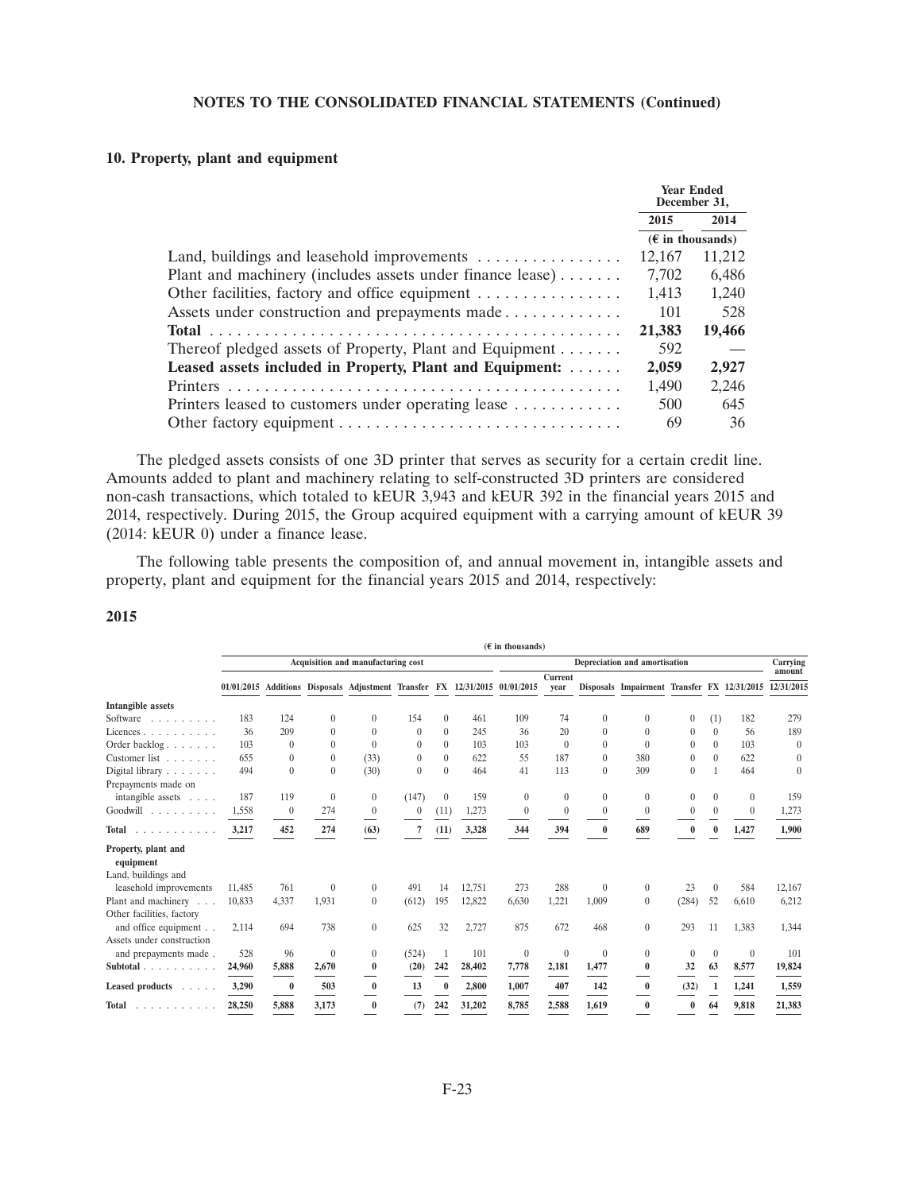## 10. Property, plant and equipment

| | Year Ended December 31, | |
|---|---|---|
| | 2015 | 2014 |
| | (€ in thousands) | |
| Land, buildings and leasehold improvements | 12,167 | 11,212 |
| Plant and machinery (includes assets under finance lease) | 7,702 | 6,486 |
| Other facilities, factory and office equipment | 1,413 | 1,240 |
| Assets under construction and prepayments made | 101 | 528 |
| **Total** | **21,383** | **19,466** |
| Thereof pledged assets of Property, Plant and Equipment | 592 | — |
| **Leased assets included in Property, Plant and Equipment:** | **2,059** | **2,927** |
| Printers | 1,490 | 2,246 |
| Printers leased to customers under operating lease | 500 | 645 |
| Other factory equipment | 69 | 36 |

The pledged assets consists of one 3D printer that serves as security for a certain credit line. Amounts added to plant and machinery relating to self-constructed 3D printers are considered non-cash transactions, which totaled to kEUR 3,943 and kEUR 392 in the financial years 2015 and 2014, respectively. During 2015, the Group acquired equipment with a carrying amount of kEUR 39 (2014: kEUR 0) under a finance lease.

The following table presents the composition of, and annual movement in, intangible assets and property, plant and equipment for the financial years 2015 and 2014, respectively:

### 2015

| | (€ in thousands) | | | | | | | | | | | | | | | Carrying amount |
|---|---|---|---|---|---|---|---|---|---|---|---|---|---|---|---|---|
| | Acquisition and manufacturing cost | | | | | | | Depreciation and amortisation | | | | | | | | |
| | 01/01/2015 | Additions | Disposals | Adjustment | Transfer | FX | 12/31/2015 | 01/01/2015 | Current year | Disposals | Impairment | Transfer | FX | 12/31/2015 | 12/31/2015 |
| **Intangible assets** | | | | | | | | | | | | | | | |
| Software | 183 | 124 | 0 | 0 | 154 | 0 | 461 | 109 | 74 | 0 | 0 | 0 | (1) | 182 | 279 |
| Licences | 36 | 209 | 0 | 0 | 0 | 0 | 245 | 36 | 20 | 0 | 0 | 0 | 0 | 56 | 189 |
| Order backlog | 103 | 0 | 0 | 0 | 0 | 0 | 103 | 103 | 0 | 0 | 0 | 0 | 0 | 103 | 0 |
| Customer list | 655 | 0 | 0 | (33) | 0 | 0 | 622 | 55 | 187 | 0 | 380 | 0 | 0 | 622 | 0 |
| Digital library | 494 | 0 | 0 | (30) | 0 | 0 | 464 | 41 | 113 | 0 | 309 | 0 | 1 | 464 | 0 |
| Prepayments made on intangible assets | 187 | 119 | 0 | 0 | (147) | 0 | 159 | 0 | 0 | 0 | 0 | 0 | 0 | 0 | 159 |
| Goodwill | 1,558 | 0 | 274 | 0 | 0 | (11) | 1,273 | 0 | 0 | 0 | 0 | 0 | 0 | 0 | 1,273 |
| **Total** | **3,217** | **452** | **274** | **(63)** | **7** | **(11)** | **3,328** | **344** | **394** | **0** | **689** | **0** | **0** | **1,427** | **1,900** |
| **Property, plant and equipment** | | | | | | | | | | | | | | | |
| Land, buildings and leasehold improvements | 11,485 | 761 | 0 | 0 | 491 | 14 | 12,751 | 273 | 288 | 0 | 0 | 23 | 0 | 584 | 12,167 |
| Plant and machinery | 10,833 | 4,337 | 1,931 | 0 | (612) | 195 | 12,822 | 6,630 | 1,221 | 1,009 | 0 | (284) | 52 | 6,610 | 6,212 |
| Other facilities, factory and office equipment | 2,114 | 694 | 738 | 0 | 625 | 32 | 2,727 | 875 | 672 | 468 | 0 | 293 | 11 | 1,383 | 1,344 |
| Assets under construction and prepayments made | 528 | 96 | 0 | 0 | (524) | 1 | 101 | 0 | 0 | 0 | 0 | 0 | 0 | 0 | 101 |
| **Subtotal** | **24,960** | **5,888** | **2,670** | **0** | **(20)** | **242** | **28,402** | **7,778** | **2,181** | **1,477** | **0** | **32** | **63** | **8,577** | **19,824** |
| **Leased products** | **3,290** | **0** | **503** | **0** | **13** | **0** | **2,800** | **1,007** | **407** | **142** | **0** | **(32)** | **1** | **1,241** | **1,559** |
| **Total** | **28,250** | **5,888** | **3,173** | **0** | **(7)** | **242** | **31,202** | **8,785** | **2,588** | **1,619** | **0** | **0** | **64** | **9,818** | **21,383** |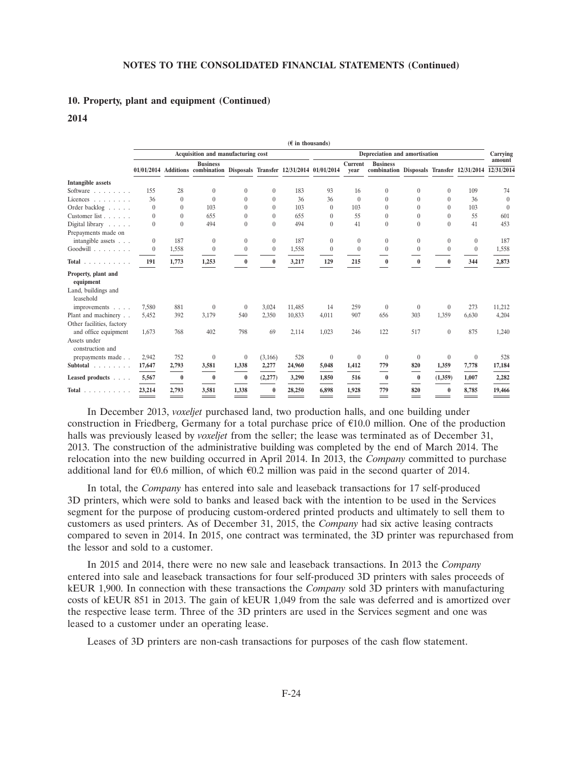## 10. Property, plant and equipment (Continued)

### 2014

| | (€ in thousands) | | | | | | | | | | | | | |
|---|---|---|---|---|---|---|---|---|---|---|---|---|---|---|
| | Acquisition and manufacturing cost | | | | | | Depreciation and amortisation | | | | | | | Carrying amount |
| | 01/01/2014 | Additions | Business combination | Disposals | Transfer | 12/31/2014 | 01/01/2014 | Current year | Business combination | Disposals | Transfer | 12/31/2014 | | 12/31/2014 |
| **Intangible assets** | | | | | | | | | | | | | | |
| Software | 155 | 28 | 0 | 0 | 0 | 183 | 93 | 16 | 0 | 0 | 0 | 109 | | 74 |
| Licences | 36 | 0 | 0 | 0 | 0 | 36 | 36 | 0 | 0 | 0 | 0 | 36 | | 0 |
| Order backlog | 0 | 0 | 103 | 0 | 0 | 103 | 0 | 103 | 0 | 0 | 0 | 103 | | 0 |
| Customer list | 0 | 0 | 655 | 0 | 0 | 655 | 0 | 55 | 0 | 0 | 0 | 55 | | 601 |
| Digital library | 0 | 0 | 494 | 0 | 0 | 494 | 0 | 41 | 0 | 0 | 0 | 41 | | 453 |
| Prepayments made on intangible assets | 0 | 187 | 0 | 0 | 0 | 187 | 0 | 0 | 0 | 0 | 0 | 0 | | 187 |
| Goodwill | 0 | 1,558 | 0 | 0 | 0 | 1,558 | 0 | 0 | 0 | 0 | 0 | 0 | | 1,558 |
| **Total** | **191** | **1,773** | **1,253** | **0** | **0** | **3,217** | **129** | **215** | **0** | **0** | **0** | **344** | | **2,873** |
| **Property, plant and equipment** | | | | | | | | | | | | | | |
| Land, buildings and leasehold improvements | 7,580 | 881 | 0 | 0 | 3,024 | 11,485 | 14 | 259 | 0 | 0 | 0 | 273 | | 11,212 |
| Plant and machinery | 5,452 | 392 | 3,179 | 540 | 2,350 | 10,833 | 4,011 | 907 | 656 | 303 | 1,359 | 6,630 | | 4,204 |
| Other facilities, factory and office equipment | 1,673 | 768 | 402 | 798 | 69 | 2,114 | 1,023 | 246 | 122 | 517 | 0 | 875 | | 1,240 |
| Assets under construction and prepayments made | 2,942 | 752 | 0 | 0 | (3,166) | 528 | 0 | 0 | 0 | 0 | 0 | 0 | | 528 |
| **Subtotal** | **17,647** | **2,793** | **3,581** | **1,338** | **2,277** | **24,960** | **5,048** | **1,412** | **779** | **820** | **1,359** | **7,778** | | **17,184** |
| **Leased products** | **5,567** | **0** | **0** | **0** | **(2,277)** | **3,290** | **1,850** | **516** | **0** | **0** | **(1,359)** | **1,007** | | **2,282** |
| **Total** | **23,214** | **2,793** | **3,581** | **1,338** | **0** | **28,250** | **6,898** | **1,928** | **779** | **820** | **0** | **8,785** | | **19,466** |

In December 2013, *voxeljet* purchased land, two production halls, and one building under construction in Friedberg, Germany for a total purchase price of €10.0 million. One of the production halls was previously leased by *voxeljet* from the seller; the lease was terminated as of December 31, 2013. The construction of the administrative building was completed by the end of March 2014. The relocation into the new building occurred in April 2014. In 2013, the *Company* committed to purchase additional land for €0.6 million, of which €0.2 million was paid in the second quarter of 2014.

In total, the *Company* has entered into sale and leaseback transactions for 17 self-produced 3D printers, which were sold to banks and leased back with the intention to be used in the Services segment for the purpose of producing custom-ordered printed products and ultimately to sell them to customers as used printers. As of December 31, 2015, the *Company* had six active leasing contracts compared to seven in 2014. In 2015, one contract was terminated, the 3D printer was repurchased from the lessor and sold to a customer.

In 2015 and 2014, there were no new sale and leaseback transactions. In 2013 the *Company* entered into sale and leaseback transactions for four self-produced 3D printers with sales proceeds of kEUR 1,900. In connection with these transactions the *Company* sold 3D printers with manufacturing costs of kEUR 851 in 2013. The gain of kEUR 1,049 from the sale was deferred and is amortized over the respective lease term. Three of the 3D printers are used in the Services segment and one was leased to a customer under an operating lease.

Leases of 3D printers are non-cash transactions for purposes of the cash flow statement.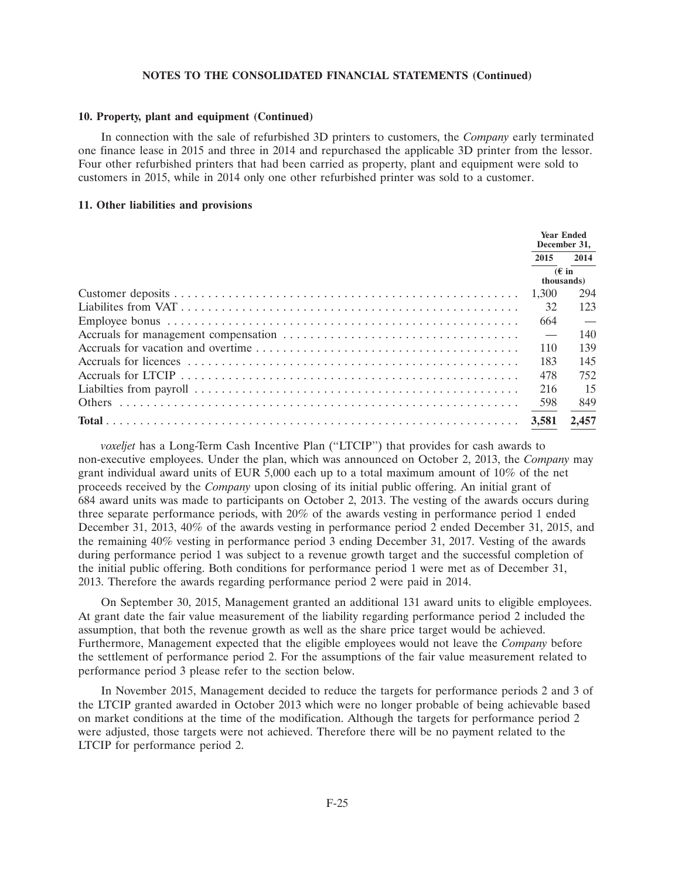**NOTES TO THE CONSOLIDATED FINANCIAL STATEMENTS (Continued)**

### 10. Property, plant and equipment (Continued)

In connection with the sale of refurbished 3D printers to customers, the *Company* early terminated one finance lease in 2015 and three in 2014 and repurchased the applicable 3D printer from the lessor. Four other refurbished printers that had been carried as property, plant and equipment were sold to customers in 2015, while in 2014 only one other refurbished printer was sold to a customer.

### 11. Other liabilities and provisions

| | Year Ended December 31, | |
|---|---|---|
| | 2015 | 2014 |
| | (€ in thousands) | |
| Customer deposits | 1,300 | 294 |
| Liabilites from VAT | 32 | 123 |
| Employee bonus | 664 | — |
| Accruals for management compensation | — | 140 |
| Accruals for vacation and overtime | 110 | 139 |
| Accruals for licences | 183 | 145 |
| Accruals for LTCIP | 478 | 752 |
| Liabilties from payroll | 216 | 15 |
| Others | 598 | 849 |
| **Total** | **3,581** | **2,457** |

*voxeljet* has a Long-Term Cash Incentive Plan ("LTCIP") that provides for cash awards to non-executive employees. Under the plan, which was announced on October 2, 2013, the *Company* may grant individual award units of EUR 5,000 each up to a total maximum amount of 10% of the net proceeds received by the *Company* upon closing of its initial public offering. An initial grant of 684 award units was made to participants on October 2, 2013. The vesting of the awards occurs during three separate performance periods, with 20% of the awards vesting in performance period 1 ended December 31, 2013, 40% of the awards vesting in performance period 2 ended December 31, 2015, and the remaining 40% vesting in performance period 3 ending December 31, 2017. Vesting of the awards during performance period 1 was subject to a revenue growth target and the successful completion of the initial public offering. Both conditions for performance period 1 were met as of December 31, 2013. Therefore the awards regarding performance period 2 were paid in 2014.

On September 30, 2015, Management granted an additional 131 award units to eligible employees. At grant date the fair value measurement of the liability regarding performance period 2 included the assumption, that both the revenue growth as well as the share price target would be achieved. Furthermore, Management expected that the eligible employees would not leave the *Company* before the settlement of performance period 2. For the assumptions of the fair value measurement related to performance period 3 please refer to the section below.

In November 2015, Management decided to reduce the targets for performance periods 2 and 3 of the LTCIP granted awarded in October 2013 which were no longer probable of being achievable based on market conditions at the time of the modification. Although the targets for performance period 2 were adjusted, those targets were not achieved. Therefore there will be no payment related to the LTCIP for performance period 2.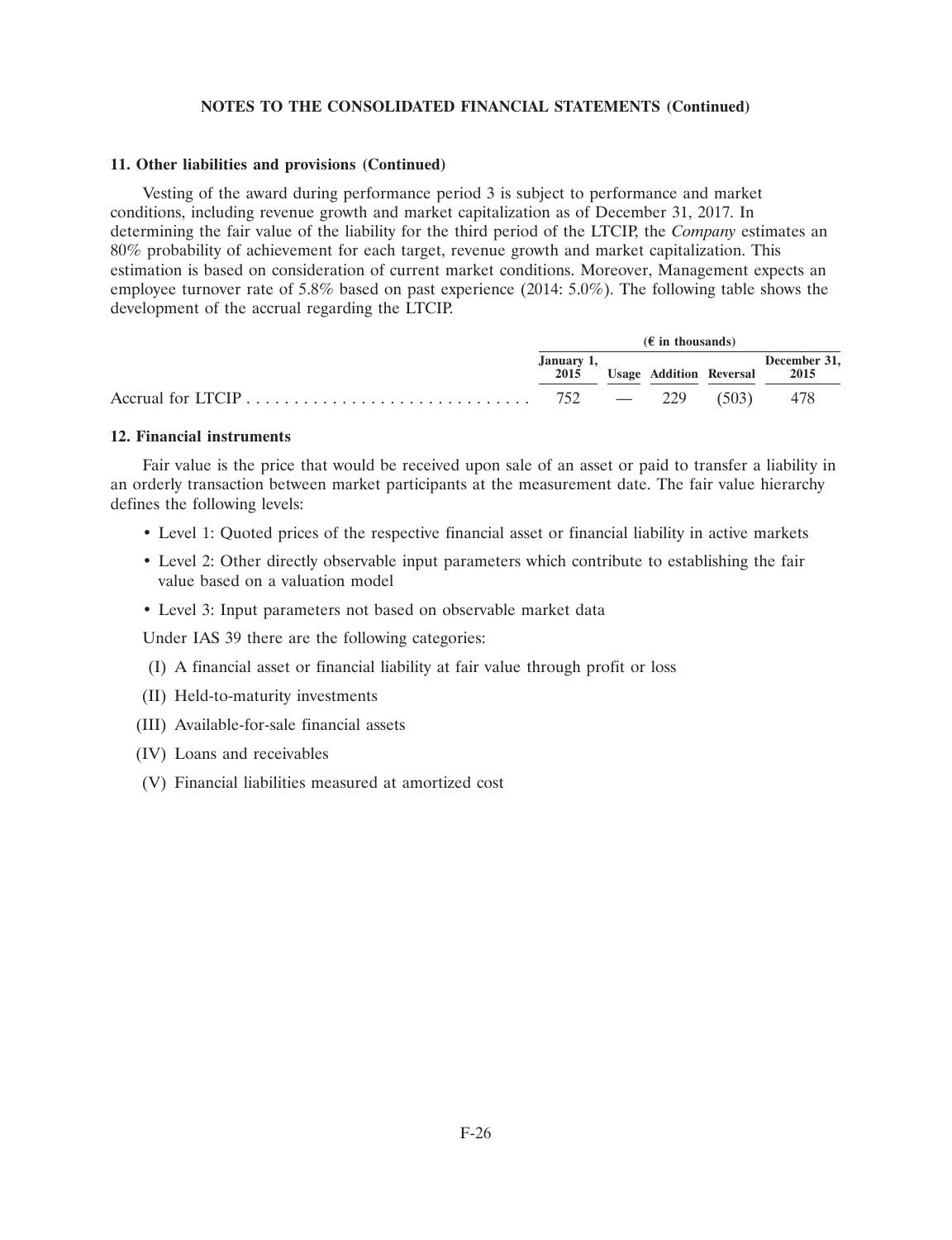**NOTES TO THE CONSOLIDATED FINANCIAL STATEMENTS (Continued)**

### 11. Other liabilities and provisions (Continued)

Vesting of the award during performance period 3 is subject to performance and market conditions, including revenue growth and market capitalization as of December 31, 2017. In determining the fair value of the liability for the third period of the LTCIP, the *Company* estimates an 80% probability of achievement for each target, revenue growth and market capitalization. This estimation is based on consideration of current market conditions. Moreover, Management expects an employee turnover rate of 5.8% based on past experience (2014: 5.0%). The following table shows the development of the accrual regarding the LTCIP.

| | (€ in thousands) | | | | |
|---|---|---|---|---|---|
| | January 1, 2015 | Usage | Addition | Reversal | December 31, 2015 |
| Accrual for LTCIP | 752 | — | 229 | (503) | 478 |

### 12. Financial instruments

Fair value is the price that would be received upon sale of an asset or paid to transfer a liability in an orderly transaction between market participants at the measurement date. The fair value hierarchy defines the following levels:

- Level 1: Quoted prices of the respective financial asset or financial liability in active markets
- Level 2: Other directly observable input parameters which contribute to establishing the fair value based on a valuation model
- Level 3: Input parameters not based on observable market data

Under IAS 39 there are the following categories:

(I) A financial asset or financial liability at fair value through profit or loss

(II) Held-to-maturity investments

(III) Available-for-sale financial assets

(IV) Loans and receivables

(V) Financial liabilities measured at amortized cost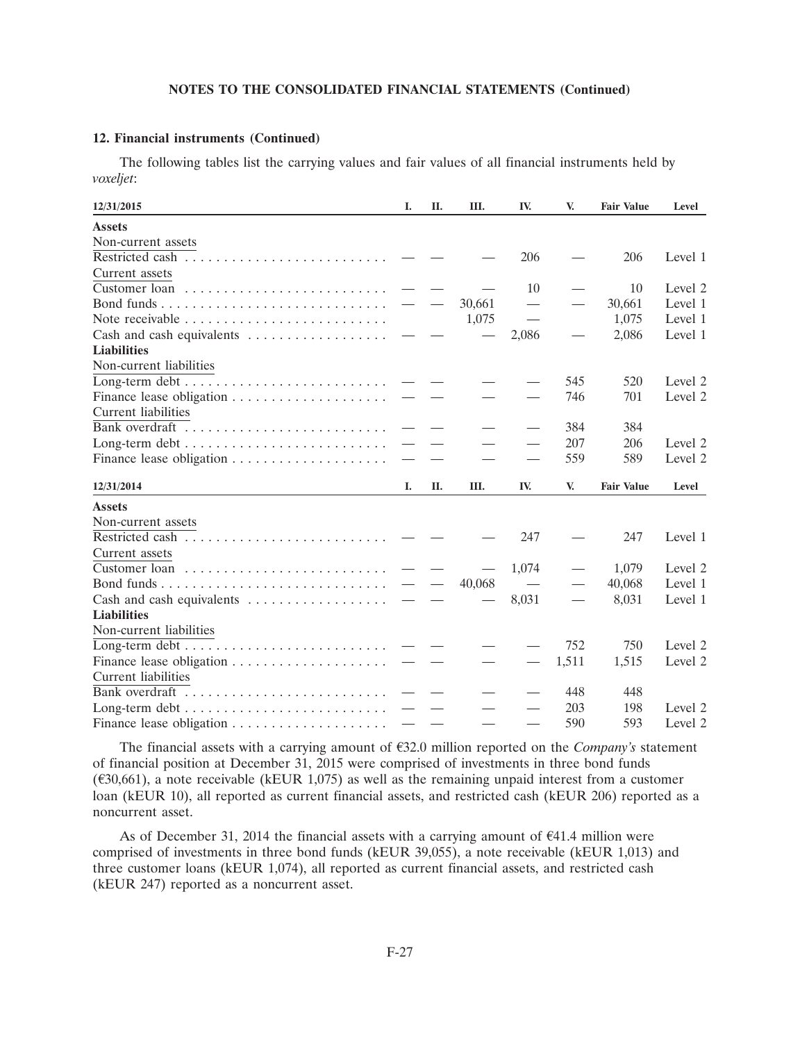**NOTES TO THE CONSOLIDATED FINANCIAL STATEMENTS (Continued)**

**12. Financial instruments (Continued)**

The following tables list the carrying values and fair values of all financial instruments held by *voxeljet*:

| 12/31/2015 | I. | II. | III. | IV. | V. | Fair Value | Level |
|---|---|---|---|---|---|---|---|
| **Assets** | | | | | | | |
| Non-current assets | | | | | | | |
| Restricted cash | — | — | — | 206 | — | 206 | Level 1 |
| Current assets | | | | | | | |
| Customer loan | — | — | — | 10 | — | 10 | Level 2 |
| Bond funds | — | — | 30,661 | — | — | 30,661 | Level 1 |
| Note receivable | | | 1,075 | — | | 1,075 | Level 1 |
| Cash and cash equivalents | — | — | — | 2,086 | — | 2,086 | Level 1 |
| **Liabilities** | | | | | | | |
| Non-current liabilities | | | | | | | |
| Long-term debt | — | — | — | — | 545 | 520 | Level 2 |
| Finance lease obligation | — | — | — | — | 746 | 701 | Level 2 |
| Current liabilities | | | | | | | |
| Bank overdraft | — | — | — | — | 384 | 384 | |
| Long-term debt | — | — | — | — | 207 | 206 | Level 2 |
| Finance lease obligation | — | — | — | — | 559 | 589 | Level 2 |

| 12/31/2014 | I. | II. | III. | IV. | V. | Fair Value | Level |
|---|---|---|---|---|---|---|---|
| **Assets** | | | | | | | |
| Non-current assets | | | | | | | |
| Restricted cash | — | — | — | 247 | — | 247 | Level 1 |
| Current assets | | | | | | | |
| Customer loan | — | — | — | 1,074 | — | 1,079 | Level 2 |
| Bond funds | — | — | 40,068 | — | — | 40,068 | Level 1 |
| Cash and cash equivalents | — | — | — | 8,031 | — | 8,031 | Level 1 |
| **Liabilities** | | | | | | | |
| Non-current liabilities | | | | | | | |
| Long-term debt | — | — | — | — | 752 | 750 | Level 2 |
| Finance lease obligation | — | — | — | — | 1,511 | 1,515 | Level 2 |
| Current liabilities | | | | | | | |
| Bank overdraft | — | — | — | — | 448 | 448 | |
| Long-term debt | — | — | — | — | 203 | 198 | Level 2 |
| Finance lease obligation | — | — | — | — | 590 | 593 | Level 2 |

The financial assets with a carrying amount of €32.0 million reported on the *Company's* statement of financial position at December 31, 2015 were comprised of investments in three bond funds (€30,661), a note receivable (kEUR 1,075) as well as the remaining unpaid interest from a customer loan (kEUR 10), all reported as current financial assets, and restricted cash (kEUR 206) reported as a noncurrent asset.

As of December 31, 2014 the financial assets with a carrying amount of €41.4 million were comprised of investments in three bond funds (kEUR 39,055), a note receivable (kEUR 1,013) and three customer loans (kEUR 1,074), all reported as current financial assets, and restricted cash (kEUR 247) reported as a noncurrent asset.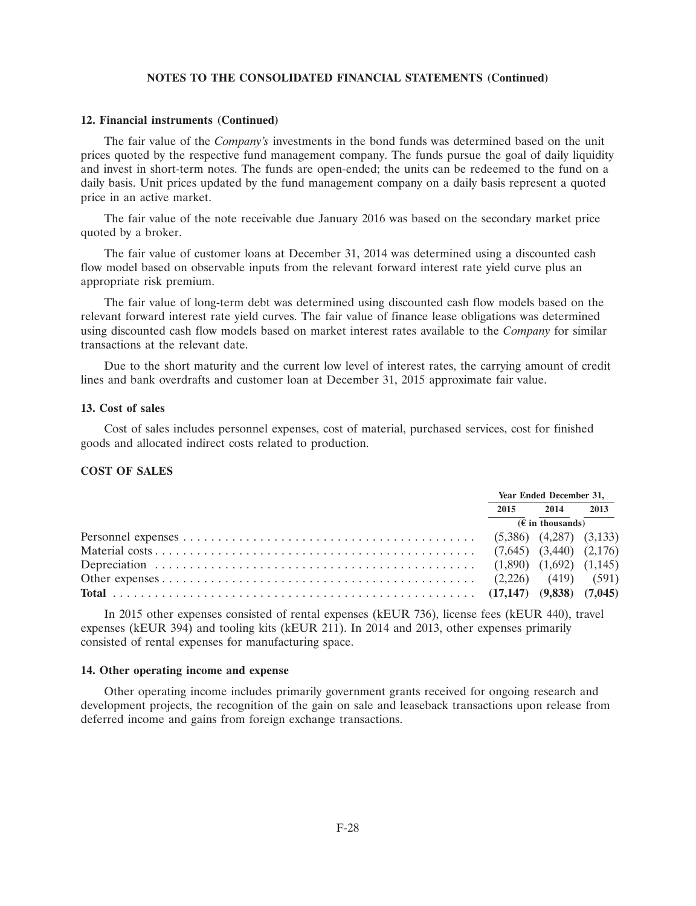**NOTES TO THE CONSOLIDATED FINANCIAL STATEMENTS (Continued)**

### 12. Financial instruments (Continued)

The fair value of the *Company's* investments in the bond funds was determined based on the unit prices quoted by the respective fund management company. The funds pursue the goal of daily liquidity and invest in short-term notes. The funds are open-ended; the units can be redeemed to the fund on a daily basis. Unit prices updated by the fund management company on a daily basis represent a quoted price in an active market.

The fair value of the note receivable due January 2016 was based on the secondary market price quoted by a broker.

The fair value of customer loans at December 31, 2014 was determined using a discounted cash flow model based on observable inputs from the relevant forward interest rate yield curve plus an appropriate risk premium.

The fair value of long-term debt was determined using discounted cash flow models based on the relevant forward interest rate yield curves. The fair value of finance lease obligations was determined using discounted cash flow models based on market interest rates available to the *Company* for similar transactions at the relevant date.

Due to the short maturity and the current low level of interest rates, the carrying amount of credit lines and bank overdrafts and customer loan at December 31, 2015 approximate fair value.

### 13. Cost of sales

Cost of sales includes personnel expenses, cost of material, purchased services, cost for finished goods and allocated indirect costs related to production.

**COST OF SALES**

| | Year Ended December 31, | | |
|---|---|---|---|
| | 2015 | 2014 | 2013 |
| | (€ in thousands) | | |
| Personnel expenses | (5,386) | (4,287) | (3,133) |
| Material costs | (7,645) | (3,440) | (2,176) |
| Depreciation | (1,890) | (1,692) | (1,145) |
| Other expenses | (2,226) | (419) | (591) |
| **Total** | **(17,147)** | **(9,838)** | **(7,045)** |

In 2015 other expenses consisted of rental expenses (kEUR 736), license fees (kEUR 440), travel expenses (kEUR 394) and tooling kits (kEUR 211). In 2014 and 2013, other expenses primarily consisted of rental expenses for manufacturing space.

### 14. Other operating income and expense

Other operating income includes primarily government grants received for ongoing research and development projects, the recognition of the gain on sale and leaseback transactions upon release from deferred income and gains from foreign exchange transactions.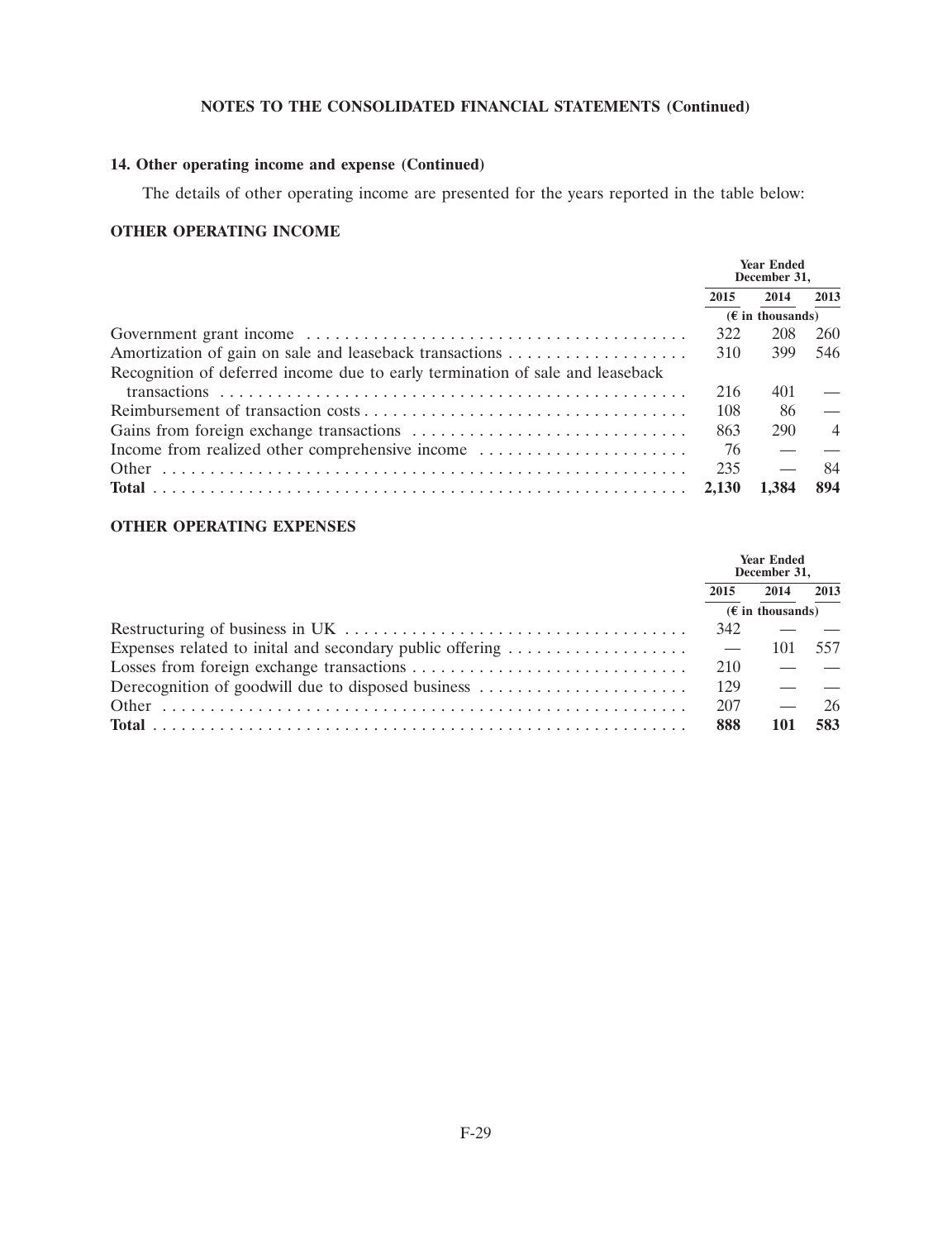## NOTES TO THE CONSOLIDATED FINANCIAL STATEMENTS (Continued)

### 14. Other operating income and expense (Continued)

The details of other operating income are presented for the years reported in the table below:

#### OTHER OPERATING INCOME

| | Year Ended December 31, | | |
|---|---|---|---|
| | 2015 | 2014 | 2013 |
| | (€ in thousands) | | |
| Government grant income | 322 | 208 | 260 |
| Amortization of gain on sale and leaseback transactions | 310 | 399 | 546 |
| Recognition of deferred income due to early termination of sale and leaseback transactions | 216 | 401 | — |
| Reimbursement of transaction costs | 108 | 86 | — |
| Gains from foreign exchange transactions | 863 | 290 | 4 |
| Income from realized other comprehensive income | 76 | — | — |
| Other | 235 | — | 84 |
| **Total** | **2,130** | **1,384** | **894** |

#### OTHER OPERATING EXPENSES

| | Year Ended December 31, | | |
|---|---|---|---|
| | 2015 | 2014 | 2013 |
| | (€ in thousands) | | |
| Restructuring of business in UK | 342 | — | — |
| Expenses related to inital and secondary public offering | — | 101 | 557 |
| Losses from foreign exchange transactions | 210 | — | — |
| Derecognition of goodwill due to disposed business | 129 | — | — |
| Other | 207 | — | 26 |
| **Total** | **888** | **101** | **583** |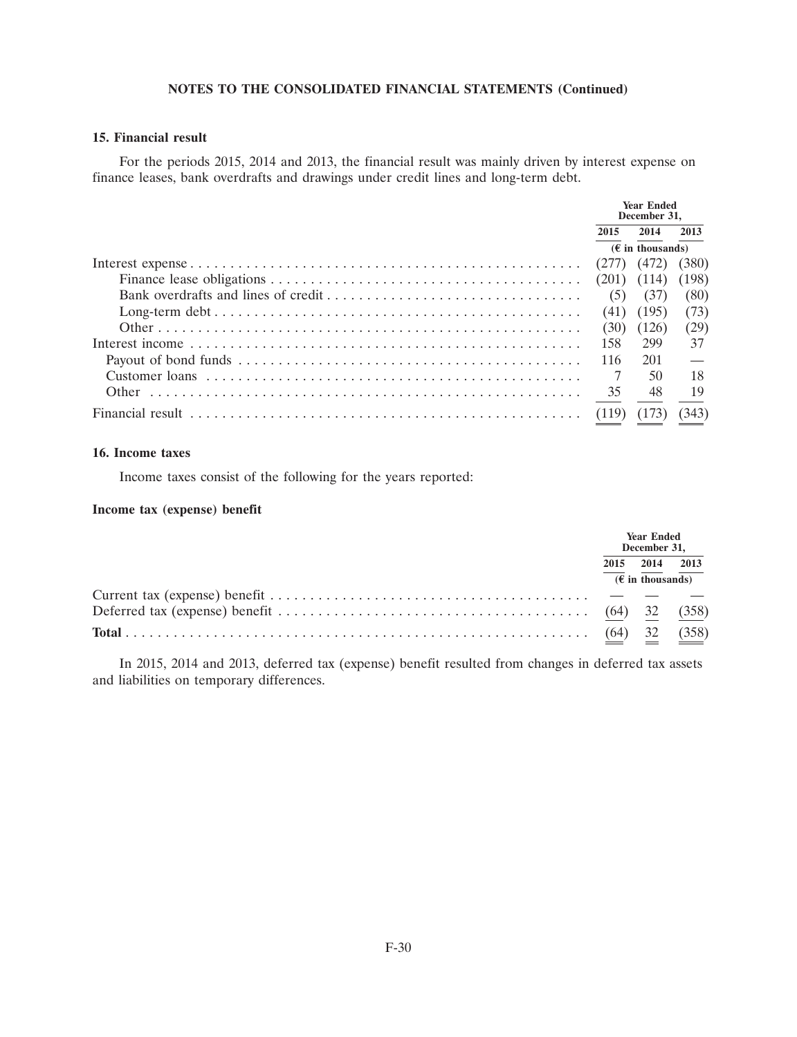**NOTES TO THE CONSOLIDATED FINANCIAL STATEMENTS (Continued)**

### 15. Financial result

For the periods 2015, 2014 and 2013, the financial result was mainly driven by interest expense on finance leases, bank overdrafts and drawings under credit lines and long-term debt.

| | Year Ended December 31, | | |
|---|---|---|---|
| | 2015 | 2014 | 2013 |
| | (€ in thousands) | | |
| Interest expense | (277) | (472) | (380) |
| Finance lease obligations | (201) | (114) | (198) |
| Bank overdrafts and lines of credit | (5) | (37) | (80) |
| Long-term debt | (41) | (195) | (73) |
| Other | (30) | (126) | (29) |
| Interest income | 158 | 299 | 37 |
| Payout of bond funds | 116 | 201 | — |
| Customer loans | 7 | 50 | 18 |
| Other | 35 | 48 | 19 |
| Financial result | (119) | (173) | (343) |

### 16. Income taxes

Income taxes consist of the following for the years reported:

**Income tax (expense) benefit**

| | Year Ended December 31, | | |
|---|---|---|---|
| | 2015 | 2014 | 2013 |
| | (€ in thousands) | | |
| Current tax (expense) benefit | — | — | — |
| Deferred tax (expense) benefit | (64) | 32 | (358) |
| **Total** | (64) | 32 | (358) |

In 2015, 2014 and 2013, deferred tax (expense) benefit resulted from changes in deferred tax assets and liabilities on temporary differences.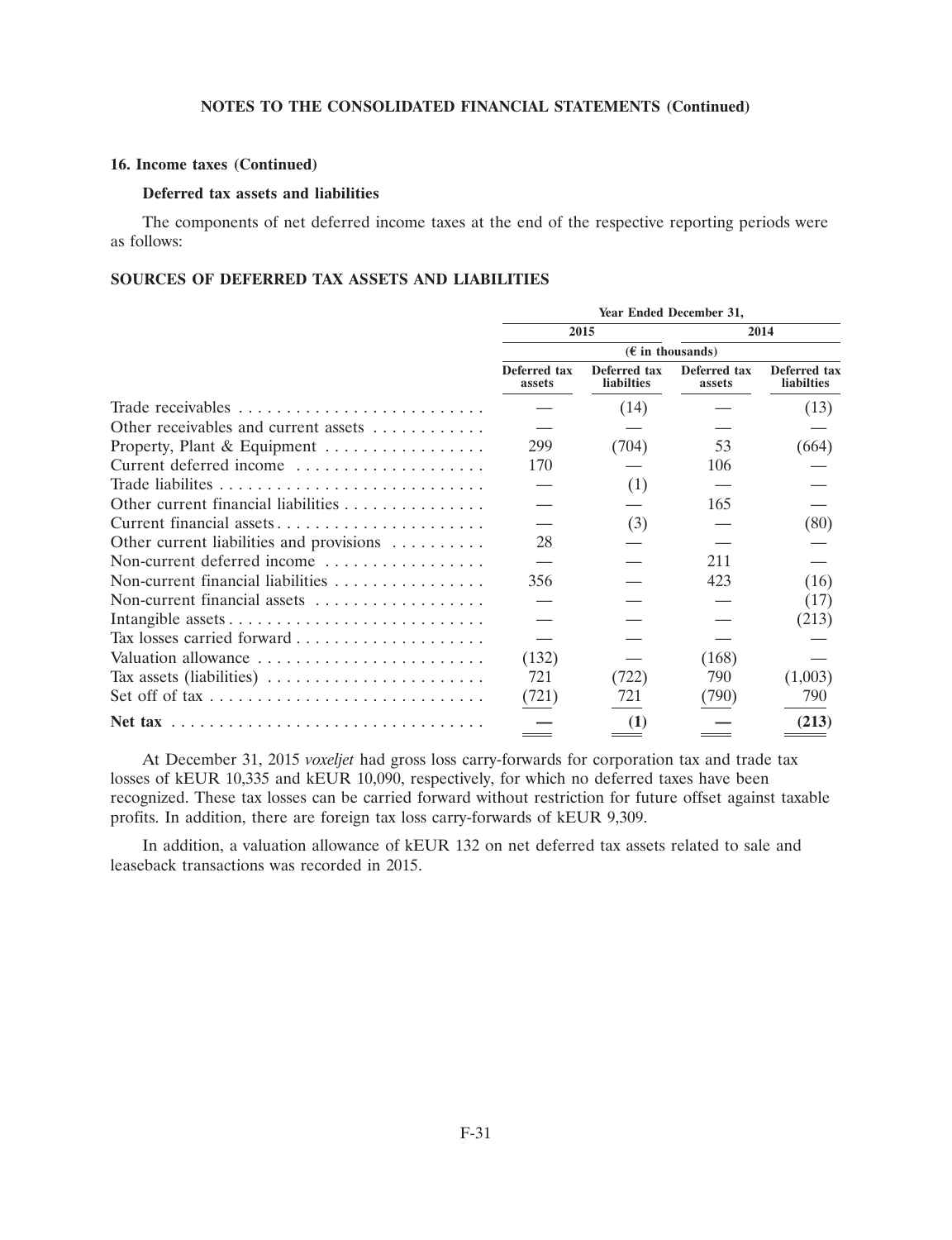## 16. Income taxes (Continued)

### Deferred tax assets and liabilities

The components of net deferred income taxes at the end of the respective reporting periods were as follows:

### SOURCES OF DEFERRED TAX ASSETS AND LIABILITIES

| | Year Ended December 31, | | | |
|---|---|---|---|---|
| | 2015 | | 2014 | |
| | (€ in thousands) | | | |
| | Deferred tax assets | Deferred tax liabilties | Deferred tax assets | Deferred tax liabilties |
| Trade receivables | — | (14) | — | (13) |
| Other receivables and current assets | — | — | — | — |
| Property, Plant & Equipment | 299 | (704) | 53 | (664) |
| Current deferred income | 170 | — | 106 | — |
| Trade liabilites | — | (1) | — | — |
| Other current financial liabilities | — | — | 165 | — |
| Current financial assets | — | (3) | — | (80) |
| Other current liabilities and provisions | 28 | — | — | — |
| Non-current deferred income | — | — | 211 | — |
| Non-current financial liabilities | 356 | — | 423 | (16) |
| Non-current financial assets | — | — | — | (17) |
| Intangible assets | — | — | — | (213) |
| Tax losses carried forward | — | — | — | — |
| Valuation allowance | (132) | — | (168) | — |
| Tax assets (liabilities) | 721 | (722) | 790 | (1,003) |
| Set off of tax | (721) | 721 | (790) | 790 |
| **Net tax** | **—** | **(1)** | **—** | **(213)** |

At December 31, 2015 *voxeljet* had gross loss carry-forwards for corporation tax and trade tax losses of kEUR 10,335 and kEUR 10,090, respectively, for which no deferred taxes have been recognized. These tax losses can be carried forward without restriction for future offset against taxable profits. In addition, there are foreign tax loss carry-forwards of kEUR 9,309.

In addition, a valuation allowance of kEUR 132 on net deferred tax assets related to sale and leaseback transactions was recorded in 2015.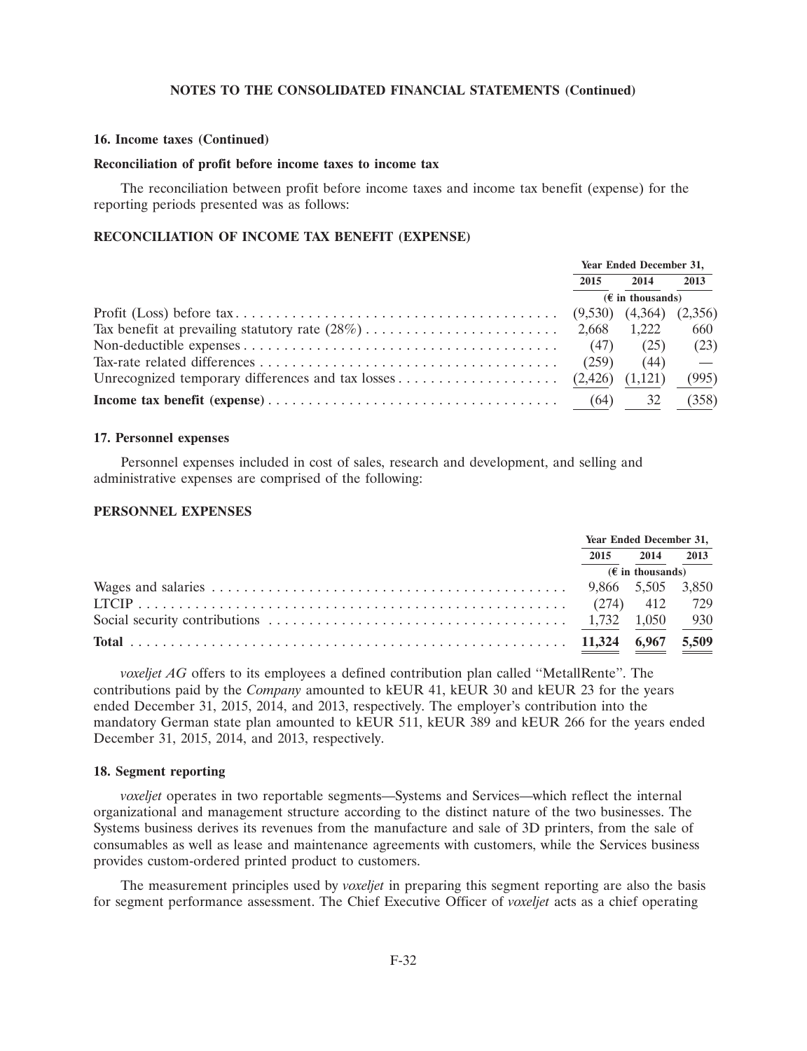### 16. Income taxes (Continued)

**Reconciliation of profit before income taxes to income tax**

The reconciliation between profit before income taxes and income tax benefit (expense) for the reporting periods presented was as follows:

**RECONCILIATION OF INCOME TAX BENEFIT (EXPENSE)**

| | Year Ended December 31, | | |
|---|---|---|---|
| | 2015 | 2014 | 2013 |
| | (€ in thousands) | | |
| Profit (Loss) before tax | (9,530) | (4,364) | (2,356) |
| Tax benefit at prevailing statutory rate (28%) | 2,668 | 1,222 | 660 |
| Non-deductible expenses | (47) | (25) | (23) |
| Tax-rate related differences | (259) | (44) | — |
| Unrecognized temporary differences and tax losses | (2,426) | (1,121) | (995) |
| **Income tax benefit (expense)** | (64) | 32 | (358) |

### 17. Personnel expenses

Personnel expenses included in cost of sales, research and development, and selling and administrative expenses are comprised of the following:

**PERSONNEL EXPENSES**

| | Year Ended December 31, | | |
|---|---|---|---|
| | 2015 | 2014 | 2013 |
| | (€ in thousands) | | |
| Wages and salaries | 9,866 | 5,505 | 3,850 |
| LTCIP | (274) | 412 | 729 |
| Social security contributions | 1,732 | 1,050 | 930 |
| **Total** | **11,324** | **6,967** | **5,509** |

*voxeljet AG* offers to its employees a defined contribution plan called ''MetallRente''. The contributions paid by the *Company* amounted to kEUR 41, kEUR 30 and kEUR 23 for the years ended December 31, 2015, 2014, and 2013, respectively. The employer's contribution into the mandatory German state plan amounted to kEUR 511, kEUR 389 and kEUR 266 for the years ended December 31, 2015, 2014, and 2013, respectively.

### 18. Segment reporting

*voxeljet* operates in two reportable segments—Systems and Services—which reflect the internal organizational and management structure according to the distinct nature of the two businesses. The Systems business derives its revenues from the manufacture and sale of 3D printers, from the sale of consumables as well as lease and maintenance agreements with customers, while the Services business provides custom-ordered printed product to customers.

The measurement principles used by *voxeljet* in preparing this segment reporting are also the basis for segment performance assessment. The Chief Executive Officer of *voxeljet* acts as a chief operating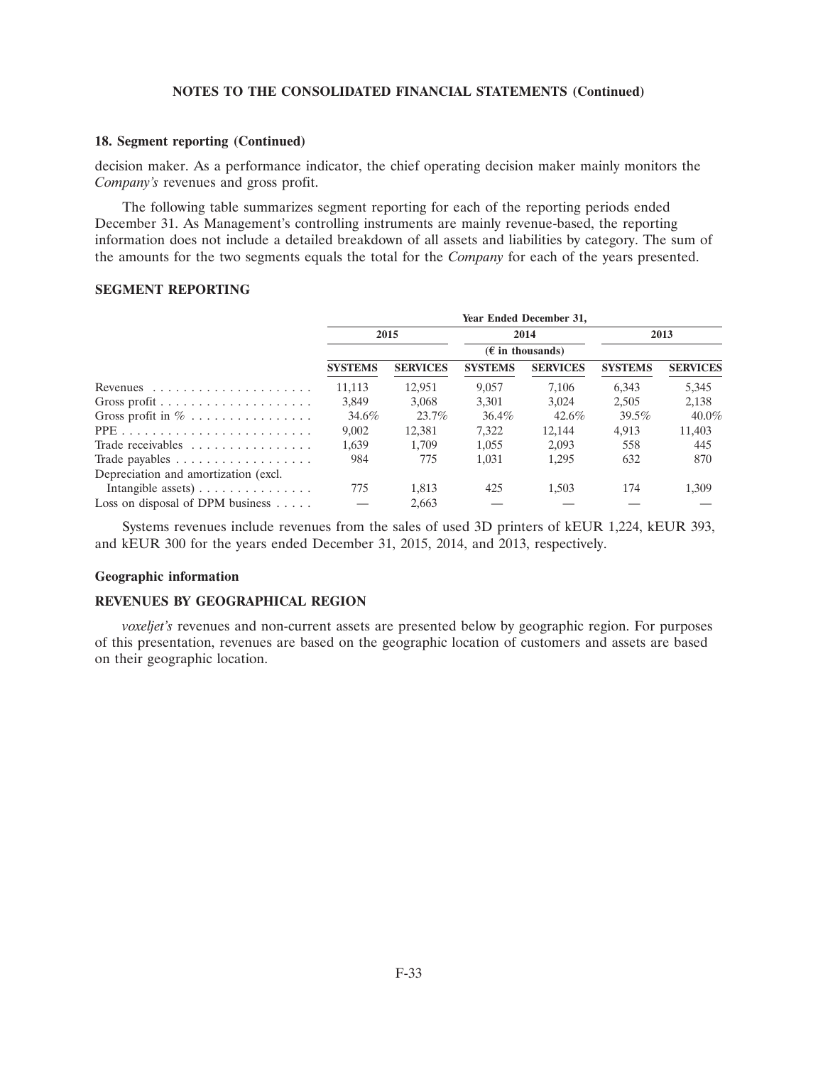## 18. Segment reporting (Continued)

decision maker. As a performance indicator, the chief operating decision maker mainly monitors the *Company's* revenues and gross profit.

The following table summarizes segment reporting for each of the reporting periods ended December 31. As Management's controlling instruments are mainly revenue-based, the reporting information does not include a detailed breakdown of all assets and liabilities by category. The sum of the amounts for the two segments equals the total for the *Company* for each of the years presented.

**SEGMENT REPORTING**

| | Year Ended December 31, | | | | | |
|---|---|---|---|---|---|---|
| | 2015 | | 2014 | | 2013 | |
| | (€ in thousands) | | | | | |
| | SYSTEMS | SERVICES | SYSTEMS | SERVICES | SYSTEMS | SERVICES |
| Revenues | 11,113 | 12,951 | 9,057 | 7,106 | 6,343 | 5,345 |
| Gross profit | 3,849 | 3,068 | 3,301 | 3,024 | 2,505 | 2,138 |
| Gross profit in % | 34.6% | 23.7% | 36.4% | 42.6% | 39.5% | 40.0% |
| PPE | 9,002 | 12,381 | 7,322 | 12,144 | 4,913 | 11,403 |
| Trade receivables | 1,639 | 1,709 | 1,055 | 2,093 | 558 | 445 |
| Trade payables | 984 | 775 | 1,031 | 1,295 | 632 | 870 |
| Depreciation and amortization (excl. Intangible assets) | 775 | 1,813 | 425 | 1,503 | 174 | 1,309 |
| Loss on disposal of DPM business | — | 2,663 | — | — | — | — |

Systems revenues include revenues from the sales of used 3D printers of kEUR 1,224, kEUR 393, and kEUR 300 for the years ended December 31, 2015, 2014, and 2013, respectively.

### Geographic information

**REVENUES BY GEOGRAPHICAL REGION**

*voxeljet's* revenues and non-current assets are presented below by geographic region. For purposes of this presentation, revenues are based on the geographic location of customers and assets are based on their geographic location.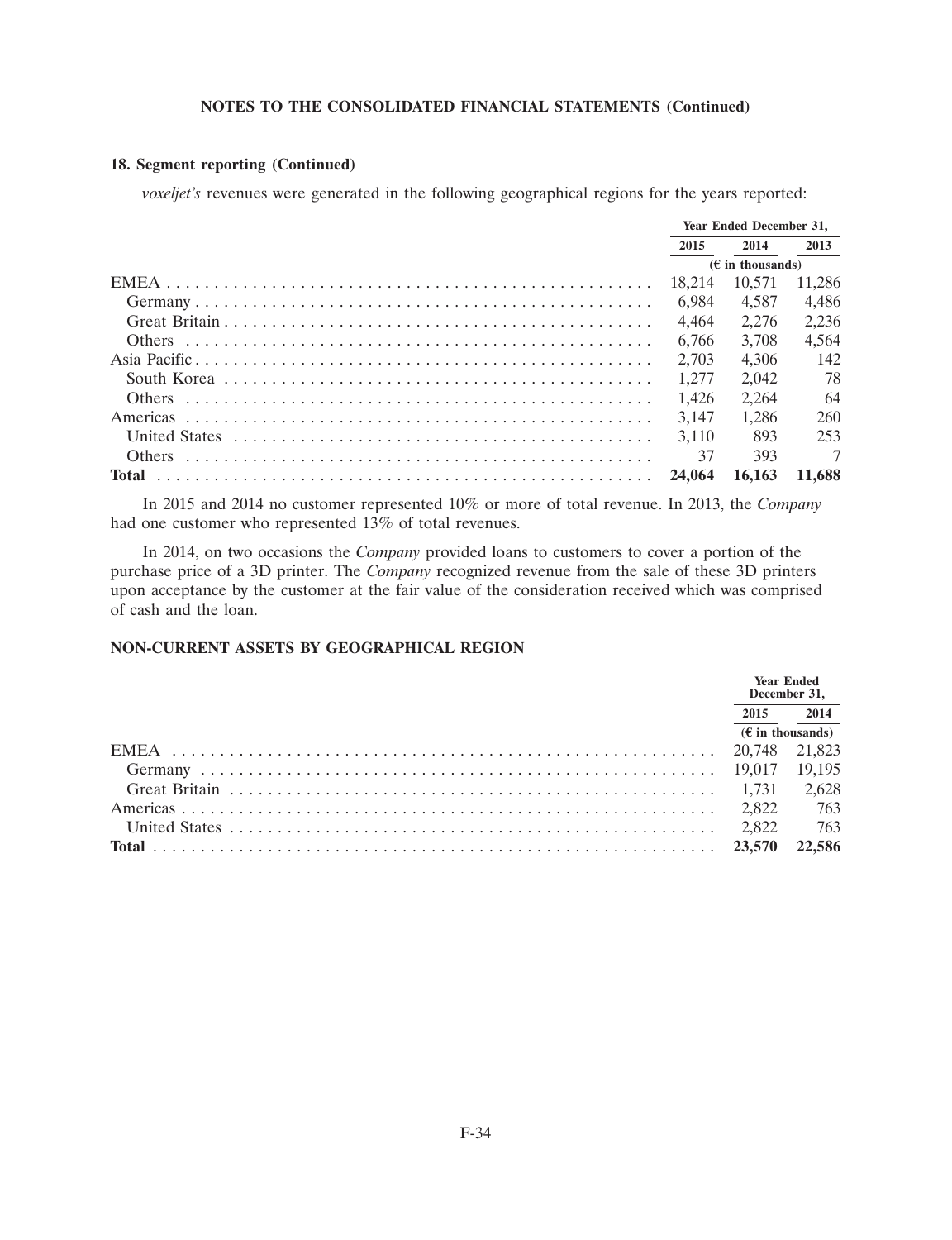## NOTES TO THE CONSOLIDATED FINANCIAL STATEMENTS (Continued)

### 18. Segment reporting (Continued)

*voxeljet's* revenues were generated in the following geographical regions for the years reported:

| | Year Ended December 31, | | |
|---|---|---|---|
| | 2015 | 2014 | 2013 |
| | (€ in thousands) | | |
| EMEA | 18,214 | 10,571 | 11,286 |
| Germany | 6,984 | 4,587 | 4,486 |
| Great Britain | 4,464 | 2,276 | 2,236 |
| Others | 6,766 | 3,708 | 4,564 |
| Asia Pacific | 2,703 | 4,306 | 142 |
| South Korea | 1,277 | 2,042 | 78 |
| Others | 1,426 | 2,264 | 64 |
| Americas | 3,147 | 1,286 | 260 |
| United States | 3,110 | 893 | 253 |
| Others | 37 | 393 | 7 |
| **Total** | **24,064** | **16,163** | **11,688** |

In 2015 and 2014 no customer represented 10% or more of total revenue. In 2013, the *Company* had one customer who represented 13% of total revenues.

In 2014, on two occasions the *Company* provided loans to customers to cover a portion of the purchase price of a 3D printer. The *Company* recognized revenue from the sale of these 3D printers upon acceptance by the customer at the fair value of the consideration received which was comprised of cash and the loan.

### NON-CURRENT ASSETS BY GEOGRAPHICAL REGION

| | Year Ended December 31, | |
|---|---|---|
| | 2015 | 2014 |
| | (€ in thousands) | |
| EMEA | 20,748 | 21,823 |
| Germany | 19,017 | 19,195 |
| Great Britain | 1,731 | 2,628 |
| Americas | 2,822 | 763 |
| United States | 2,822 | 763 |
| **Total** | **23,570** | **22,586** |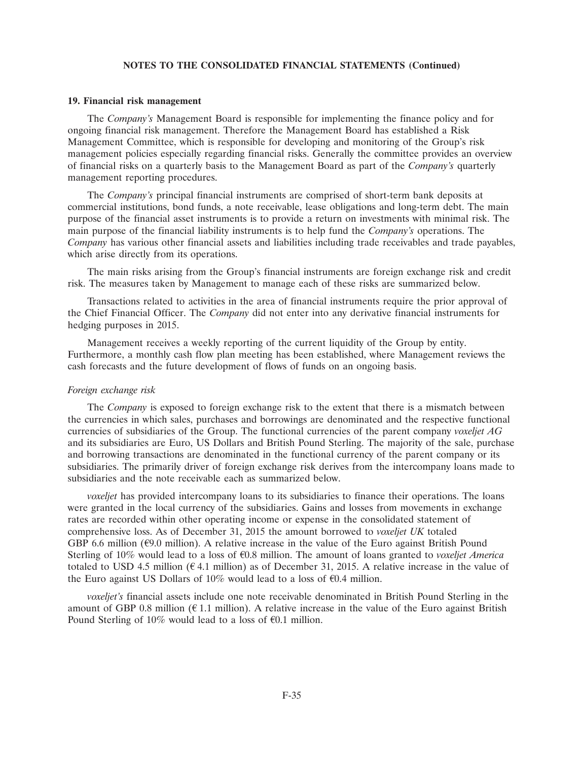**NOTES TO THE CONSOLIDATED FINANCIAL STATEMENTS (Continued)**

## 19. Financial risk management

The *Company's* Management Board is responsible for implementing the finance policy and for ongoing financial risk management. Therefore the Management Board has established a Risk Management Committee, which is responsible for developing and monitoring of the Group's risk management policies especially regarding financial risks. Generally the committee provides an overview of financial risks on a quarterly basis to the Management Board as part of the *Company's* quarterly management reporting procedures.

The *Company's* principal financial instruments are comprised of short-term bank deposits at commercial institutions, bond funds, a note receivable, lease obligations and long-term debt. The main purpose of the financial asset instruments is to provide a return on investments with minimal risk. The main purpose of the financial liability instruments is to help fund the *Company's* operations. The *Company* has various other financial assets and liabilities including trade receivables and trade payables, which arise directly from its operations.

The main risks arising from the Group's financial instruments are foreign exchange risk and credit risk. The measures taken by Management to manage each of these risks are summarized below.

Transactions related to activities in the area of financial instruments require the prior approval of the Chief Financial Officer. The *Company* did not enter into any derivative financial instruments for hedging purposes in 2015.

Management receives a weekly reporting of the current liquidity of the Group by entity. Furthermore, a monthly cash flow plan meeting has been established, where Management reviews the cash forecasts and the future development of flows of funds on an ongoing basis.

### *Foreign exchange risk*

The *Company* is exposed to foreign exchange risk to the extent that there is a mismatch between the currencies in which sales, purchases and borrowings are denominated and the respective functional currencies of subsidiaries of the Group. The functional currencies of the parent company *voxeljet AG* and its subsidiaries are Euro, US Dollars and British Pound Sterling. The majority of the sale, purchase and borrowing transactions are denominated in the functional currency of the parent company or its subsidiaries. The primarily driver of foreign exchange risk derives from the intercompany loans made to subsidiaries and the note receivable each as summarized below.

*voxeljet* has provided intercompany loans to its subsidiaries to finance their operations. The loans were granted in the local currency of the subsidiaries. Gains and losses from movements in exchange rates are recorded within other operating income or expense in the consolidated statement of comprehensive loss. As of December 31, 2015 the amount borrowed to *voxeljet UK* totaled GBP 6.6 million (€9.0 million). A relative increase in the value of the Euro against British Pound Sterling of 10% would lead to a loss of €0.8 million. The amount of loans granted to *voxeljet America* totaled to USD 4.5 million (€ 4.1 million) as of December 31, 2015. A relative increase in the value of the Euro against US Dollars of 10% would lead to a loss of €0.4 million.

*voxeljet's* financial assets include one note receivable denominated in British Pound Sterling in the amount of GBP 0.8 million (€ 1.1 million). A relative increase in the value of the Euro against British Pound Sterling of 10% would lead to a loss of €0.1 million.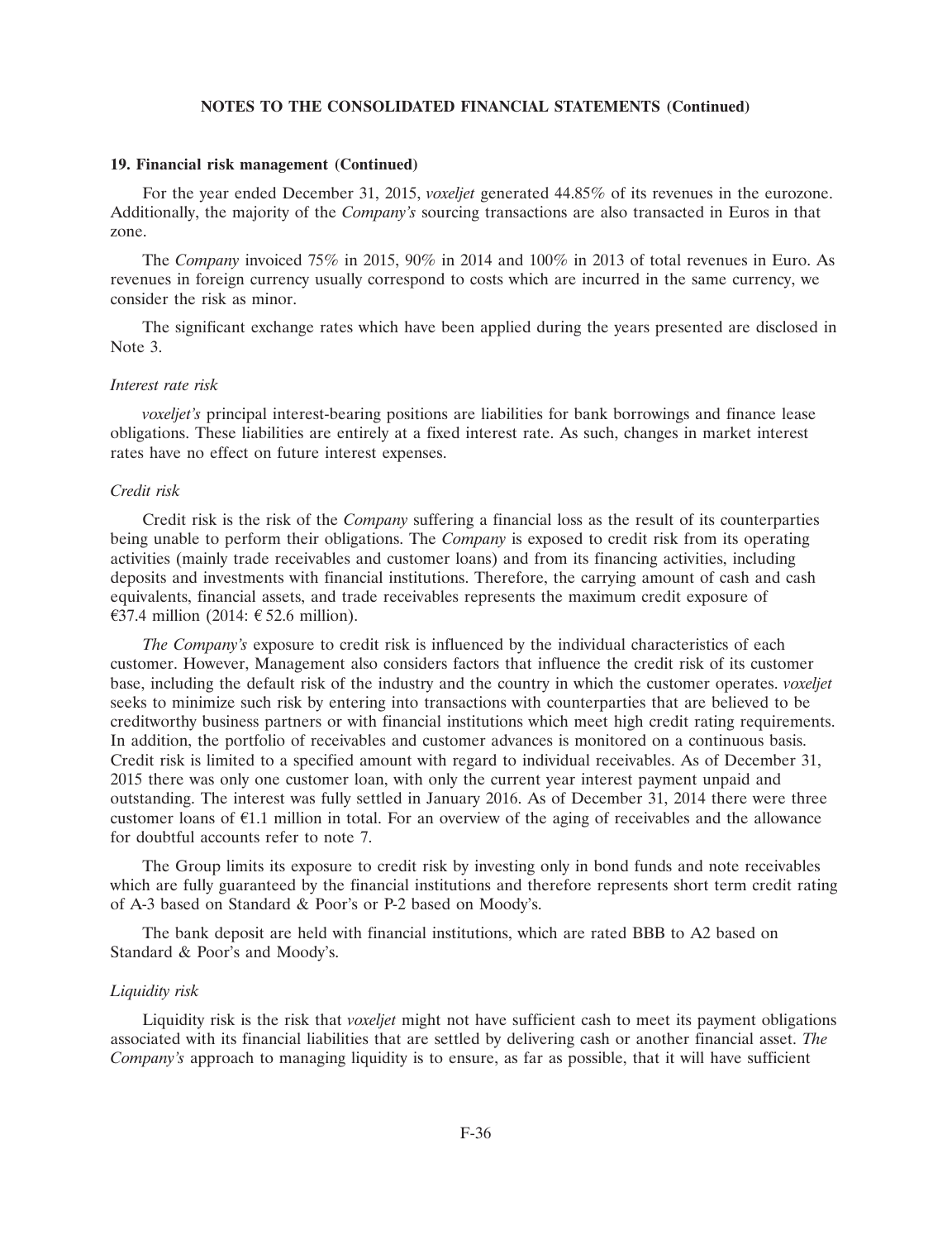**NOTES TO THE CONSOLIDATED FINANCIAL STATEMENTS (Continued)**

**19. Financial risk management (Continued)**

For the year ended December 31, 2015, *voxeljet* generated 44.85% of its revenues in the eurozone. Additionally, the majority of the *Company's* sourcing transactions are also transacted in Euros in that zone.

The *Company* invoiced 75% in 2015, 90% in 2014 and 100% in 2013 of total revenues in Euro. As revenues in foreign currency usually correspond to costs which are incurred in the same currency, we consider the risk as minor.

The significant exchange rates which have been applied during the years presented are disclosed in Note 3.

*Interest rate risk*

*voxeljet's* principal interest-bearing positions are liabilities for bank borrowings and finance lease obligations. These liabilities are entirely at a fixed interest rate. As such, changes in market interest rates have no effect on future interest expenses.

*Credit risk*

Credit risk is the risk of the *Company* suffering a financial loss as the result of its counterparties being unable to perform their obligations. The *Company* is exposed to credit risk from its operating activities (mainly trade receivables and customer loans) and from its financing activities, including deposits and investments with financial institutions. Therefore, the carrying amount of cash and cash equivalents, financial assets, and trade receivables represents the maximum credit exposure of €37.4 million (2014: € 52.6 million).

*The Company's* exposure to credit risk is influenced by the individual characteristics of each customer. However, Management also considers factors that influence the credit risk of its customer base, including the default risk of the industry and the country in which the customer operates. *voxeljet* seeks to minimize such risk by entering into transactions with counterparties that are believed to be creditworthy business partners or with financial institutions which meet high credit rating requirements. In addition, the portfolio of receivables and customer advances is monitored on a continuous basis. Credit risk is limited to a specified amount with regard to individual receivables. As of December 31, 2015 there was only one customer loan, with only the current year interest payment unpaid and outstanding. The interest was fully settled in January 2016. As of December 31, 2014 there were three customer loans of €1.1 million in total. For an overview of the aging of receivables and the allowance for doubtful accounts refer to note 7.

The Group limits its exposure to credit risk by investing only in bond funds and note receivables which are fully guaranteed by the financial institutions and therefore represents short term credit rating of A-3 based on Standard & Poor's or P-2 based on Moody's.

The bank deposit are held with financial institutions, which are rated BBB to A2 based on Standard & Poor's and Moody's.

*Liquidity risk*

Liquidity risk is the risk that *voxeljet* might not have sufficient cash to meet its payment obligations associated with its financial liabilities that are settled by delivering cash or another financial asset. *The Company's* approach to managing liquidity is to ensure, as far as possible, that it will have sufficient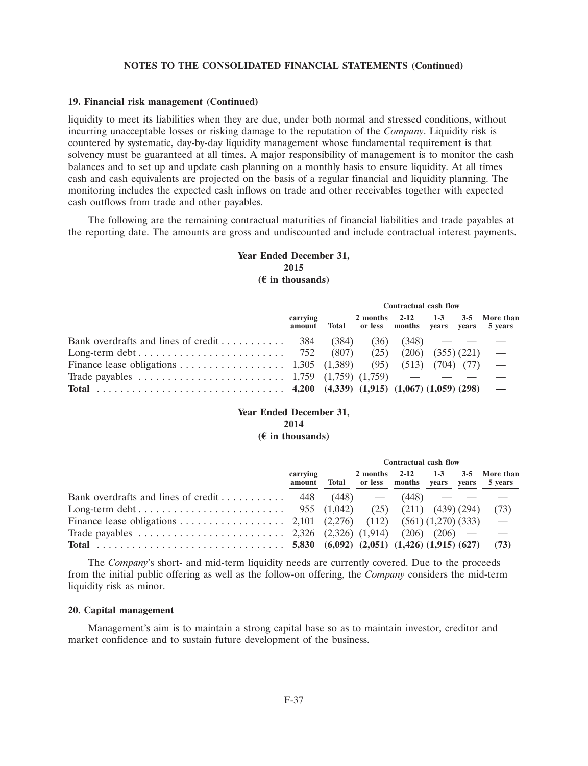NOTES TO THE CONSOLIDATED FINANCIAL STATEMENTS (Continued)

### 19. Financial risk management (Continued)

liquidity to meet its liabilities when they are due, under both normal and stressed conditions, without incurring unacceptable losses or risking damage to the reputation of the *Company*. Liquidity risk is countered by systematic, day-by-day liquidity management whose fundamental requirement is that solvency must be guaranteed at all times. A major responsibility of management is to monitor the cash balances and to set up and update cash planning on a monthly basis to ensure liquidity. At all times cash and cash equivalents are projected on the basis of a regular financial and liquidity planning. The monitoring includes the expected cash inflows on trade and other receivables together with expected cash outflows from trade and other payables.

The following are the remaining contractual maturities of financial liabilities and trade payables at the reporting date. The amounts are gross and undiscounted and include contractual interest payments.

**Year Ended December 31, 2015**
**(€ in thousands)**

| | | Contractual cash flow | | | | | |
|---|---|---|---|---|---|---|---|
| | carrying amount | Total | 2 months or less | 2-12 months | 1-3 years | 3-5 years | More than 5 years |
| Bank overdrafts and lines of credit | 384 | (384) | (36) | (348) | — | — | — |
| Long-term debt | 752 | (807) | (25) | (206) | (355) | (221) | — |
| Finance lease obligations | 1,305 | (1,389) | (95) | (513) | (704) | (77) | — |
| Trade payables | 1,759 | (1,759) | (1,759) | — | — | — | — |
| **Total** | **4,200** | **(4,339)** | **(1,915)** | **(1,067)** | **(1,059)** | **(298)** | **—** |

**Year Ended December 31, 2014**
**(€ in thousands)**

| | | Contractual cash flow | | | | | |
|---|---|---|---|---|---|---|---|
| | carrying amount | Total | 2 months or less | 2-12 months | 1-3 years | 3-5 years | More than 5 years |
| Bank overdrafts and lines of credit | 448 | (448) | — | (448) | — | — | — |
| Long-term debt | 955 | (1,042) | (25) | (211) | (439) | (294) | (73) |
| Finance lease obligations | 2,101 | (2,276) | (112) | (561) | (1,270) | (333) | — |
| Trade payables | 2,326 | (2,326) | (1,914) | (206) | (206) | — | — |
| **Total** | **5,830** | **(6,092)** | **(2,051)** | **(1,426)** | **(1,915)** | **(627)** | **(73)** |

The *Company*'s short- and mid-term liquidity needs are currently covered. Due to the proceeds from the initial public offering as well as the follow-on offering, the *Company* considers the mid-term liquidity risk as minor.

### 20. Capital management

Management's aim is to maintain a strong capital base so as to maintain investor, creditor and market confidence and to sustain future development of the business.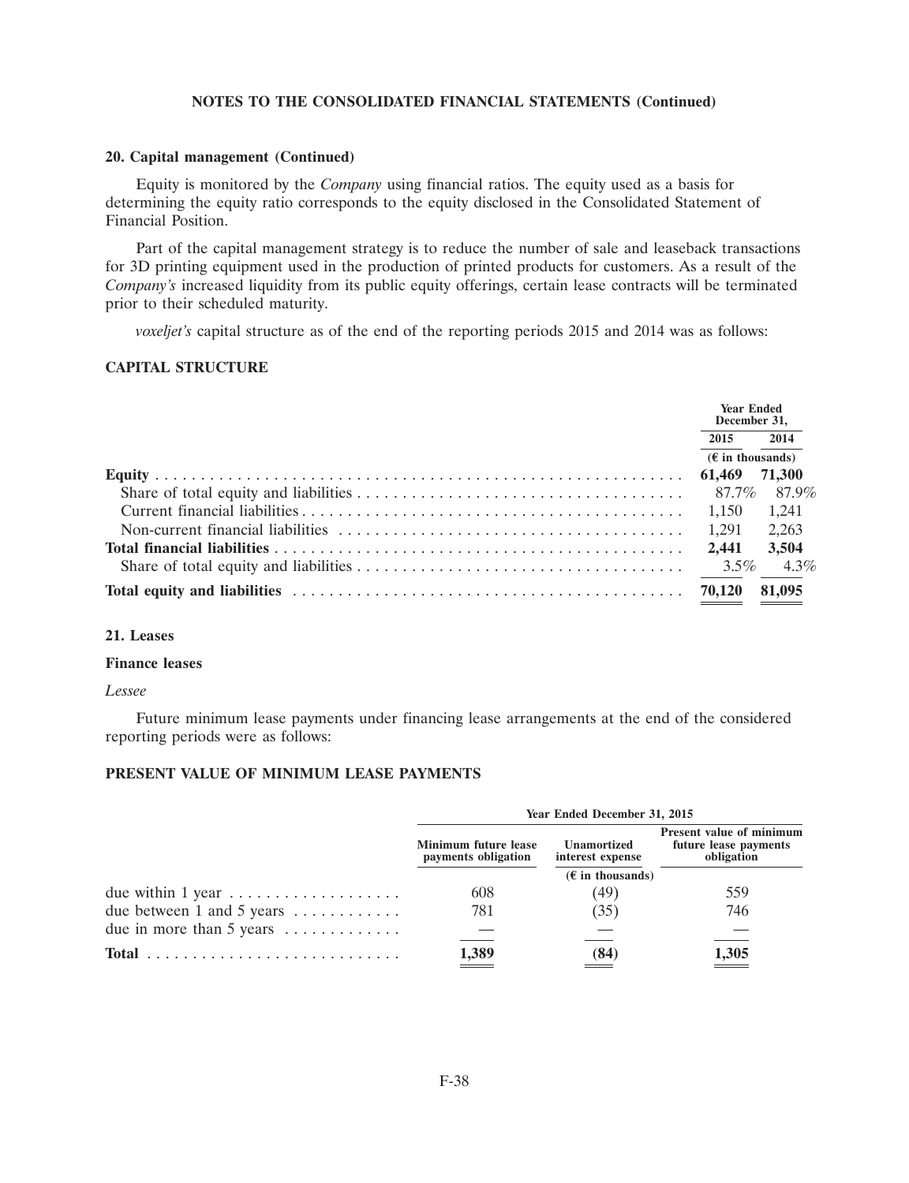## 20. Capital management (Continued)

Equity is monitored by the *Company* using financial ratios. The equity used as a basis for determining the equity ratio corresponds to the equity disclosed in the Consolidated Statement of Financial Position.

Part of the capital management strategy is to reduce the number of sale and leaseback transactions for 3D printing equipment used in the production of printed products for customers. As a result of the *Company's* increased liquidity from its public equity offerings, certain lease contracts will be terminated prior to their scheduled maturity.

*voxeljet's* capital structure as of the end of the reporting periods 2015 and 2014 was as follows:

### CAPITAL STRUCTURE

| | Year Ended December 31, | |
|---|---|---|
| | 2015 | 2014 |
| | (€ in thousands) | |
| **Equity** | **61,469** | **71,300** |
| Share of total equity and liabilities | *87.7%* | *87.9%* |
| Current financial liabilities | 1,150 | 1,241 |
| Non-current financial liabilities | 1,291 | 2,263 |
| **Total financial liabilities** | **2,441** | **3,504** |
| Share of total equity and liabilities | *3.5%* | *4.3%* |
| **Total equity and liabilities** | **70,120** | **81,095** |

## 21. Leases

### Finance leases

*Lessee*

Future minimum lease payments under financing lease arrangements at the end of the considered reporting periods were as follows:

### PRESENT VALUE OF MINIMUM LEASE PAYMENTS

| | Year Ended December 31, 2015 | | |
|---|---|---|---|
| | Minimum future lease payments obligation | Unamortized interest expense | Present value of minimum future lease payments obligation |
| | | (€ in thousands) | |
| due within 1 year | 608 | (49) | 559 |
| due between 1 and 5 years | 781 | (35) | 746 |
| due in more than 5 years | — | — | — |
| **Total** | **1,389** | **(84)** | **1,305** |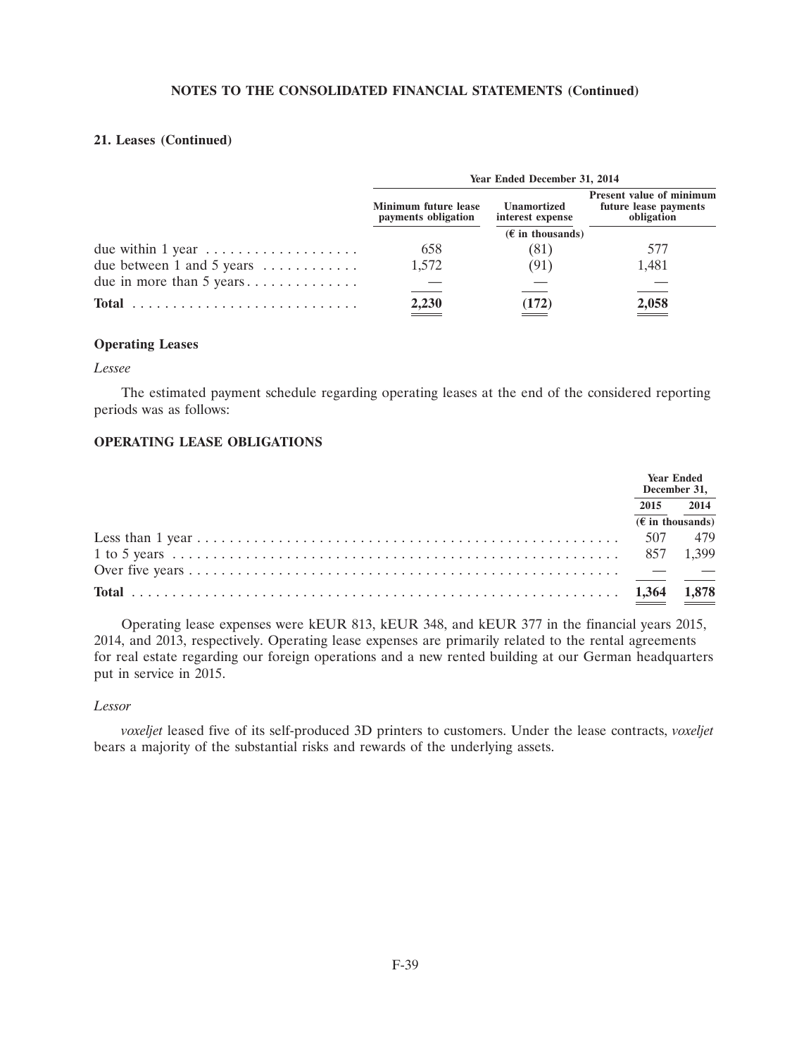## 21. Leases (Continued)

| | Year Ended December 31, 2014 | | |
|---|---|---|---|
| | Minimum future lease payments obligation | Unamortized interest expense | Present value of minimum future lease payments obligation |
| | | (€ in thousands) | |
| due within 1 year | 658 | (81) | 577 |
| due between 1 and 5 years | 1,572 | (91) | 1,481 |
| due in more than 5 years | — | — | — |
| **Total** | **2,230** | **(172)** | **2,058** |

### Operating Leases

*Lessee*

The estimated payment schedule regarding operating leases at the end of the considered reporting periods was as follows:

### OPERATING LEASE OBLIGATIONS

| | Year Ended December 31, | |
|---|---|---|
| | 2015 | 2014 |
| | (€ in thousands) | |
| Less than 1 year | 507 | 479 |
| 1 to 5 years | 857 | 1,399 |
| Over five years | — | — |
| **Total** | **1,364** | **1,878** |

Operating lease expenses were kEUR 813, kEUR 348, and kEUR 377 in the financial years 2015, 2014, and 2013, respectively. Operating lease expenses are primarily related to the rental agreements for real estate regarding our foreign operations and a new rented building at our German headquarters put in service in 2015.

*Lessor*

*voxeljet* leased five of its self-produced 3D printers to customers. Under the lease contracts, *voxeljet* bears a majority of the substantial risks and rewards of the underlying assets.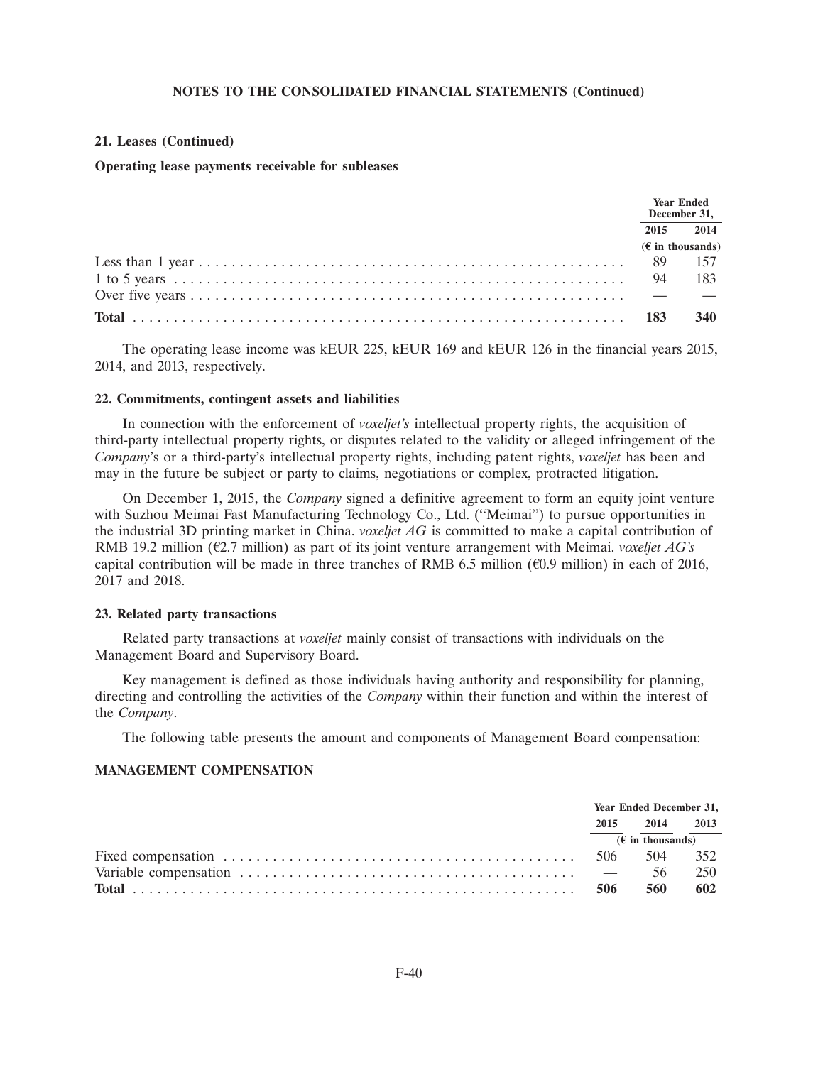**NOTES TO THE CONSOLIDATED FINANCIAL STATEMENTS (Continued)**

## 21. Leases (Continued)

### Operating lease payments receivable for subleases

| | Year Ended December 31, | |
|---|---|---|
| | 2015 | 2014 |
| | (€ in thousands) | |
| Less than 1 year | 89 | 157 |
| 1 to 5 years | 94 | 183 |
| Over five years | — | — |
| **Total** | **183** | **340** |

The operating lease income was kEUR 225, kEUR 169 and kEUR 126 in the financial years 2015, 2014, and 2013, respectively.

## 22. Commitments, contingent assets and liabilities

In connection with the enforcement of *voxeljet's* intellectual property rights, the acquisition of third-party intellectual property rights, or disputes related to the validity or alleged infringement of the *Company*'s or a third-party's intellectual property rights, including patent rights, *voxeljet* has been and may in the future be subject or party to claims, negotiations or complex, protracted litigation.

On December 1, 2015, the *Company* signed a definitive agreement to form an equity joint venture with Suzhou Meimai Fast Manufacturing Technology Co., Ltd. ("Meimai") to pursue opportunities in the industrial 3D printing market in China. *voxeljet AG* is committed to make a capital contribution of RMB 19.2 million (€2.7 million) as part of its joint venture arrangement with Meimai. *voxeljet AG's* capital contribution will be made in three tranches of RMB 6.5 million (€0.9 million) in each of 2016, 2017 and 2018.

## 23. Related party transactions

Related party transactions at *voxeljet* mainly consist of transactions with individuals on the Management Board and Supervisory Board.

Key management is defined as those individuals having authority and responsibility for planning, directing and controlling the activities of the *Company* within their function and within the interest of the *Company*.

The following table presents the amount and components of Management Board compensation:

### MANAGEMENT COMPENSATION

| | Year Ended December 31, | | |
|---|---|---|---|
| | 2015 | 2014 | 2013 |
| | (€ in thousands) | | |
| Fixed compensation | 506 | 504 | 352 |
| Variable compensation | — | 56 | 250 |
| **Total** | **506** | **560** | **602** |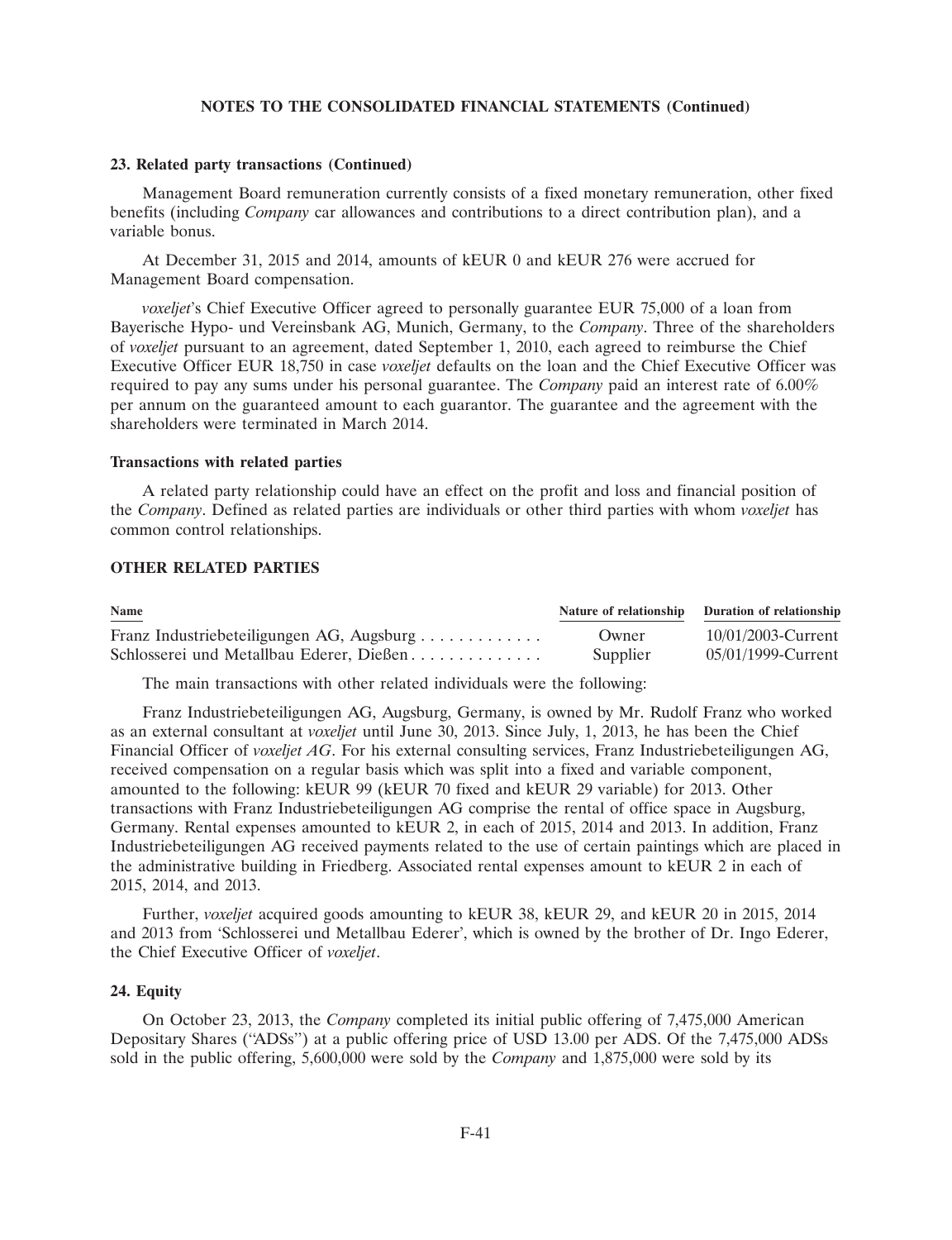## 23. Related party transactions (Continued)

Management Board remuneration currently consists of a fixed monetary remuneration, other fixed benefits (including *Company* car allowances and contributions to a direct contribution plan), and a variable bonus.

At December 31, 2015 and 2014, amounts of kEUR 0 and kEUR 276 were accrued for Management Board compensation.

*voxeljet*'s Chief Executive Officer agreed to personally guarantee EUR 75,000 of a loan from Bayerische Hypo- und Vereinsbank AG, Munich, Germany, to the *Company*. Three of the shareholders of *voxeljet* pursuant to an agreement, dated September 1, 2010, each agreed to reimburse the Chief Executive Officer EUR 18,750 in case *voxeljet* defaults on the loan and the Chief Executive Officer was required to pay any sums under his personal guarantee. The *Company* paid an interest rate of 6.00% per annum on the guaranteed amount to each guarantor. The guarantee and the agreement with the shareholders were terminated in March 2014.

### Transactions with related parties

A related party relationship could have an effect on the profit and loss and financial position of the *Company*. Defined as related parties are individuals or other third parties with whom *voxeljet* has common control relationships.

### OTHER RELATED PARTIES

| Name | Nature of relationship | Duration of relationship |
|---|---|---|
| Franz Industriebeteiligungen AG, Augsburg | Owner | 10/01/2003-Current |
| Schlosserei und Metallbau Ederer, Dießen | Supplier | 05/01/1999-Current |

The main transactions with other related individuals were the following:

Franz Industriebeteiligungen AG, Augsburg, Germany, is owned by Mr. Rudolf Franz who worked as an external consultant at *voxeljet* until June 30, 2013. Since July, 1, 2013, he has been the Chief Financial Officer of *voxeljet AG*. For his external consulting services, Franz Industriebeteiligungen AG, received compensation on a regular basis which was split into a fixed and variable component, amounted to the following: kEUR 99 (kEUR 70 fixed and kEUR 29 variable) for 2013. Other transactions with Franz Industriebeteiligungen AG comprise the rental of office space in Augsburg, Germany. Rental expenses amounted to kEUR 2, in each of 2015, 2014 and 2013. In addition, Franz Industriebeteiligungen AG received payments related to the use of certain paintings which are placed in the administrative building in Friedberg. Associated rental expenses amount to kEUR 2 in each of 2015, 2014, and 2013.

Further, *voxeljet* acquired goods amounting to kEUR 38, kEUR 29, and kEUR 20 in 2015, 2014 and 2013 from 'Schlosserei und Metallbau Ederer', which is owned by the brother of Dr. Ingo Ederer, the Chief Executive Officer of *voxeljet*.

## 24. Equity

On October 23, 2013, the *Company* completed its initial public offering of 7,475,000 American Depositary Shares ("ADSs") at a public offering price of USD 13.00 per ADS. Of the 7,475,000 ADSs sold in the public offering, 5,600,000 were sold by the *Company* and 1,875,000 were sold by its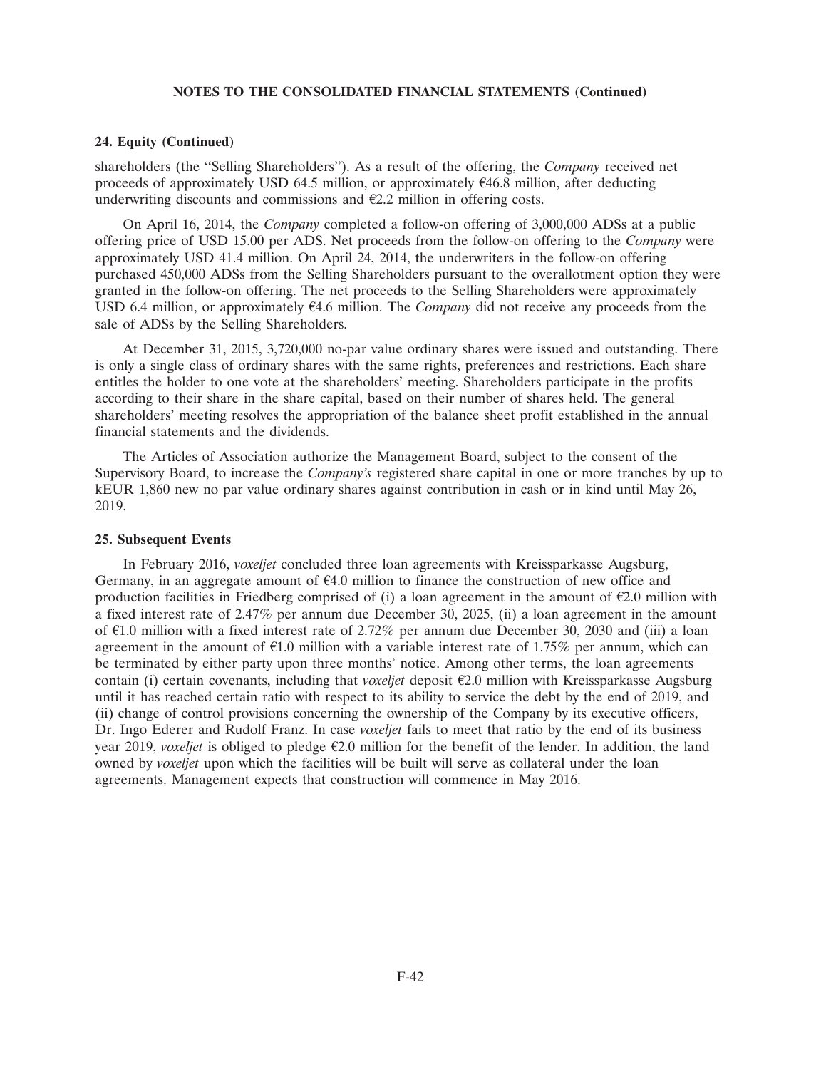**24. Equity (Continued)**

shareholders (the "Selling Shareholders"). As a result of the offering, the *Company* received net proceeds of approximately USD 64.5 million, or approximately €46.8 million, after deducting underwriting discounts and commissions and €2.2 million in offering costs.

On April 16, 2014, the *Company* completed a follow-on offering of 3,000,000 ADSs at a public offering price of USD 15.00 per ADS. Net proceeds from the follow-on offering to the *Company* were approximately USD 41.4 million. On April 24, 2014, the underwriters in the follow-on offering purchased 450,000 ADSs from the Selling Shareholders pursuant to the overallotment option they were granted in the follow-on offering. The net proceeds to the Selling Shareholders were approximately USD 6.4 million, or approximately €4.6 million. The *Company* did not receive any proceeds from the sale of ADSs by the Selling Shareholders.

At December 31, 2015, 3,720,000 no-par value ordinary shares were issued and outstanding. There is only a single class of ordinary shares with the same rights, preferences and restrictions. Each share entitles the holder to one vote at the shareholders' meeting. Shareholders participate in the profits according to their share in the share capital, based on their number of shares held. The general shareholders' meeting resolves the appropriation of the balance sheet profit established in the annual financial statements and the dividends.

The Articles of Association authorize the Management Board, subject to the consent of the Supervisory Board, to increase the *Company's* registered share capital in one or more tranches by up to kEUR 1,860 new no par value ordinary shares against contribution in cash or in kind until May 26, 2019.

**25. Subsequent Events**

In February 2016, *voxeljet* concluded three loan agreements with Kreissparkasse Augsburg, Germany, in an aggregate amount of €4.0 million to finance the construction of new office and production facilities in Friedberg comprised of (i) a loan agreement in the amount of €2.0 million with a fixed interest rate of 2.47% per annum due December 30, 2025, (ii) a loan agreement in the amount of €1.0 million with a fixed interest rate of 2.72% per annum due December 30, 2030 and (iii) a loan agreement in the amount of €1.0 million with a variable interest rate of 1.75% per annum, which can be terminated by either party upon three months' notice. Among other terms, the loan agreements contain (i) certain covenants, including that *voxeljet* deposit €2.0 million with Kreissparkasse Augsburg until it has reached certain ratio with respect to its ability to service the debt by the end of 2019, and (ii) change of control provisions concerning the ownership of the Company by its executive officers, Dr. Ingo Ederer and Rudolf Franz. In case *voxeljet* fails to meet that ratio by the end of its business year 2019, *voxeljet* is obliged to pledge €2.0 million for the benefit of the lender. In addition, the land owned by *voxeljet* upon which the facilities will be built will serve as collateral under the loan agreements. Management expects that construction will commence in May 2016.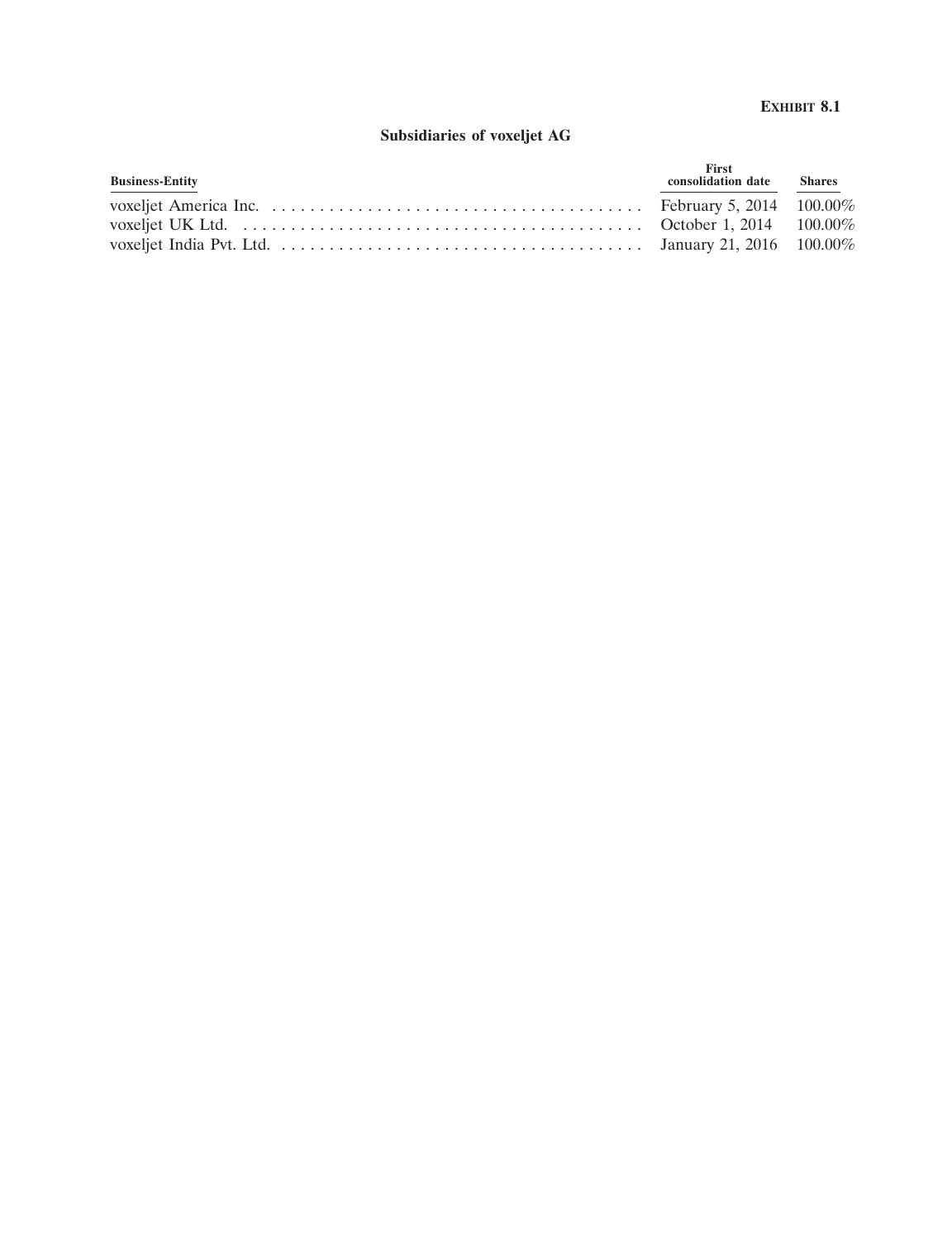**EXHIBIT 8.1**

## Subsidiaries of voxeljet AG

| Business-Entity | First consolidation date | Shares |
| --- | --- | --- |
| voxeljet America Inc. | February 5, 2014 | 100.00% |
| voxeljet UK Ltd. | October 1, 2014 | 100.00% |
| voxeljet India Pvt. Ltd. | January 21, 2016 | 100.00% |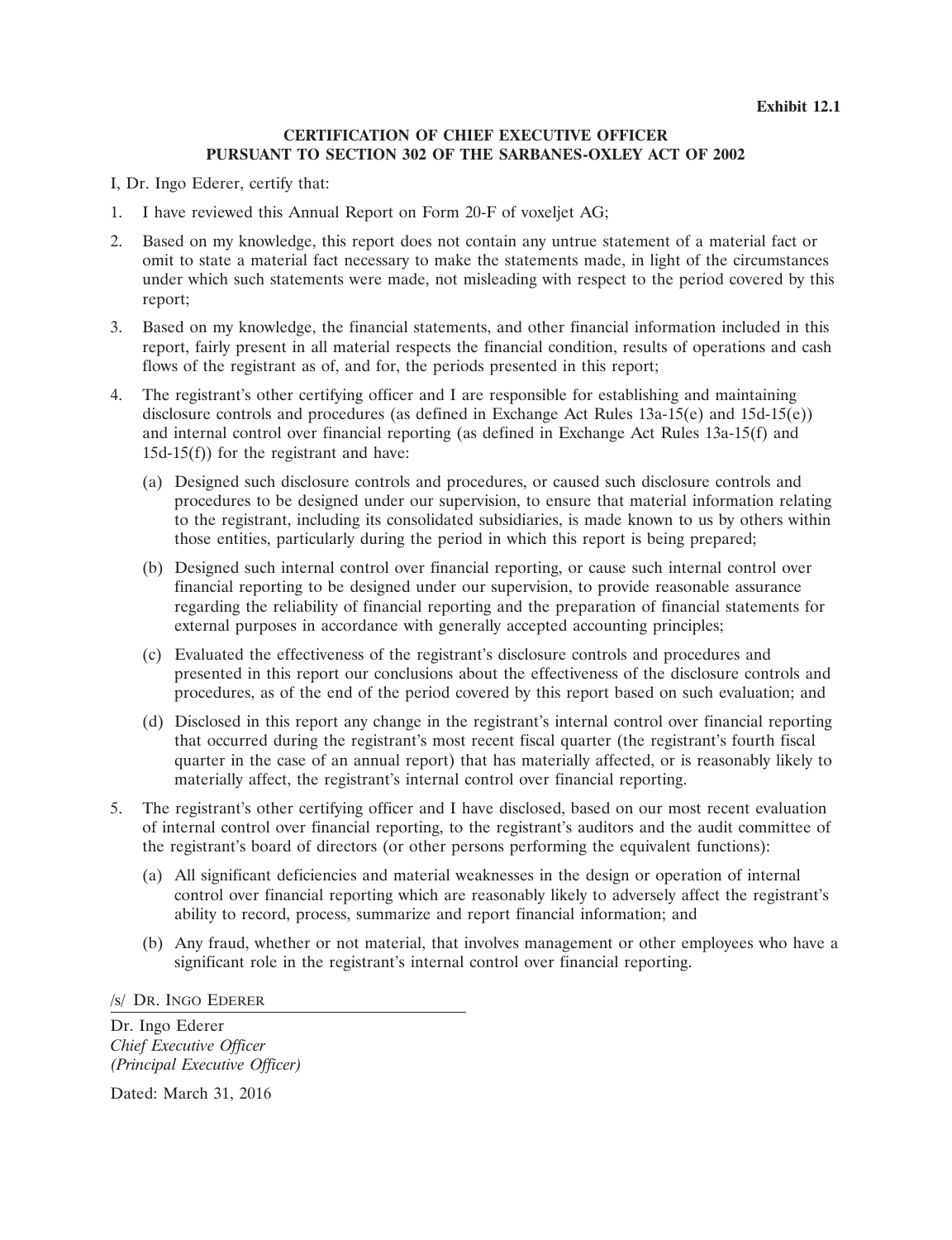**Exhibit 12.1**

**CERTIFICATION OF CHIEF EXECUTIVE OFFICER PURSUANT TO SECTION 302 OF THE SARBANES-OXLEY ACT OF 2002**

I, Dr. Ingo Ederer, certify that:

1. I have reviewed this Annual Report on Form 20-F of voxeljet AG;

2. Based on my knowledge, this report does not contain any untrue statement of a material fact or omit to state a material fact necessary to make the statements made, in light of the circumstances under which such statements were made, not misleading with respect to the period covered by this report;

3. Based on my knowledge, the financial statements, and other financial information included in this report, fairly present in all material respects the financial condition, results of operations and cash flows of the registrant as of, and for, the periods presented in this report;

4. The registrant's other certifying officer and I are responsible for establishing and maintaining disclosure controls and procedures (as defined in Exchange Act Rules 13a-15(e) and 15d-15(e)) and internal control over financial reporting (as defined in Exchange Act Rules 13a-15(f) and 15d-15(f)) for the registrant and have:

   (a) Designed such disclosure controls and procedures, or caused such disclosure controls and procedures to be designed under our supervision, to ensure that material information relating to the registrant, including its consolidated subsidiaries, is made known to us by others within those entities, particularly during the period in which this report is being prepared;

   (b) Designed such internal control over financial reporting, or cause such internal control over financial reporting to be designed under our supervision, to provide reasonable assurance regarding the reliability of financial reporting and the preparation of financial statements for external purposes in accordance with generally accepted accounting principles;

   (c) Evaluated the effectiveness of the registrant's disclosure controls and procedures and presented in this report our conclusions about the effectiveness of the disclosure controls and procedures, as of the end of the period covered by this report based on such evaluation; and

   (d) Disclosed in this report any change in the registrant's internal control over financial reporting that occurred during the registrant's most recent fiscal quarter (the registrant's fourth fiscal quarter in the case of an annual report) that has materially affected, or is reasonably likely to materially affect, the registrant's internal control over financial reporting.

5. The registrant's other certifying officer and I have disclosed, based on our most recent evaluation of internal control over financial reporting, to the registrant's auditors and the audit committee of the registrant's board of directors (or other persons performing the equivalent functions):

   (a) All significant deficiencies and material weaknesses in the design or operation of internal control over financial reporting which are reasonably likely to adversely affect the registrant's ability to record, process, summarize and report financial information; and

   (b) Any fraud, whether or not material, that involves management or other employees who have a significant role in the registrant's internal control over financial reporting.

/s/ Dr. Ingo Ederer

Dr. Ingo Ederer
*Chief Executive Officer*
*(Principal Executive Officer)*

Dated: March 31, 2016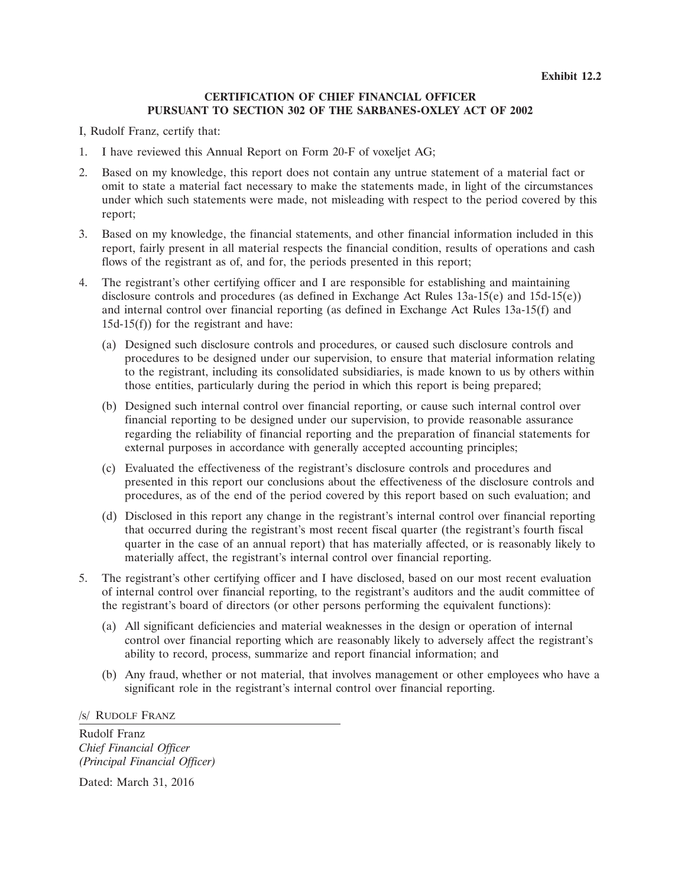**Exhibit 12.2**

**CERTIFICATION OF CHIEF FINANCIAL OFFICER PURSUANT TO SECTION 302 OF THE SARBANES-OXLEY ACT OF 2002**

I, Rudolf Franz, certify that:

1. I have reviewed this Annual Report on Form 20-F of voxeljet AG;

2. Based on my knowledge, this report does not contain any untrue statement of a material fact or omit to state a material fact necessary to make the statements made, in light of the circumstances under which such statements were made, not misleading with respect to the period covered by this report;

3. Based on my knowledge, the financial statements, and other financial information included in this report, fairly present in all material respects the financial condition, results of operations and cash flows of the registrant as of, and for, the periods presented in this report;

4. The registrant's other certifying officer and I are responsible for establishing and maintaining disclosure controls and procedures (as defined in Exchange Act Rules 13a-15(e) and 15d-15(e)) and internal control over financial reporting (as defined in Exchange Act Rules 13a-15(f) and 15d-15(f)) for the registrant and have:

   (a) Designed such disclosure controls and procedures, or caused such disclosure controls and procedures to be designed under our supervision, to ensure that material information relating to the registrant, including its consolidated subsidiaries, is made known to us by others within those entities, particularly during the period in which this report is being prepared;

   (b) Designed such internal control over financial reporting, or cause such internal control over financial reporting to be designed under our supervision, to provide reasonable assurance regarding the reliability of financial reporting and the preparation of financial statements for external purposes in accordance with generally accepted accounting principles;

   (c) Evaluated the effectiveness of the registrant's disclosure controls and procedures and presented in this report our conclusions about the effectiveness of the disclosure controls and procedures, as of the end of the period covered by this report based on such evaluation; and

   (d) Disclosed in this report any change in the registrant's internal control over financial reporting that occurred during the registrant's most recent fiscal quarter (the registrant's fourth fiscal quarter in the case of an annual report) that has materially affected, or is reasonably likely to materially affect, the registrant's internal control over financial reporting.

5. The registrant's other certifying officer and I have disclosed, based on our most recent evaluation of internal control over financial reporting, to the registrant's auditors and the audit committee of the registrant's board of directors (or other persons performing the equivalent functions):

   (a) All significant deficiencies and material weaknesses in the design or operation of internal control over financial reporting which are reasonably likely to adversely affect the registrant's ability to record, process, summarize and report financial information; and

   (b) Any fraud, whether or not material, that involves management or other employees who have a significant role in the registrant's internal control over financial reporting.

/s/ RUDOLF FRANZ

Rudolf Franz
*Chief Financial Officer*
*(Principal Financial Officer)*

Dated: March 31, 2016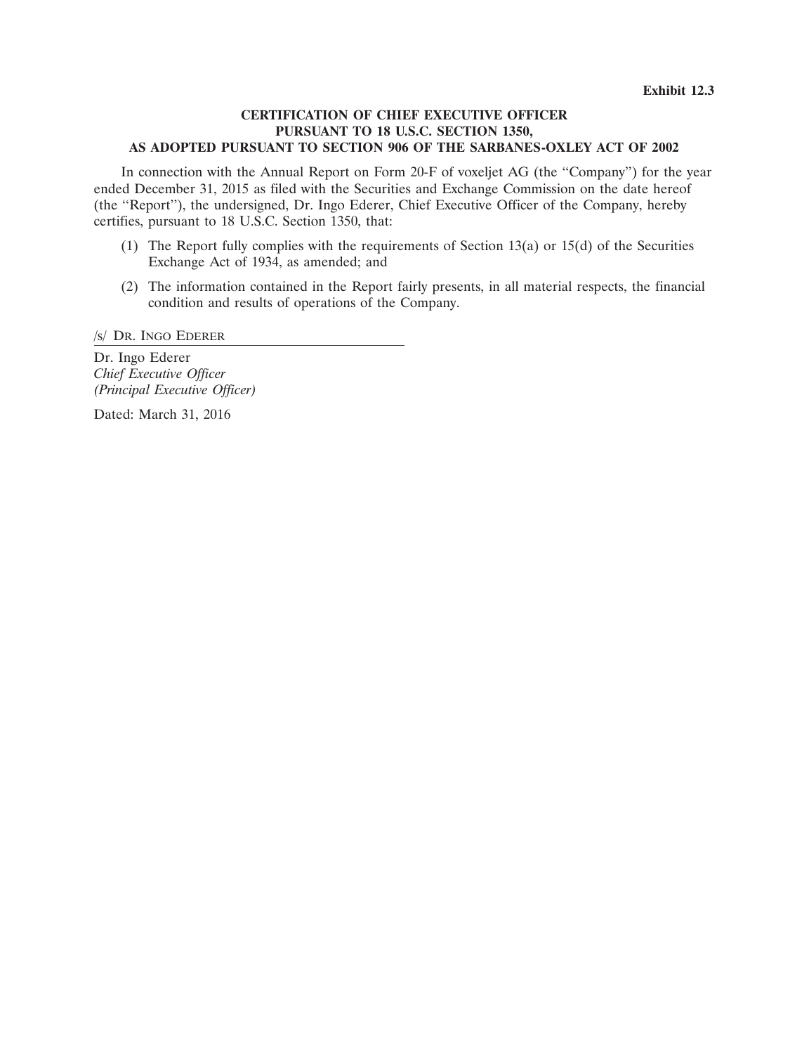Exhibit 12.3

**CERTIFICATION OF CHIEF EXECUTIVE OFFICER PURSUANT TO 18 U.S.C. SECTION 1350, AS ADOPTED PURSUANT TO SECTION 906 OF THE SARBANES-OXLEY ACT OF 2002**

In connection with the Annual Report on Form 20-F of voxeljet AG (the "Company") for the year ended December 31, 2015 as filed with the Securities and Exchange Commission on the date hereof (the "Report"), the undersigned, Dr. Ingo Ederer, Chief Executive Officer of the Company, hereby certifies, pursuant to 18 U.S.C. Section 1350, that:

(1) The Report fully complies with the requirements of Section 13(a) or 15(d) of the Securities Exchange Act of 1934, as amended; and

(2) The information contained in the Report fairly presents, in all material respects, the financial condition and results of operations of the Company.

/s/ Dr. Ingo Ederer

Dr. Ingo Ederer
*Chief Executive Officer*
*(Principal Executive Officer)*

Dated: March 31, 2016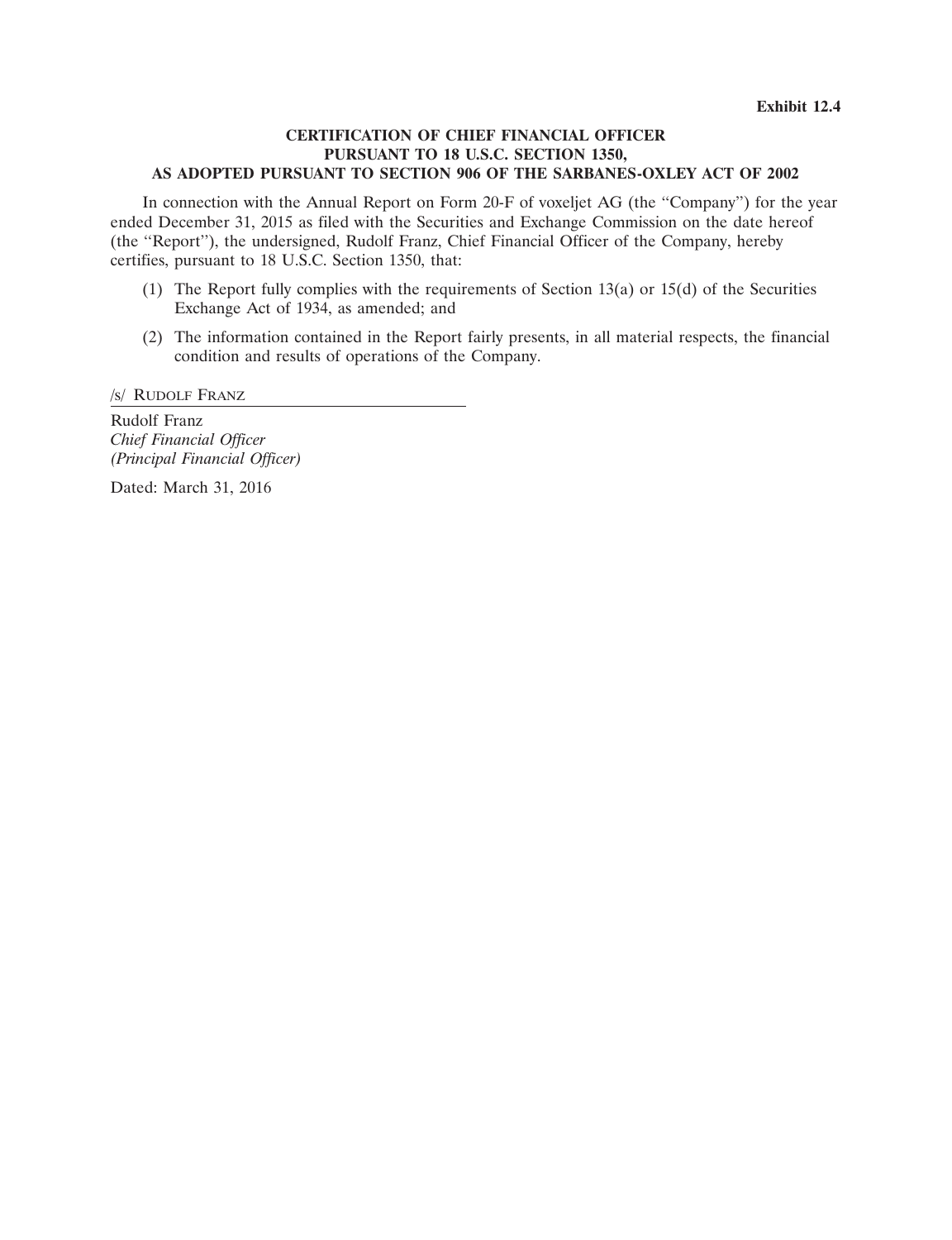**Exhibit 12.4**

**CERTIFICATION OF CHIEF FINANCIAL OFFICER PURSUANT TO 18 U.S.C. SECTION 1350, AS ADOPTED PURSUANT TO SECTION 906 OF THE SARBANES-OXLEY ACT OF 2002**

In connection with the Annual Report on Form 20-F of voxeljet AG (the "Company") for the year ended December 31, 2015 as filed with the Securities and Exchange Commission on the date hereof (the "Report"), the undersigned, Rudolf Franz, Chief Financial Officer of the Company, hereby certifies, pursuant to 18 U.S.C. Section 1350, that:

(1) The Report fully complies with the requirements of Section 13(a) or 15(d) of the Securities Exchange Act of 1934, as amended; and

(2) The information contained in the Report fairly presents, in all material respects, the financial condition and results of operations of the Company.

/s/ Rudolf Franz

Rudolf Franz
*Chief Financial Officer*
*(Principal Financial Officer)*

Dated: March 31, 2016